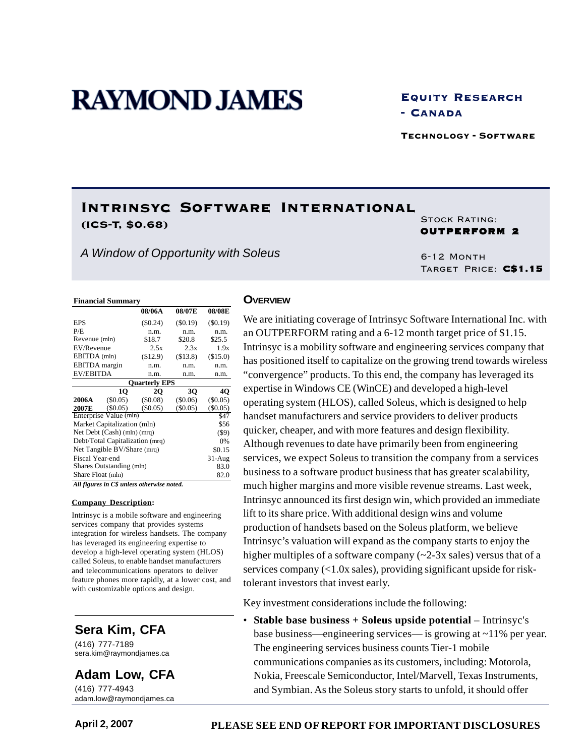# RAYMOND JAMES

**Equity Research - Canada**

**Technology - Software**

## Intrinsyc Software International
**(ICS-T, $0.68)**

*A Window of Opportunity with Soleus*

Stock Rating: **OUTPERFORM 2**

6-12 Month Target Price: **C$1.15**

**Financial Summary**

| | 08/06A | 08/07E | 08/08E |
|---|---|---|---|
| EPS | ($0.24) | ($0.19) | ($0.19) |
| P/E | n.m. | n.m. | n.m. |
| Revenue (mln) | $18.7 | $20.8 | $25.5 |
| EV/Revenue | 2.5x | 2.3x | 1.9x |
| EBITDA (mln) | ($12.9) | ($13.8) | ($15.0) |
| EBITDA margin | n.m. | n.m. | n.m. |
| EV/EBITDA | n.m. | n.m. | n.m. |

**Quarterly EPS**

| | 1Q | 2Q | 3Q | 4Q |
|---|---|---|---|---|
| **2006A** | ($0.05) | ($0.08) | ($0.06) | ($0.05) |
| **2007E** | ($0.05) | ($0.05) | ($0.05) | ($0.05) |

| | |
|---|---|
| Enterprise Value (mln) | $47 |
| Market Capitalization (mln) | $56 |
| Net Debt (Cash) (mln) (mrq) | ($9) |
| Debt/Total Capitalization (mrq) | 0% |
| Net Tangible BV/Share (mrq) | $0.15 |
| Fiscal Year-end | 31-Aug |
| Shares Outstanding (mln) | 83.0 |
| Share Float (mln) | 82.0 |

***All figures in C$ unless otherwise noted.***

**Company Description:**

Intrinsyc is a mobile software and engineering services company that provides systems integration for wireless handsets. The company has leveraged its engineering expertise to develop a high-level operating system (HLOS) called Soleus, to enable handset manufacturers and telecommunications operators to deliver feature phones more rapidly, at a lower cost, and with customizable options and design.

**Sera Kim, CFA**
(416) 777-7189
sera.kim@raymondjames.ca

**Adam Low, CFA**
(416) 777-4943
adam.low@raymondjames.ca

### Overview

We are initiating coverage of Intrinsyc Software International Inc. with an OUTPERFORM rating and a 6-12 month target price of $1.15. Intrinsyc is a mobility software and engineering services company that has positioned itself to capitalize on the growing trend towards wireless "convergence" products. To this end, the company has leveraged its expertise in Windows CE (WinCE) and developed a high-level operating system (HLOS), called Soleus, which is designed to help handset manufacturers and service providers to deliver products quicker, cheaper, and with more features and design flexibility. Although revenues to date have primarily been from engineering services, we expect Soleus to transition the company from a services business to a software product business that has greater scalability, much higher margins and more visible revenue streams. Last week, Intrinsyc announced its first design win, which provided an immediate lift to its share price. With additional design wins and volume production of handsets based on the Soleus platform, we believe Intrinsyc's valuation will expand as the company starts to enjoy the higher multiples of a software company (~2-3x sales) versus that of a services company (<1.0x sales), providing significant upside for risk-tolerant investors that invest early.

Key investment considerations include the following:

- **Stable base business + Soleus upside potential** – Intrinsyc's base business—engineering services— is growing at ~11% per year. The engineering services business counts Tier-1 mobile communications companies as its customers, including: Motorola, Nokia, Freescale Semiconductor, Intel/Marvell, Texas Instruments, and Symbian. As the Soleus story starts to unfold, it should offer

April 2, 2007

PLEASE SEE END OF REPORT FOR IMPORTANT DISCLOSURES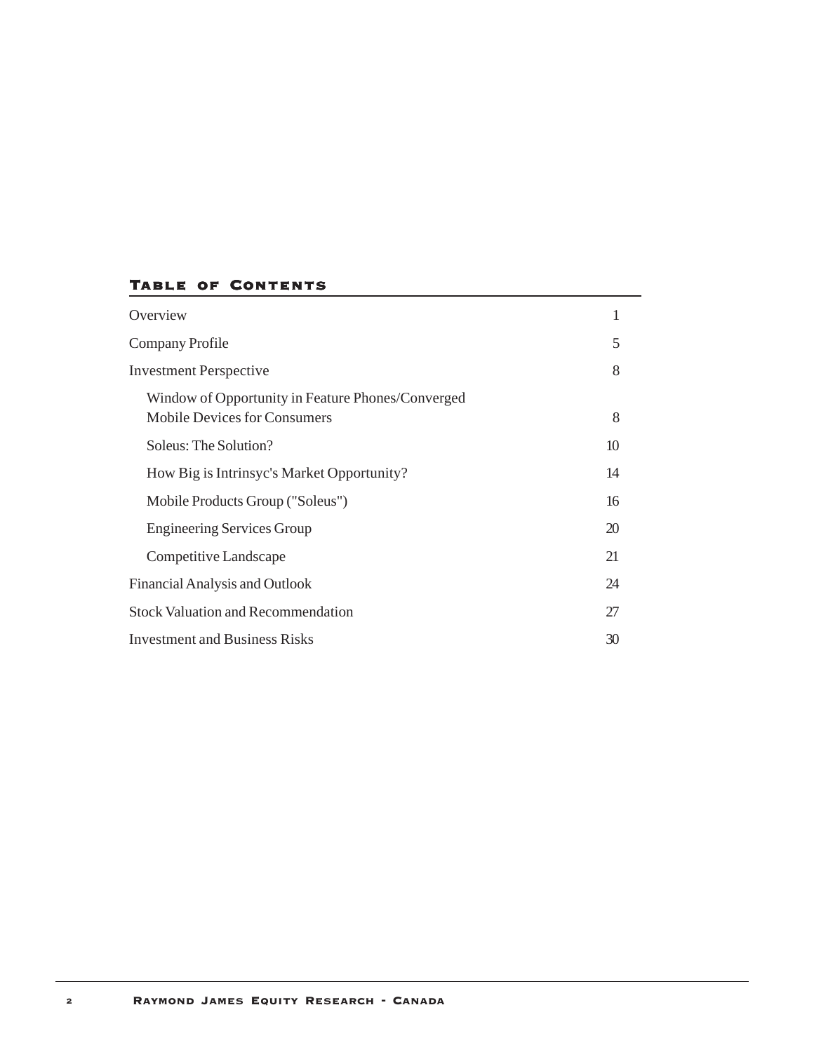## Table of Contents

| | |
|---|---|
| Overview | 1 |
| Company Profile | 5 |
| Investment Perspective | 8 |
| Window of Opportunity in Feature Phones/Converged Mobile Devices for Consumers | 8 |
| Soleus: The Solution? | 10 |
| How Big is Intrinsyc's Market Opportunity? | 14 |
| Mobile Products Group ("Soleus") | 16 |
| Engineering Services Group | 20 |
| Competitive Landscape | 21 |
| Financial Analysis and Outlook | 24 |
| Stock Valuation and Recommendation | 27 |
| Investment and Business Risks | 30 |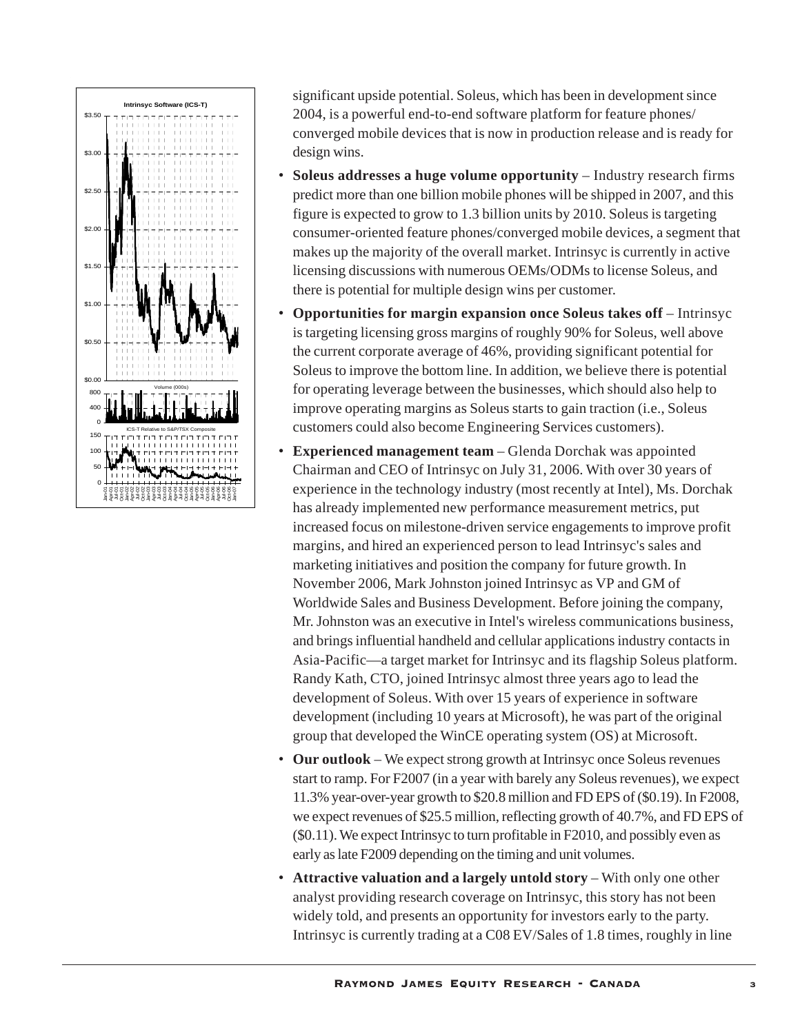significant upside potential. Soleus, which has been in development since 2004, is a powerful end-to-end software platform for feature phones/converged mobile devices that is now in production release and is ready for design wins.

- **Soleus addresses a huge volume opportunity** – Industry research firms predict more than one billion mobile phones will be shipped in 2007, and this figure is expected to grow to 1.3 billion units by 2010. Soleus is targeting consumer-oriented feature phones/converged mobile devices, a segment that makes up the majority of the overall market. Intrinsyc is currently in active licensing discussions with numerous OEMs/ODMs to license Soleus, and there is potential for multiple design wins per customer.
- **Opportunities for margin expansion once Soleus takes off** – Intrinsyc is targeting licensing gross margins of roughly 90% for Soleus, well above the current corporate average of 46%, providing significant potential for Soleus to improve the bottom line. In addition, we believe there is potential for operating leverage between the businesses, which should also help to improve operating margins as Soleus starts to gain traction (i.e., Soleus customers could also become Engineering Services customers).
- **Experienced management team** – Glenda Dorchak was appointed Chairman and CEO of Intrinsyc on July 31, 2006. With over 30 years of experience in the technology industry (most recently at Intel), Ms. Dorchak has already implemented new performance measurement metrics, put increased focus on milestone-driven service engagements to improve profit margins, and hired an experienced person to lead Intrinsyc's sales and marketing initiatives and position the company for future growth. In November 2006, Mark Johnston joined Intrinsyc as VP and GM of Worldwide Sales and Business Development. Before joining the company, Mr. Johnston was an executive in Intel's wireless communications business, and brings influential handheld and cellular applications industry contacts in Asia-Pacific—a target market for Intrinsyc and its flagship Soleus platform. Randy Kath, CTO, joined Intrinsyc almost three years ago to lead the development of Soleus. With over 15 years of experience in software development (including 10 years at Microsoft), he was part of the original group that developed the WinCE operating system (OS) at Microsoft.
- **Our outlook** – We expect strong growth at Intrinsyc once Soleus revenues start to ramp. For F2007 (in a year with barely any Soleus revenues), we expect 11.3% year-over-year growth to $20.8 million and FD EPS of ($0.19). In F2008, we expect revenues of $25.5 million, reflecting growth of 40.7%, and FD EPS of ($0.11). We expect Intrinsyc to turn profitable in F2010, and possibly even as early as late F2009 depending on the timing and unit volumes.
- **Attractive valuation and a largely untold story** – With only one other analyst providing research coverage on Intrinsyc, this story has not been widely told, and presents an opportunity for investors early to the party. Intrinsyc is currently trading at a C08 EV/Sales of 1.8 times, roughly in line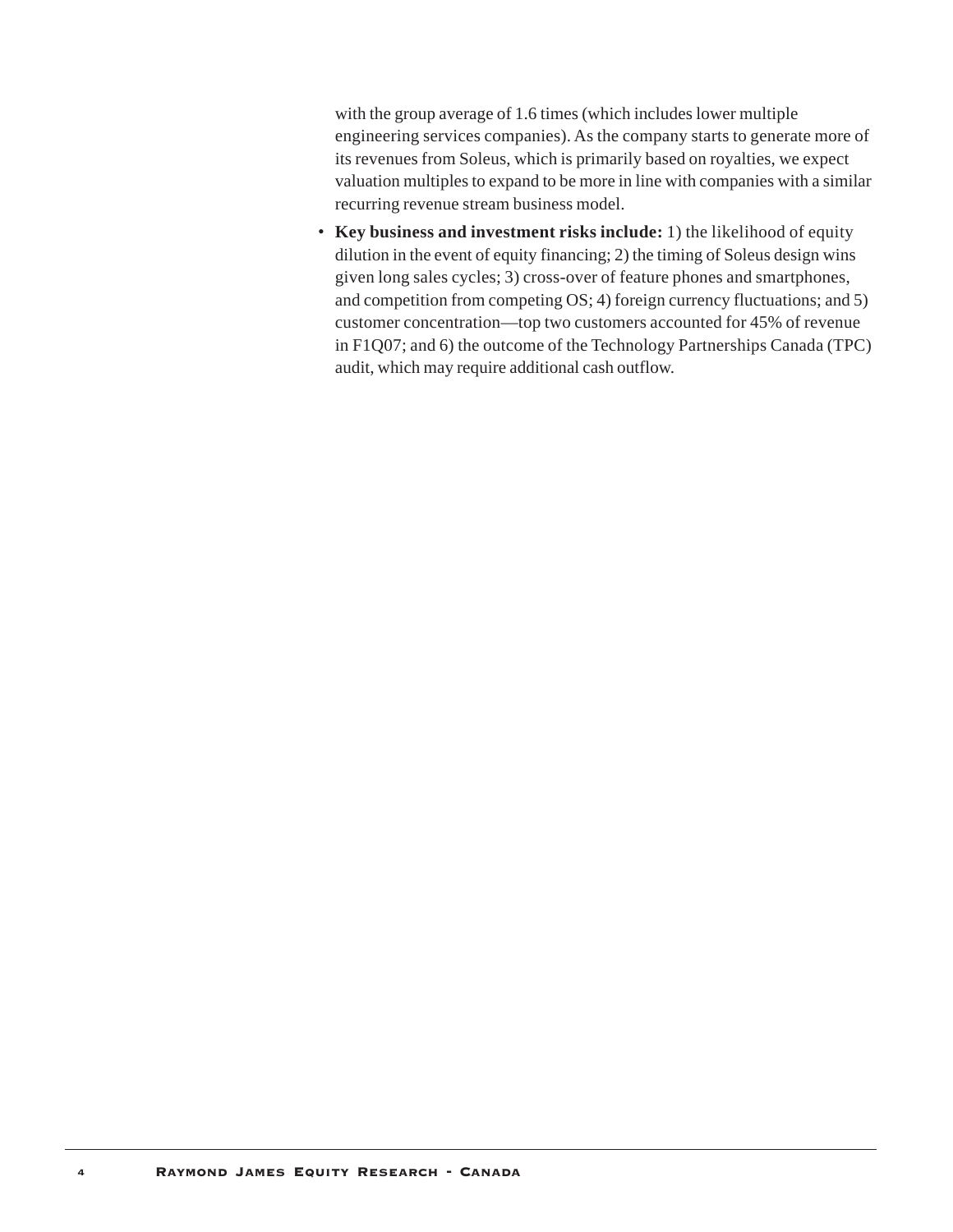with the group average of 1.6 times (which includes lower multiple engineering services companies). As the company starts to generate more of its revenues from Soleus, which is primarily based on royalties, we expect valuation multiples to expand to be more in line with companies with a similar recurring revenue stream business model.

- **Key business and investment risks include:** 1) the likelihood of equity dilution in the event of equity financing; 2) the timing of Soleus design wins given long sales cycles; 3) cross-over of feature phones and smartphones, and competition from competing OS; 4) foreign currency fluctuations; and 5) customer concentration—top two customers accounted for 45% of revenue in F1Q07; and 6) the outcome of the Technology Partnerships Canada (TPC) audit, which may require additional cash outflow.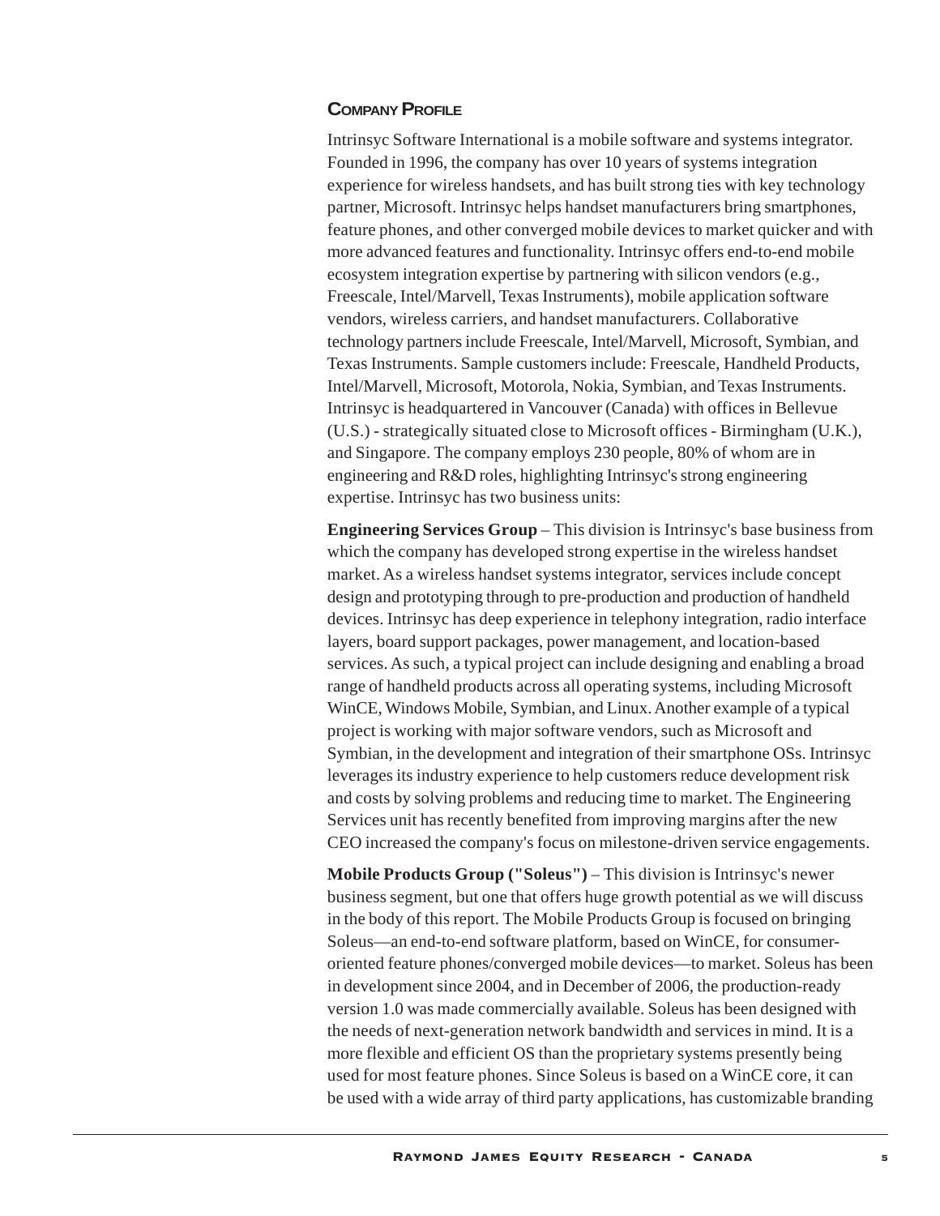## Company Profile

Intrinsyc Software International is a mobile software and systems integrator. Founded in 1996, the company has over 10 years of systems integration experience for wireless handsets, and has built strong ties with key technology partner, Microsoft. Intrinsyc helps handset manufacturers bring smartphones, feature phones, and other converged mobile devices to market quicker and with more advanced features and functionality. Intrinsyc offers end-to-end mobile ecosystem integration expertise by partnering with silicon vendors (e.g., Freescale, Intel/Marvell, Texas Instruments), mobile application software vendors, wireless carriers, and handset manufacturers. Collaborative technology partners include Freescale, Intel/Marvell, Microsoft, Symbian, and Texas Instruments. Sample customers include: Freescale, Handheld Products, Intel/Marvell, Microsoft, Motorola, Nokia, Symbian, and Texas Instruments. Intrinsyc is headquartered in Vancouver (Canada) with offices in Bellevue (U.S.) - strategically situated close to Microsoft offices - Birmingham (U.K.), and Singapore. The company employs 230 people, 80% of whom are in engineering and R&D roles, highlighting Intrinsyc's strong engineering expertise. Intrinsyc has two business units:

**Engineering Services Group** – This division is Intrinsyc's base business from which the company has developed strong expertise in the wireless handset market. As a wireless handset systems integrator, services include concept design and prototyping through to pre-production and production of handheld devices. Intrinsyc has deep experience in telephony integration, radio interface layers, board support packages, power management, and location-based services. As such, a typical project can include designing and enabling a broad range of handheld products across all operating systems, including Microsoft WinCE, Windows Mobile, Symbian, and Linux. Another example of a typical project is working with major software vendors, such as Microsoft and Symbian, in the development and integration of their smartphone OSs. Intrinsyc leverages its industry experience to help customers reduce development risk and costs by solving problems and reducing time to market. The Engineering Services unit has recently benefited from improving margins after the new CEO increased the company's focus on milestone-driven service engagements.

**Mobile Products Group ("Soleus")** – This division is Intrinsyc's newer business segment, but one that offers huge growth potential as we will discuss in the body of this report. The Mobile Products Group is focused on bringing Soleus—an end-to-end software platform, based on WinCE, for consumer-oriented feature phones/converged mobile devices—to market. Soleus has been in development since 2004, and in December of 2006, the production-ready version 1.0 was made commercially available. Soleus has been designed with the needs of next-generation network bandwidth and services in mind. It is a more flexible and efficient OS than the proprietary systems presently being used for most feature phones. Since Soleus is based on a WinCE core, it can be used with a wide array of third party applications, has customizable branding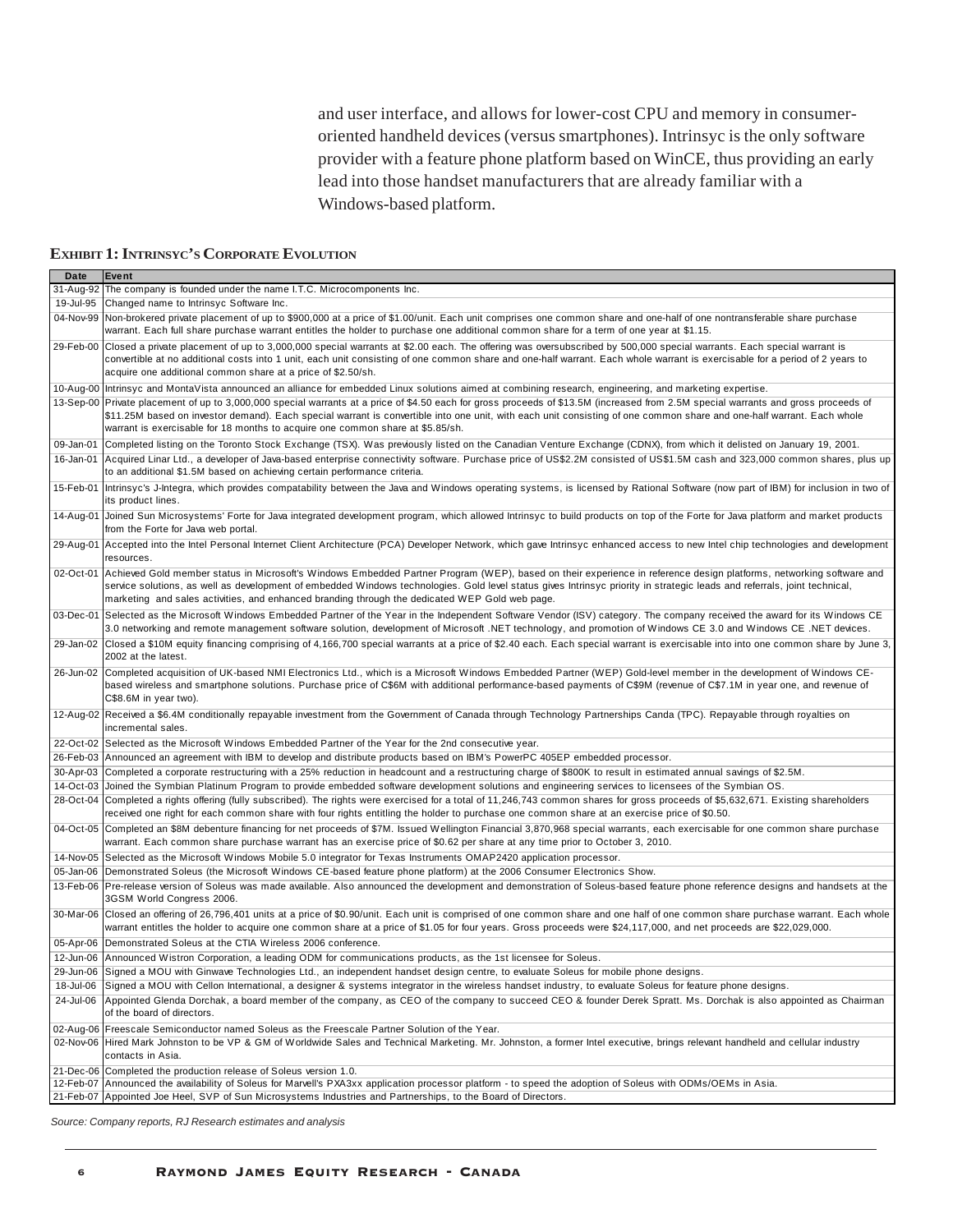and user interface, and allows for lower-cost CPU and memory in consumer-oriented handheld devices (versus smartphones). Intrinsyc is the only software provider with a feature phone platform based on WinCE, thus providing an early lead into those handset manufacturers that are already familiar with a Windows-based platform.

### Exhibit 1: Intrinsyc's Corporate Evolution

| Date | Event |
|---|---|
| 31-Aug-92 | The company is founded under the name I.T.C. Microcomponents Inc. |
| 19-Jul-95 | Changed name to Intrinsyc Software Inc. |
| 04-Nov-99 | Non-brokered private placement of up to $900,000 at a price of $1.00/unit. Each unit comprises one common share and one-half of one nontransferable share purchase warrant. Each full share purchase warrant entitles the holder to purchase one additional common share for a term of one year at $1.15. |
| 29-Feb-00 | Closed a private placement of up to 3,000,000 special warrants at $2.00 each. The offering was oversubscribed by 500,000 special warrants. Each special warrant is convertible at no additional costs into 1 unit, each unit consisting of one common share and one-half warrant. Each whole warrant is exercisable for a period of 2 years to acquire one additional common share at a price of $2.50/sh. |
| 10-Aug-00 | Intrinsyc and MontaVista announced an alliance for embedded Linux solutions aimed at combining research, engineering, and marketing expertise. |
| 13-Sep-00 | Private placement of up to 3,000,000 special warrants at a price of $4.50 each for gross proceeds of $13.5M (increased from 2.5M special warrants and gross proceeds of $11.25M based on investor demand). Each special warrant is convertible into one unit, each unit consisting of one common share and one-half warrant. Each whole warrant is exercisable for 18 months to acquire one common share at $5.85/sh. |
| 09-Jan-01 | Completed listing on the Toronto Stock Exchange (TSX). Was previously listed on the Canadian Venture Exchange (CDNX), from which it delisted on January 19, 2001. |
| 16-Jan-01 | Acquired Linar Ltd., a developer of Java-based enterprise connectivity software. Purchase price of US$2.2M consisted of US$1.5M cash and 323,000 common shares, plus up to an additional $1.5M based on achieving certain performance criteria. |
| 15-Feb-01 | Intrinsyc's J-Integra, which provides compatability between the Java and Windows operating systems, is licensed by Rational Software (now part of IBM) for inclusion in two of its product lines. |
| 14-Aug-01 | Joined Sun Microsystems' Forte for Java integrated development program, which allowed Intrinsyc to build products on top of the Forte for Java platform and market products from the Forte for Java web portal. |
| 29-Aug-01 | Accepted into the Intel Personal Internet Client Architecture (PCA) Developer Network, which gave Intrinsyc enhanced access to new Intel chip technologies and development resources. |
| 02-Oct-01 | Achieved Gold member status in Microsoft's Windows Embedded Partner Program (WEP), based on their experience in reference design platforms, networking software and service solutions, as well as development of embedded Windows technologies. Gold level status gives Intrinsyc priority in strategic leads and referrals, joint technical, marketing and sales activities, and enhanced branding through the dedicated WEP Gold web page. |
| 03-Dec-01 | Selected as the Microsoft Windows Embedded Partner of the Year in the Independent Software Vendor (ISV) category. The company received the award for its Windows CE 3.0 networking and remote management software solution, development of Microsoft .NET technology, and promotion of Windows CE 3.0 and Windows CE .NET devices. |
| 29-Jan-02 | Closed a $10M equity financing comprising of 4,166,700 special warrants at a price of $2.40 each. Each special warrant is exercisable into into one common share by June 3, 2002 at the latest. |
| 26-Jun-02 | Completed acquisition of UK-based NMI Electronics Ltd., which is a Microsoft Windows Embedded Partner (WEP) Gold-level member in the development of Windows CE-based wireless and smartphone solutions. Purchase price of C$6M with additional performance-based payments of C$9M (revenue of C$7.1M in year one, and revenue of C$8.6M in year two). |
| 12-Aug-02 | Received a $6.4M conditionally repayable investment from the Government of Canada through Technology Partnerships Canda (TPC). Repayable through royalties on incremental sales. |
| 22-Oct-02 | Selected as the Microsoft Windows Embedded Partner of the Year for the 2nd consecutive year. |
| 26-Feb-03 | Announced an agreement with IBM to develop and distribute products based on IBM's PowerPC 405EP embedded processor. |
| 30-Apr-03 | Completed a corporate restructuring with a 25% reduction in headcount and a restructuring charge of $800K to result in estimated annual savings of $2.5M. |
| 14-Oct-03 | Joined the Symbian Platinum Program to provide embedded software development solutions and engineering services to licensees of the Symbian OS. |
| 28-Oct-04 | Completed a rights offering (fully subscribed). The rights were exercised for a total of 11,246,743 common shares for gross proceeds of $5,632,671. Existing shareholders received one right for each common share with four rights entitling the holder to purchase one common share at an exercise price of $0.50. |
| 04-Oct-05 | Completed an $8M debenture financing for net proceeds of $7M. Issued Wellington Financial 3,870,968 special warrants, each exercisable for one common share purchase warrant. Each common share purchase warrant has an exercise price of $0.62 per share at any time prior to October 3, 2010. |
| 14-Nov-05 | Selected as the Microsoft Windows Mobile 5.0 integrator for Texas Instruments OMAP2420 application processor. |
| 05-Jan-06 | Demonstrated Soleus (the Microsoft Windows CE-based feature phone platform) at the 2006 Consumer Electronics Show. |
| 13-Feb-06 | Pre-release version of Soleus was made available. Also announced the development and demonstration of Soleus-based feature phone reference designs and handsets at the 3GSM World Congress 2006. |
| 30-Mar-06 | Closed an offering of 26,796,401 units at a price of $0.90/unit. Each unit is comprised of one common share and one half of one common share purchase warrant. Each whole warrant entitles the holder to acquire one common share at a price of $1.05 for four years. Gross proceeds were $24,117,000, and net proceeds are $22,029,000. |
| 05-Apr-06 | Demonstrated Soleus at the CTIA Wireless 2006 conference. |
| 12-Jun-06 | Announced Wistron Corporation, a leading ODM for communications products, as the 1st licensee for Soleus. |
| 29-Jun-06 | Signed a MOU with Ginwave Technologies Ltd., an independent handset design centre, to evaluate Soleus for mobile phone designs. |
| 18-Jul-06 | Signed a MOU with Cellon International, a designer & systems integrator in the wireless handset industry, to evaluate Soleus for feature phone designs. |
| 24-Jul-06 | Appointed Glenda Dorchak, a board member of the company, as CEO of the company to succeed CEO & founder Derek Spratt. Ms. Dorchak is also appointed as Chairman of the board of directors. |
| 02-Aug-06 | Freescale Semiconductor named Soleus as the Freescale Partner Solution of the Year. |
| 02-Nov-06 | Hired Mark Johnston to be VP & GM of Worldwide Sales and Technical Marketing. Mr. Johnston, a former Intel executive, brings relevant handheld and cellular industry contacts in Asia. |
| 21-Dec-06 | Completed the production release of Soleus version 1.0. |
| 12-Feb-07 | Announced the availability of Soleus for Marvell's PXA3xx application processor platform - to speed the adoption of Soleus with ODMs/OEMs in Asia. |
| 21-Feb-07 | Appointed Joe Heel, SVP of Sun Microsystems Industries and Partnerships, to the Board of Directors. |

*Source: Company reports, RJ Research estimates and analysis*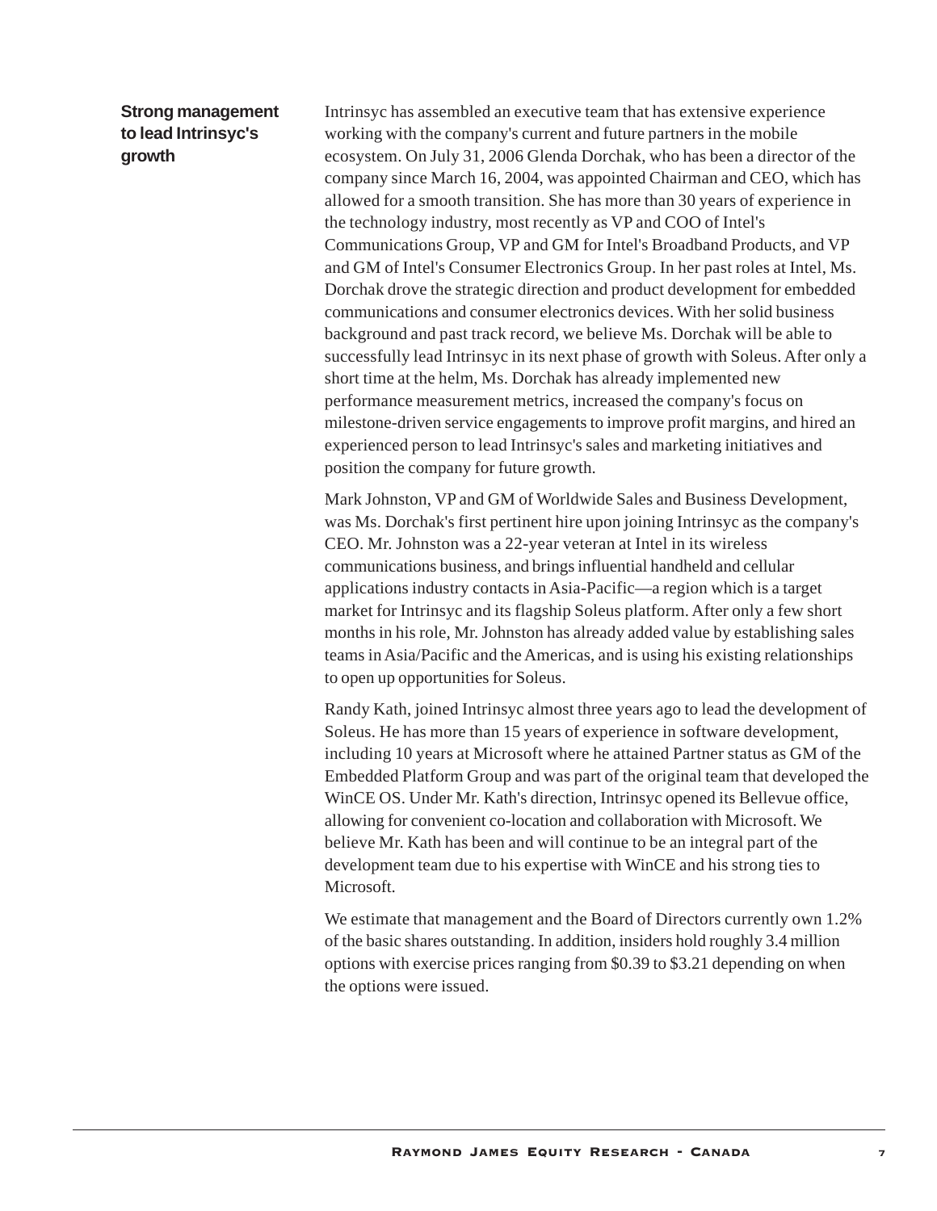### Strong management to lead Intrinsyc's growth

Intrinsyc has assembled an executive team that has extensive experience working with the company's current and future partners in the mobile ecosystem. On July 31, 2006 Glenda Dorchak, who has been a director of the company since March 16, 2004, was appointed Chairman and CEO, which has allowed for a smooth transition. She has more than 30 years of experience in the technology industry, most recently as VP and COO of Intel's Communications Group, VP and GM for Intel's Broadband Products, and VP and GM of Intel's Consumer Electronics Group. In her past roles at Intel, Ms. Dorchak drove the strategic direction and product development for embedded communications and consumer electronics devices. With her solid business background and past track record, we believe Ms. Dorchak will be able to successfully lead Intrinsyc in its next phase of growth with Soleus. After only a short time at the helm, Ms. Dorchak has already implemented new performance measurement metrics, increased the company's focus on milestone-driven service engagements to improve profit margins, and hired an experienced person to lead Intrinsyc's sales and marketing initiatives and position the company for future growth.

Mark Johnston, VP and GM of Worldwide Sales and Business Development, was Ms. Dorchak's first pertinent hire upon joining Intrinsyc as the company's CEO. Mr. Johnston was a 22-year veteran at Intel in its wireless communications business, and brings influential handheld and cellular applications industry contacts in Asia-Pacific—a region which is a target market for Intrinsyc and its flagship Soleus platform. After only a few short months in his role, Mr. Johnston has already added value by establishing sales teams in Asia/Pacific and the Americas, and is using his existing relationships to open up opportunities for Soleus.

Randy Kath, joined Intrinsyc almost three years ago to lead the development of Soleus. He has more than 15 years of experience in software development, including 10 years at Microsoft where he attained Partner status as GM of the Embedded Platform Group and was part of the original team that developed the WinCE OS. Under Mr. Kath's direction, Intrinsyc opened its Bellevue office, allowing for convenient co-location and collaboration with Microsoft. We believe Mr. Kath has been and will continue to be an integral part of the development team due to his expertise with WinCE and his strong ties to Microsoft.

We estimate that management and the Board of Directors currently own 1.2% of the basic shares outstanding. In addition, insiders hold roughly 3.4 million options with exercise prices ranging from $0.39 to $3.21 depending on when the options were issued.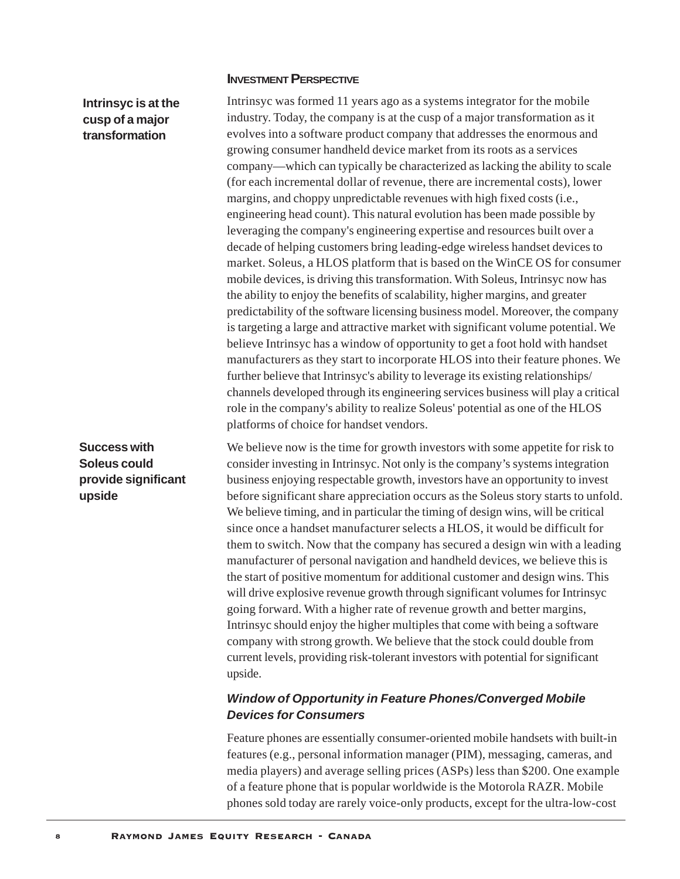## Investment Perspective

**Intrinsyc is at the cusp of a major transformation**

Intrinsyc was formed 11 years ago as a systems integrator for the mobile industry. Today, the company is at the cusp of a major transformation as it evolves into a software product company that addresses the enormous and growing consumer handheld device market from its roots as a services company—which can typically be characterized as lacking the ability to scale (for each incremental dollar of revenue, there are incremental costs), lower margins, and choppy unpredictable revenues with high fixed costs (i.e., engineering head count). This natural evolution has been made possible by leveraging the company's engineering expertise and resources built over a decade of helping customers bring leading-edge wireless handset devices to market. Soleus, a HLOS platform that is based on the WinCE OS for consumer mobile devices, is driving this transformation. With Soleus, Intrinsyc now has the ability to enjoy the benefits of scalability, higher margins, and greater predictability of the software licensing business model. Moreover, the company is targeting a large and attractive market with significant volume potential. We believe Intrinsyc has a window of opportunity to get a foot hold with handset manufacturers as they start to incorporate HLOS into their feature phones. We further believe that Intrinsyc's ability to leverage its existing relationships/ channels developed through its engineering services business will play a critical role in the company's ability to realize Soleus' potential as one of the HLOS platforms of choice for handset vendors.

**Success with Soleus could provide significant upside**

We believe now is the time for growth investors with some appetite for risk to consider investing in Intrinsyc. Not only is the company's systems integration business enjoying respectable growth, investors have an opportunity to invest before significant share appreciation occurs as the Soleus story starts to unfold. We believe timing, and in particular the timing of design wins, will be critical since once a handset manufacturer selects a HLOS, it would be difficult for them to switch. Now that the company has secured a design win with a leading manufacturer of personal navigation and handheld devices, we believe this is the start of positive momentum for additional customer and design wins. This will drive explosive revenue growth through significant volumes for Intrinsyc going forward. With a higher rate of revenue growth and better margins, Intrinsyc should enjoy the higher multiples that come with being a software company with strong growth. We believe that the stock could double from current levels, providing risk-tolerant investors with potential for significant upside.

### *Window of Opportunity in Feature Phones/Converged Mobile Devices for Consumers*

Feature phones are essentially consumer-oriented mobile handsets with built-in features (e.g., personal information manager (PIM), messaging, cameras, and media players) and average selling prices (ASPs) less than $200. One example of a feature phone that is popular worldwide is the Motorola RAZR. Mobile phones sold today are rarely voice-only products, except for the ultra-low-cost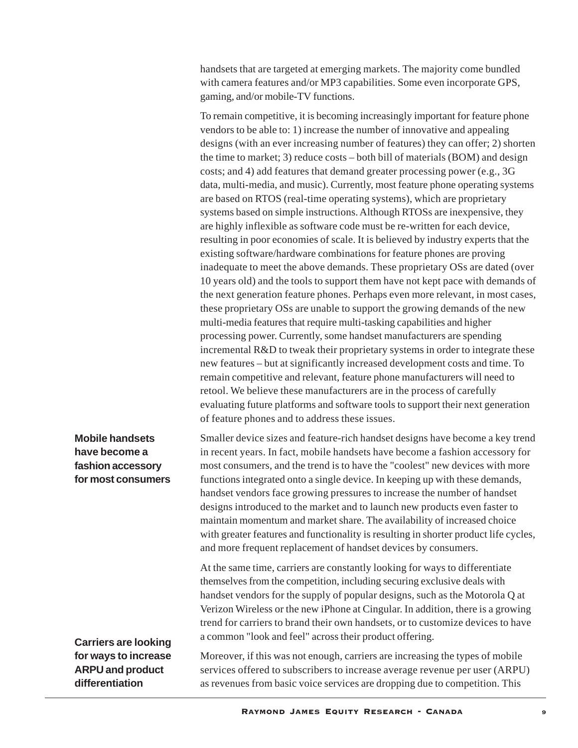handsets that are targeted at emerging markets. The majority come bundled with camera features and/or MP3 capabilities. Some even incorporate GPS, gaming, and/or mobile-TV functions.

To remain competitive, it is becoming increasingly important for feature phone vendors to be able to: 1) increase the number of innovative and appealing designs (with an ever increasing number of features) they can offer; 2) shorten the time to market; 3) reduce costs – both bill of materials (BOM) and design costs; and 4) add features that demand greater processing power (e.g., 3G data, multi-media, and music). Currently, most feature phone operating systems are based on RTOS (real-time operating systems), which are proprietary systems based on simple instructions. Although RTOSs are inexpensive, they are highly inflexible as software code must be re-written for each device, resulting in poor economies of scale. It is believed by industry experts that the existing software/hardware combinations for feature phones are proving inadequate to meet the above demands. These proprietary OSs are dated (over 10 years old) and the tools to support them have not kept pace with demands of the next generation feature phones. Perhaps even more relevant, in most cases, these proprietary OSs are unable to support the growing demands of the new multi-media features that require multi-tasking capabilities and higher processing power. Currently, some handset manufacturers are spending incremental R&D to tweak their proprietary systems in order to integrate these new features – but at significantly increased development costs and time. To remain competitive and relevant, feature phone manufacturers will need to retool. We believe these manufacturers are in the process of carefully evaluating future platforms and software tools to support their next generation of feature phones and to address these issues.

**Mobile handsets have become a fashion accessory for most consumers**

Smaller device sizes and feature-rich handset designs have become a key trend in recent years. In fact, mobile handsets have become a fashion accessory for most consumers, and the trend is to have the "coolest" new devices with more functions integrated onto a single device. In keeping up with these demands, handset vendors face growing pressures to increase the number of handset designs introduced to the market and to launch new products even faster to maintain momentum and market share. The availability of increased choice with greater features and functionality is resulting in shorter product life cycles, and more frequent replacement of handset devices by consumers.

At the same time, carriers are constantly looking for ways to differentiate themselves from the competition, including securing exclusive deals with handset vendors for the supply of popular designs, such as the Motorola Q at Verizon Wireless or the new iPhone at Cingular. In addition, there is a growing trend for carriers to brand their own handsets, or to customize devices to have a common "look and feel" across their product offering.

**Carriers are looking for ways to increase ARPU and product differentiation**

Moreover, if this was not enough, carriers are increasing the types of mobile services offered to subscribers to increase average revenue per user (ARPU) as revenues from basic voice services are dropping due to competition. This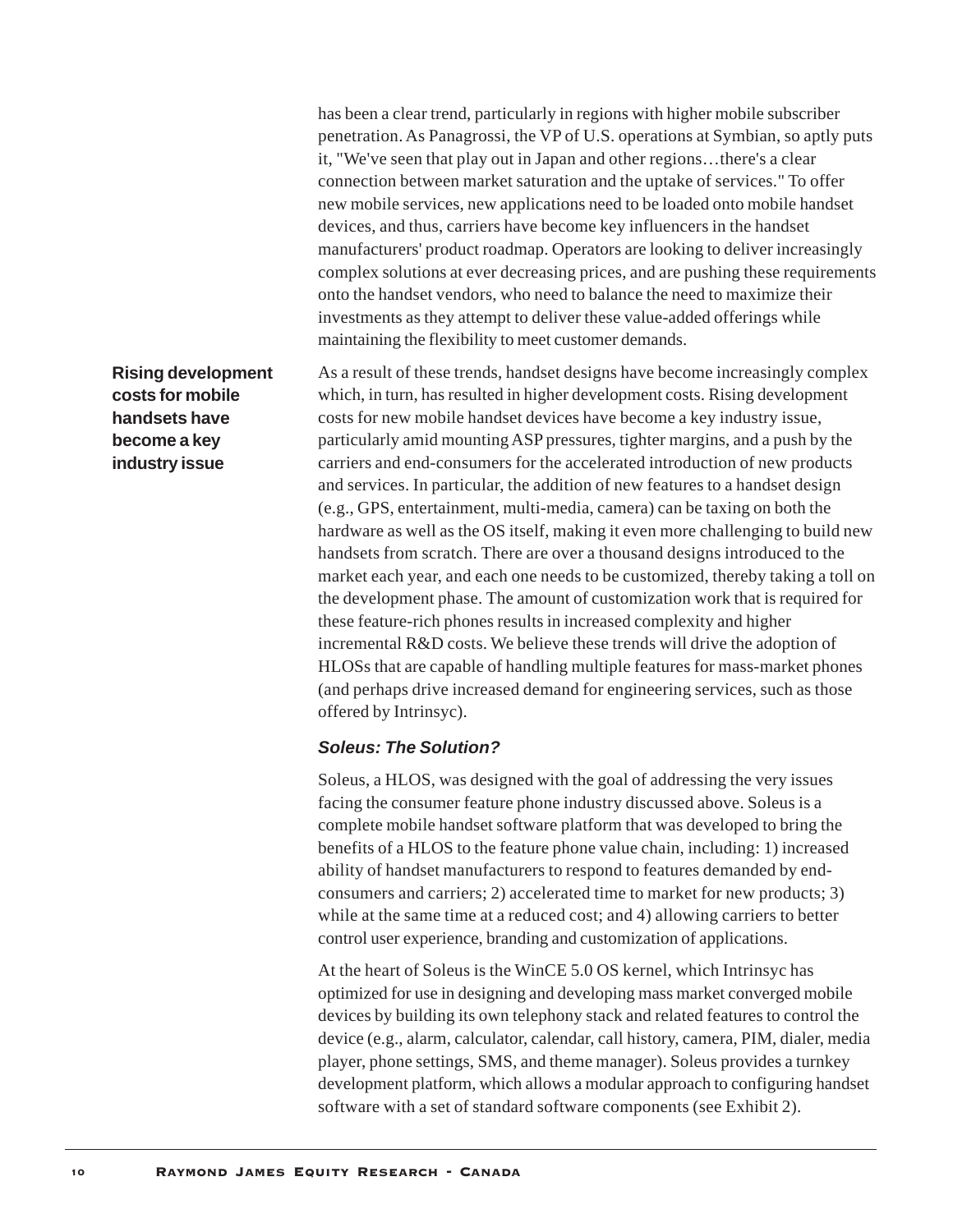has been a clear trend, particularly in regions with higher mobile subscriber penetration. As Panagrossi, the VP of U.S. operations at Symbian, so aptly puts it, "We've seen that play out in Japan and other regions…there's a clear connection between market saturation and the uptake of services." To offer new mobile services, new applications need to be loaded onto mobile handset devices, and thus, carriers have become key influencers in the handset manufacturers' product roadmap. Operators are looking to deliver increasingly complex solutions at ever decreasing prices, and are pushing these requirements onto the handset vendors, who need to balance the need to maximize their investments as they attempt to deliver these value-added offerings while maintaining the flexibility to meet customer demands.

**Rising development costs for mobile handsets have become a key industry issue**

As a result of these trends, handset designs have become increasingly complex which, in turn, has resulted in higher development costs. Rising development costs for new mobile handset devices have become a key industry issue, particularly amid mounting ASP pressures, tighter margins, and a push by the carriers and end-consumers for the accelerated introduction of new products and services. In particular, the addition of new features to a handset design (e.g., GPS, entertainment, multi-media, camera) can be taxing on both the hardware as well as the OS itself, making it even more challenging to build new handsets from scratch. There are over a thousand designs introduced to the market each year, and each one needs to be customized, thereby taking a toll on the development phase. The amount of customization work that is required for these feature-rich phones results in increased complexity and higher incremental R&D costs. We believe these trends will drive the adoption of HLOSs that are capable of handling multiple features for mass-market phones (and perhaps drive increased demand for engineering services, such as those offered by Intrinsyc).

### *Soleus: The Solution?*

Soleus, a HLOS, was designed with the goal of addressing the very issues facing the consumer feature phone industry discussed above. Soleus is a complete mobile handset software platform that was developed to bring the benefits of a HLOS to the feature phone value chain, including: 1) increased ability of handset manufacturers to respond to features demanded by end-consumers and carriers; 2) accelerated time to market for new products; 3) while at the same time at a reduced cost; and 4) allowing carriers to better control user experience, branding and customization of applications.

At the heart of Soleus is the WinCE 5.0 OS kernel, which Intrinsyc has optimized for use in designing and developing mass market converged mobile devices by building its own telephony stack and related features to control the device (e.g., alarm, calculator, calendar, call history, camera, PIM, dialer, media player, phone settings, SMS, and theme manager). Soleus provides a turnkey development platform, which allows a modular approach to configuring handset software with a set of standard software components (see Exhibit 2).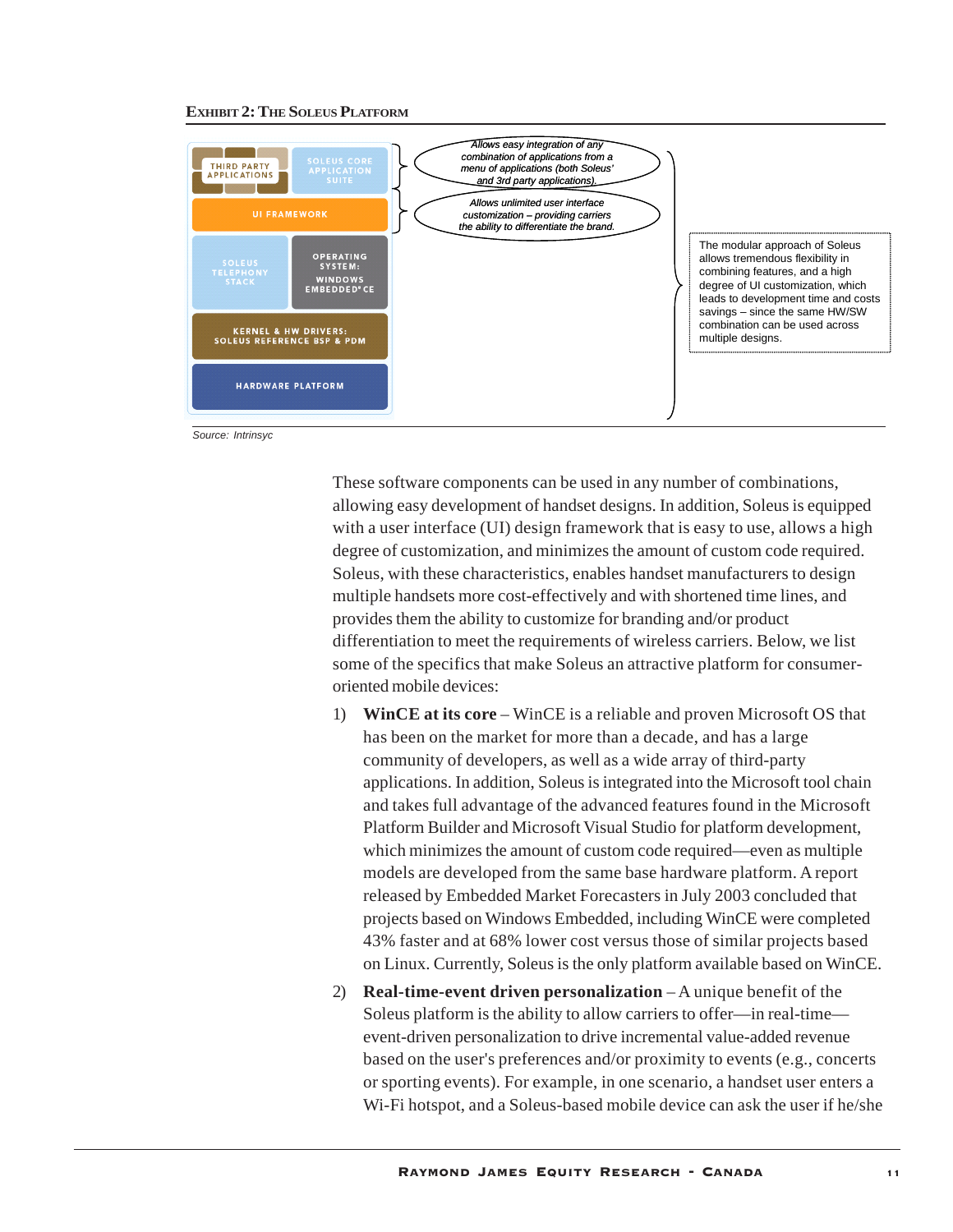**Exhibit 2: The Soleus Platform**

| Layer | |
|---|---|
| THIRD PARTY APPLICATIONS | SOLEUS CORE APPLICATION SUITE |
| UI FRAMEWORK | |
| SOLEUS TELEPHONY STACK | OPERATING SYSTEM: WINDOWS EMBEDDED® CE |
| KERNEL & HW DRIVERS: SOLEUS REFERENCE BSP & PDM | |
| HARDWARE PLATFORM | |

*Allows easy integration of any combination of applications from a menu of applications (both Soleus' and 3rd party applications).*

*Allows unlimited user interface customization – providing carriers the ability to differentiate the brand.*

The modular approach of Soleus allows tremendous flexibility in combining features, and a high degree of UI customization, which leads to development time and costs savings – since the same HW/SW combination can be used across multiple designs.

*Source: Intrinsyc*

These software components can be used in any number of combinations, allowing easy development of handset designs. In addition, Soleus is equipped with a user interface (UI) design framework that is easy to use, allows a high degree of customization, and minimizes the amount of custom code required. Soleus, with these characteristics, enables handset manufacturers to design multiple handsets more cost-effectively and with shortened time lines, and provides them the ability to customize for branding and/or product differentiation to meet the requirements of wireless carriers. Below, we list some of the specifics that make Soleus an attractive platform for consumer-oriented mobile devices:

1) **WinCE at its core** – WinCE is a reliable and proven Microsoft OS that has been on the market for more than a decade, and has a large community of developers, as well as a wide array of third-party applications. In addition, Soleus is integrated into the Microsoft tool chain and takes full advantage of the advanced features found in the Microsoft Platform Builder and Microsoft Visual Studio for platform development, which minimizes the amount of custom code required—even as multiple models are developed from the same base hardware platform. A report released by Embedded Market Forecasters in July 2003 concluded that projects based on Windows Embedded, including WinCE were completed 43% faster and at 68% lower cost versus those of similar projects based on Linux. Currently, Soleus is the only platform available based on WinCE.

2) **Real-time-event driven personalization** – A unique benefit of the Soleus platform is the ability to allow carriers to offer—in real-time—event-driven personalization to drive incremental value-added revenue based on the user's preferences and/or proximity to events (e.g., concerts or sporting events). For example, in one scenario, a handset user enters a Wi-Fi hotspot, and a Soleus-based mobile device can ask the user if he/she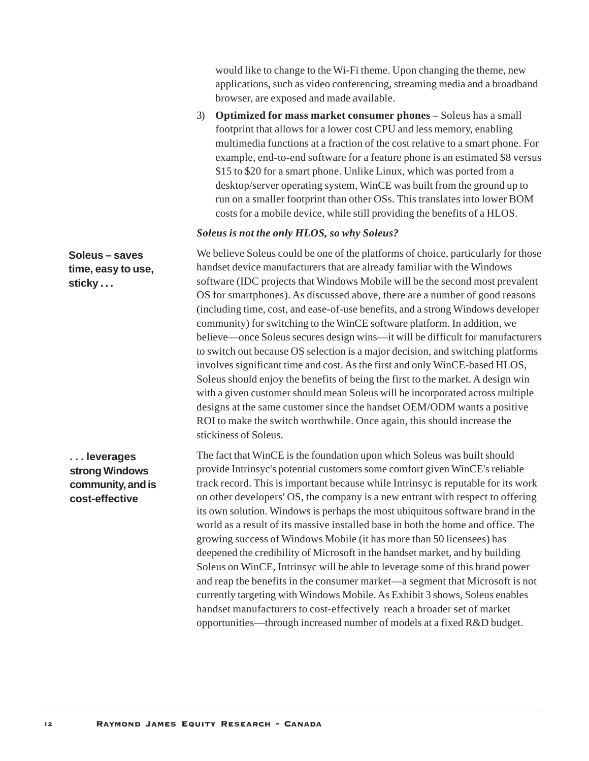would like to change to the Wi-Fi theme. Upon changing the theme, new applications, such as video conferencing, streaming media and a broadband browser, are exposed and made available.

3) **Optimized for mass market consumer phones** – Soleus has a small footprint that allows for a lower cost CPU and less memory, enabling multimedia functions at a fraction of the cost relative to a smart phone. For example, end-to-end software for a feature phone is an estimated $8 versus $15 to $20 for a smart phone. Unlike Linux, which was ported from a desktop/server operating system, WinCE was built from the ground up to run on a smaller footprint than other OSs. This translates into lower BOM costs for a mobile device, while still providing the benefits of a HLOS.

***Soleus is not the only HLOS, so why Soleus?***

**Soleus – saves time, easy to use, sticky . . .**

We believe Soleus could be one of the platforms of choice, particularly for those handset device manufacturers that are already familiar with the Windows software (IDC projects that Windows Mobile will be the second most prevalent OS for smartphones). As discussed above, there are a number of good reasons (including time, cost, and ease-of-use benefits, and a strong Windows developer community) for switching to the WinCE software platform. In addition, we believe—once Soleus secures design wins—it will be difficult for manufacturers to switch out because OS selection is a major decision, and switching platforms involves significant time and cost. As the first and only WinCE-based HLOS, Soleus should enjoy the benefits of being the first to the market. A design win with a given customer should mean Soleus will be incorporated across multiple designs at the same customer since the handset OEM/ODM wants a positive ROI to make the switch worthwhile. Once again, this should increase the stickiness of Soleus.

**. . . leverages strong Windows community, and is cost-effective**

The fact that WinCE is the foundation upon which Soleus was built should provide Intrinsyc's potential customers some comfort given WinCE's reliable track record. This is important because while Intrinsyc is reputable for its work on other developers' OS, the company is a new entrant with respect to offering its own solution. Windows is perhaps the most ubiquitous software brand in the world as a result of its massive installed base in both the home and office. The growing success of Windows Mobile (it has more than 50 licensees) has deepened the credibility of Microsoft in the handset market, and by building Soleus on WinCE, Intrinsyc will be able to leverage some of this brand power and reap the benefits in the consumer market—a segment that Microsoft is not currently targeting with Windows Mobile. As Exhibit 3 shows, Soleus enables handset manufacturers to cost-effectively reach a broader set of market opportunities—through increased number of models at a fixed R&D budget.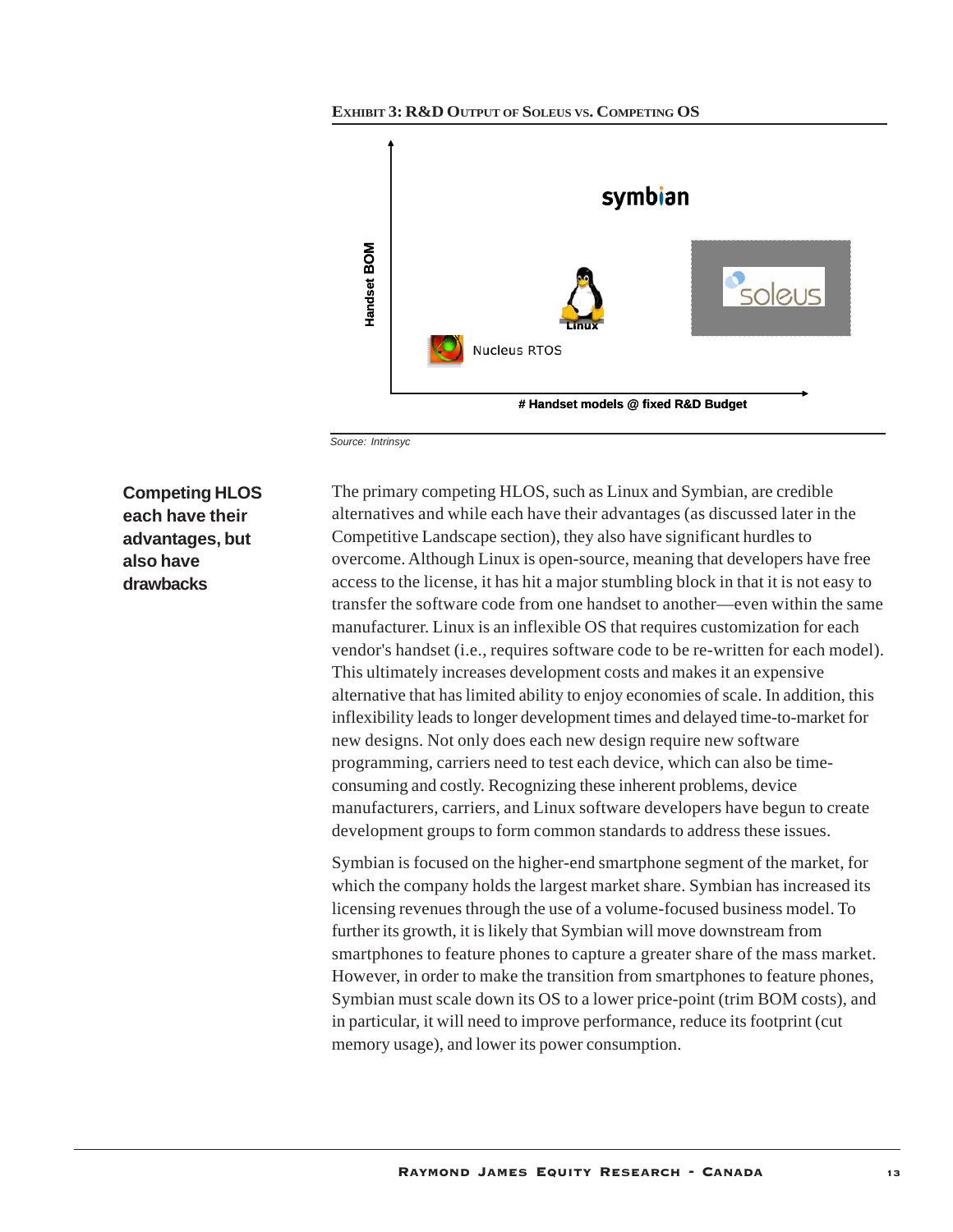**EXHIBIT 3: R&D OUTPUT OF SOLEUS VS. COMPETING OS**

Handset BOM

symbian

Linux

soleus

Nucleus RTOS

# Handset models @ fixed R&D Budget

*Source: Intrinsyc*

**Competing HLOS each have their advantages, but also have drawbacks**

The primary competing HLOS, such as Linux and Symbian, are credible alternatives and while each have their advantages (as discussed later in the Competitive Landscape section), they also have significant hurdles to overcome. Although Linux is open-source, meaning that developers have free access to the license, it has hit a major stumbling block in that it is not easy to transfer the software code from one handset to another—even within the same manufacturer. Linux is an inflexible OS that requires customization for each vendor's handset (i.e., requires software code to be re-written for each model). This ultimately increases development costs and makes it an expensive alternative that has limited ability to enjoy economies of scale. In addition, this inflexibility leads to longer development times and delayed time-to-market for new designs. Not only does each new design require new software programming, carriers need to test each device, which can also be time-consuming and costly. Recognizing these inherent problems, device manufacturers, carriers, and Linux software developers have begun to create development groups to form common standards to address these issues.

Symbian is focused on the higher-end smartphone segment of the market, for which the company holds the largest market share. Symbian has increased its licensing revenues through the use of a volume-focused business model. To further its growth, it is likely that Symbian will move downstream from smartphones to feature phones to capture a greater share of the mass market. However, in order to make the transition from smartphones to feature phones, Symbian must scale down its OS to a lower price-point (trim BOM costs), and in particular, it will need to improve performance, reduce its footprint (cut memory usage), and lower its power consumption.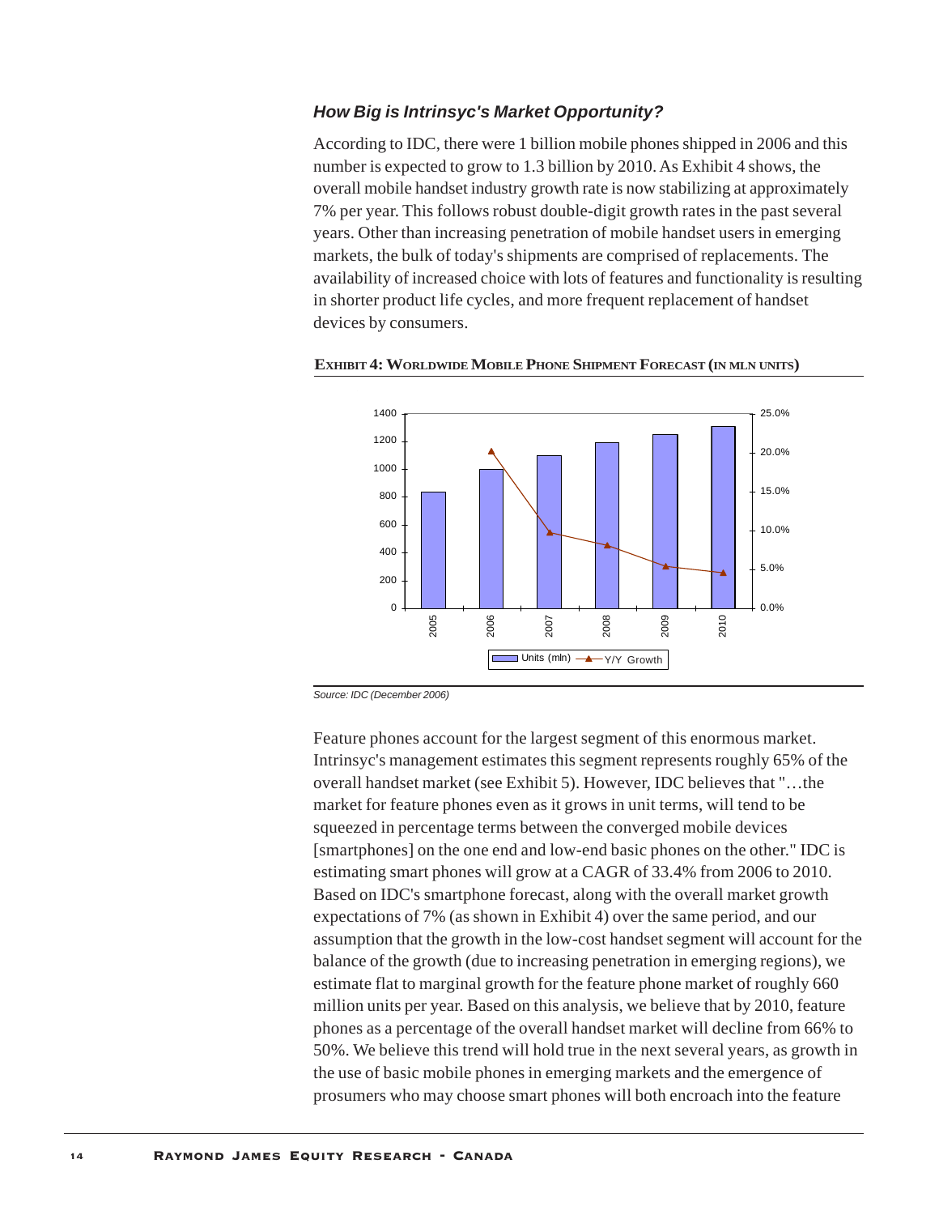### *How Big is Intrinsyc's Market Opportunity?*

According to IDC, there were 1 billion mobile phones shipped in 2006 and this number is expected to grow to 1.3 billion by 2010. As Exhibit 4 shows, the overall mobile handset industry growth rate is now stabilizing at approximately 7% per year. This follows robust double-digit growth rates in the past several years. Other than increasing penetration of mobile handset users in emerging markets, the bulk of today's shipments are comprised of replacements. The availability of increased choice with lots of features and functionality is resulting in shorter product life cycles, and more frequent replacement of handset devices by consumers.

**EXHIBIT 4: WORLDWIDE MOBILE PHONE SHIPMENT FORECAST (IN MLN UNITS)**

*Source: IDC (December 2006)*

Feature phones account for the largest segment of this enormous market. Intrinsyc's management estimates this segment represents roughly 65% of the overall handset market (see Exhibit 5). However, IDC believes that "…the market for feature phones even as it grows in unit terms, will tend to be squeezed in percentage terms between the converged mobile devices [smartphones] on the one end and low-end basic phones on the other." IDC is estimating smart phones will grow at a CAGR of 33.4% from 2006 to 2010. Based on IDC's smartphone forecast, along with the overall market growth expectations of 7% (as shown in Exhibit 4) over the same period, and our assumption that the growth in the low-cost handset segment will account for the balance of the growth (due to increasing penetration in emerging regions), we estimate flat to marginal growth for the feature phone market of roughly 660 million units per year. Based on this analysis, we believe that by 2010, feature phones as a percentage of the overall handset market will decline from 66% to 50%. We believe this trend will hold true in the next several years, as growth in the use of basic mobile phones in emerging markets and the emergence of prosumers who may choose smart phones will both encroach into the feature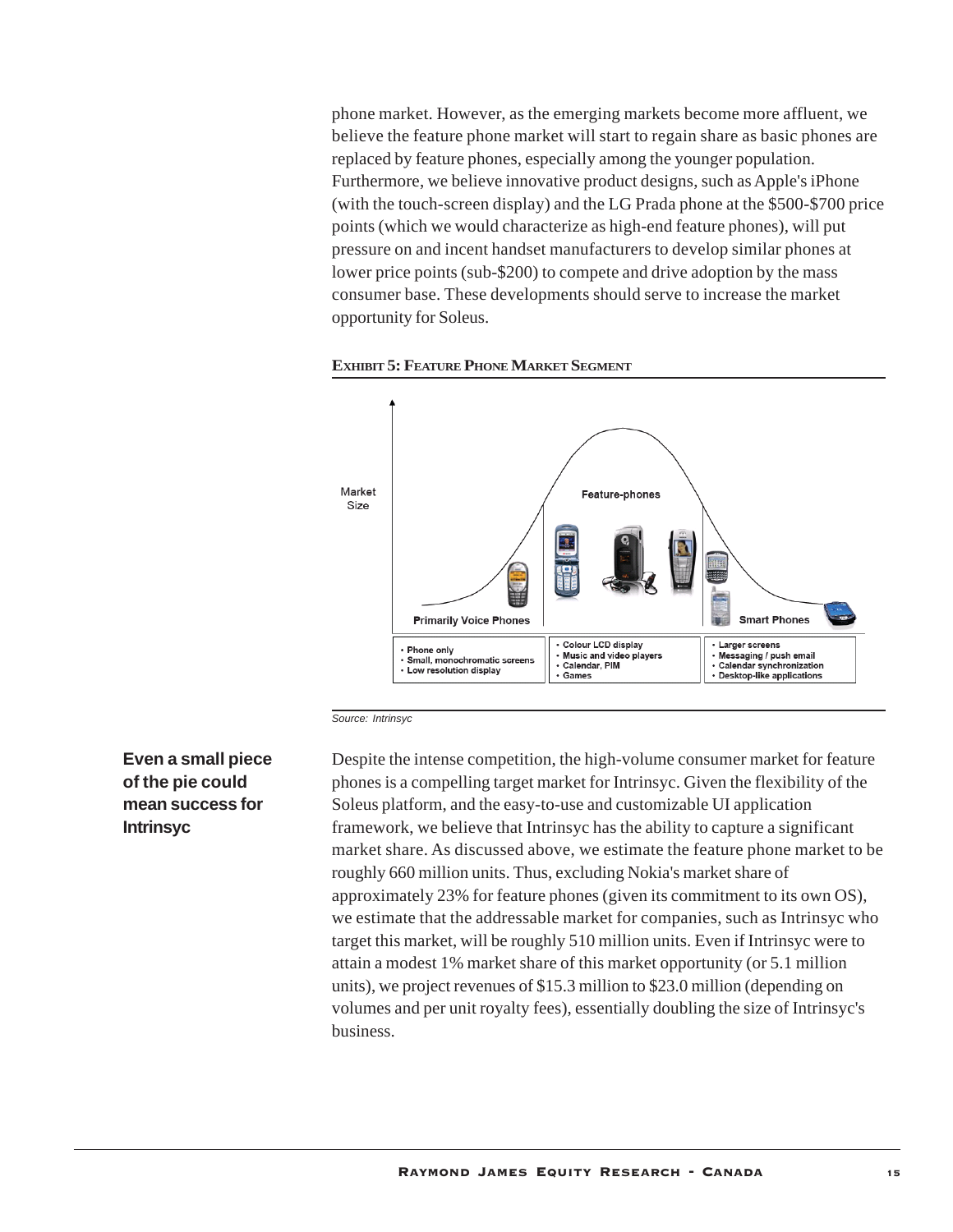phone market. However, as the emerging markets become more affluent, we believe the feature phone market will start to regain share as basic phones are replaced by feature phones, especially among the younger population. Furthermore, we believe innovative product designs, such as Apple's iPhone (with the touch-screen display) and the LG Prada phone at the $500-$700 price points (which we would characterize as high-end feature phones), will put pressure on and incent handset manufacturers to develop similar phones at lower price points (sub-$200) to compete and drive adoption by the mass consumer base. These developments should serve to increase the market opportunity for Soleus.

**EXHIBIT 5: FEATURE PHONE MARKET SEGMENT**

Market Size

| Primarily Voice Phones | Feature-phones | Smart Phones |
| --- | --- | --- |
| • Phone only<br>• Small, monochromatic screens<br>• Low resolution display | • Colour LCD display<br>• Music and video players<br>• Calendar, PIM<br>• Games | • Larger screens<br>• Messaging / push email<br>• Calendar synchronization<br>• Desktop-like applications |

*Source: Intrinsyc*

**Even a small piece of the pie could mean success for Intrinsyc**

Despite the intense competition, the high-volume consumer market for feature phones is a compelling target market for Intrinsyc. Given the flexibility of the Soleus platform, and the easy-to-use and customizable UI application framework, we believe that Intrinsyc has the ability to capture a significant market share. As discussed above, we estimate the feature phone market to be roughly 660 million units. Thus, excluding Nokia's market share of approximately 23% for feature phones (given its commitment to its own OS), we estimate that the addressable market for companies, such as Intrinsyc who target this market, will be roughly 510 million units. Even if Intrinsyc were to attain a modest 1% market share of this market opportunity (or 5.1 million units), we project revenues of $15.3 million to $23.0 million (depending on volumes and per unit royalty fees), essentially doubling the size of Intrinsyc's business.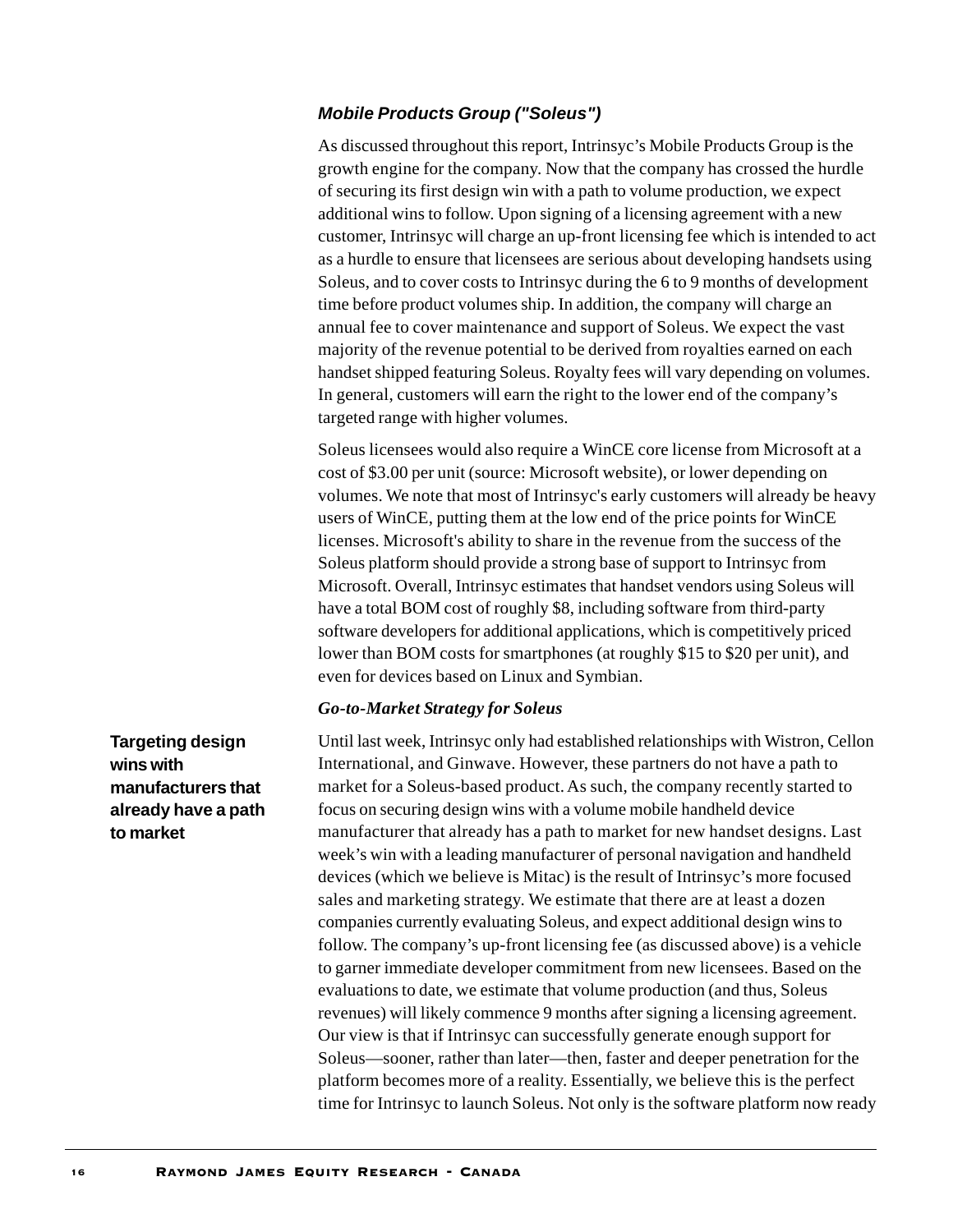### *Mobile Products Group ("Soleus")*

As discussed throughout this report, Intrinsyc's Mobile Products Group is the growth engine for the company. Now that the company has crossed the hurdle of securing its first design win with a path to volume production, we expect additional wins to follow. Upon signing of a licensing agreement with a new customer, Intrinsyc will charge an up-front licensing fee which is intended to act as a hurdle to ensure that licensees are serious about developing handsets using Soleus, and to cover costs to Intrinsyc during the 6 to 9 months of development time before product volumes ship. In addition, the company will charge an annual fee to cover maintenance and support of Soleus. We expect the vast majority of the revenue potential to be derived from royalties earned on each handset shipped featuring Soleus. Royalty fees will vary depending on volumes. In general, customers will earn the right to the lower end of the company's targeted range with higher volumes.

Soleus licensees would also require a WinCE core license from Microsoft at a cost of $3.00 per unit (source: Microsoft website), or lower depending on volumes. We note that most of Intrinsyc's early customers will already be heavy users of WinCE, putting them at the low end of the price points for WinCE licenses. Microsoft's ability to share in the revenue from the success of the Soleus platform should provide a strong base of support to Intrinsyc from Microsoft. Overall, Intrinsyc estimates that handset vendors using Soleus will have a total BOM cost of roughly $8, including software from third-party software developers for additional applications, which is competitively priced lower than BOM costs for smartphones (at roughly $15 to $20 per unit), and even for devices based on Linux and Symbian.

***Go-to-Market Strategy for Soleus***

**Targeting design wins with manufacturers that already have a path to market**

Until last week, Intrinsyc only had established relationships with Wistron, Cellon International, and Ginwave. However, these partners do not have a path to market for a Soleus-based product. As such, the company recently started to focus on securing design wins with a volume mobile handheld device manufacturer that already has a path to market for new handset designs. Last week's win with a leading manufacturer of personal navigation and handheld devices (which we believe is Mitac) is the result of Intrinsyc's more focused sales and marketing strategy. We estimate that there are at least a dozen companies currently evaluating Soleus, and expect additional design wins to follow. The company's up-front licensing fee (as discussed above) is a vehicle to garner immediate developer commitment from new licensees. Based on the evaluations to date, we estimate that volume production (and thus, Soleus revenues) will likely commence 9 months after signing a licensing agreement. Our view is that if Intrinsyc can successfully generate enough support for Soleus—sooner, rather than later—then, faster and deeper penetration for the platform becomes more of a reality. Essentially, we believe this is the perfect time for Intrinsyc to launch Soleus. Not only is the software platform now ready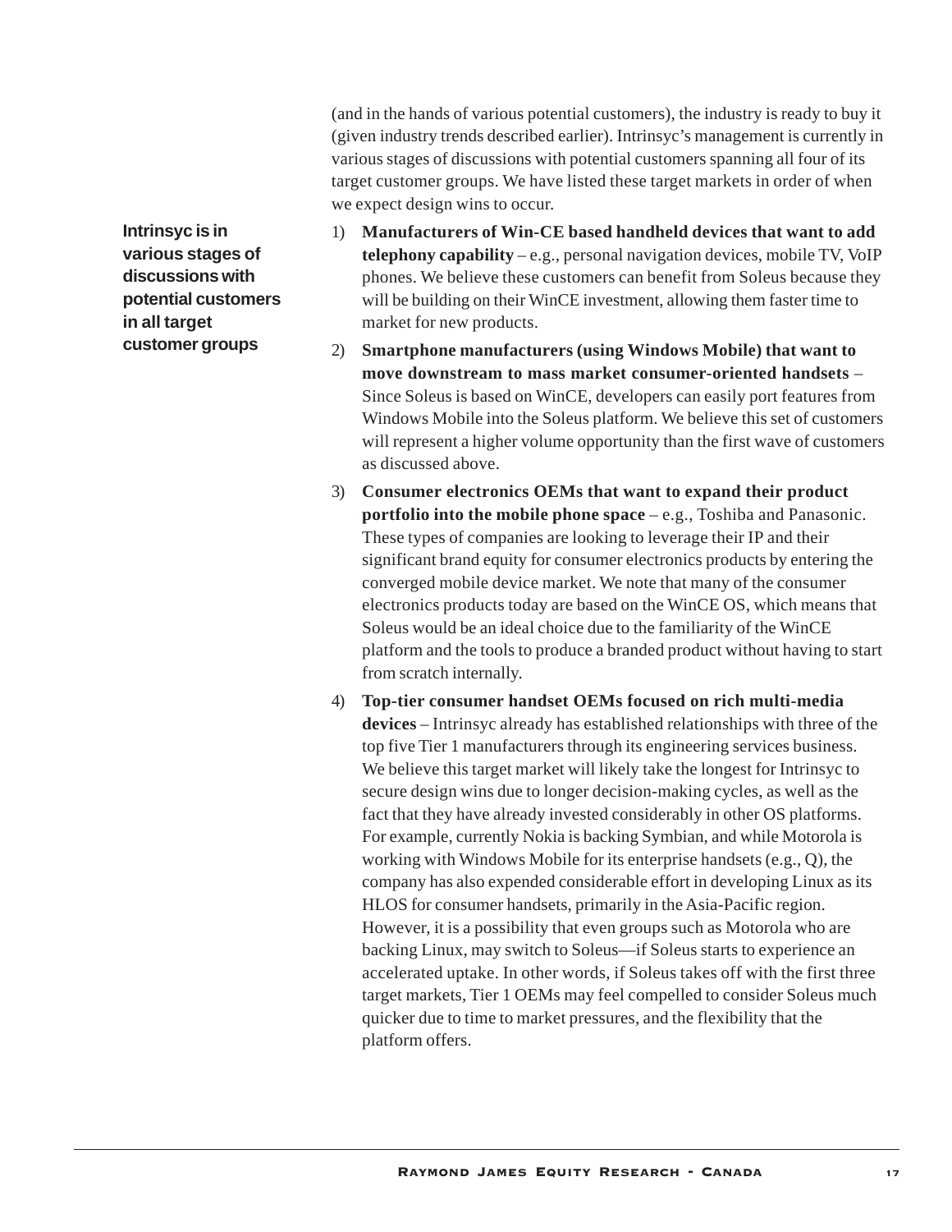(and in the hands of various potential customers), the industry is ready to buy it (given industry trends described earlier). Intrinsyc's management is currently in various stages of discussions with potential customers spanning all four of its target customer groups. We have listed these target markets in order of when we expect design wins to occur.

**Intrinsyc is in various stages of discussions with potential customers in all target customer groups**

1) **Manufacturers of Win-CE based handheld devices that want to add telephony capability** – e.g., personal navigation devices, mobile TV, VoIP phones. We believe these customers can benefit from Soleus because they will be building on their WinCE investment, allowing them faster time to market for new products.

2) **Smartphone manufacturers (using Windows Mobile) that want to move downstream to mass market consumer-oriented handsets** – Since Soleus is based on WinCE, developers can easily port features from Windows Mobile into the Soleus platform. We believe this set of customers will represent a higher volume opportunity than the first wave of customers as discussed above.

3) **Consumer electronics OEMs that want to expand their product portfolio into the mobile phone space** – e.g., Toshiba and Panasonic. These types of companies are looking to leverage their IP and their significant brand equity for consumer electronics products by entering the converged mobile device market. We note that many of the consumer electronics products today are based on the WinCE OS, which means that Soleus would be an ideal choice due to the familiarity of the WinCE platform and the tools to produce a branded product without having to start from scratch internally.

4) **Top-tier consumer handset OEMs focused on rich multi-media devices** – Intrinsyc already has established relationships with three of the top five Tier 1 manufacturers through its engineering services business. We believe this target market will likely take the longest for Intrinsyc to secure design wins due to longer decision-making cycles, as well as the fact that they have already invested considerably in other OS platforms. For example, currently Nokia is backing Symbian, and while Motorola is working with Windows Mobile for its enterprise handsets (e.g., Q), the company has also expended considerable effort in developing Linux as its HLOS for consumer handsets, primarily in the Asia-Pacific region. However, it is a possibility that even groups such as Motorola who are backing Linux, may switch to Soleus—if Soleus starts to experience an accelerated uptake. In other words, if Soleus takes off with the first three target markets, Tier 1 OEMs may feel compelled to consider Soleus much quicker due to time to market pressures, and the flexibility that the platform offers.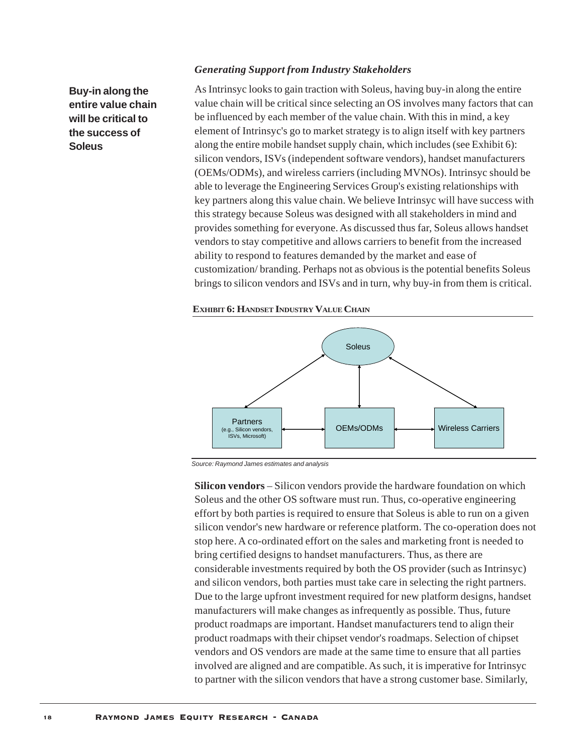### *Generating Support from Industry Stakeholders*

**Buy-in along the entire value chain will be critical to the success of Soleus**

As Intrinsyc looks to gain traction with Soleus, having buy-in along the entire value chain will be critical since selecting an OS involves many factors that can be influenced by each member of the value chain. With this in mind, a key element of Intrinsyc's go to market strategy is to align itself with key partners along the entire mobile handset supply chain, which includes (see Exhibit 6): silicon vendors, ISVs (independent software vendors), handset manufacturers (OEMs/ODMs), and wireless carriers (including MVNOs). Intrinsyc should be able to leverage the Engineering Services Group's existing relationships with key partners along this value chain. We believe Intrinsyc will have success with this strategy because Soleus was designed with all stakeholders in mind and provides something for everyone. As discussed thus far, Soleus allows handset vendors to stay competitive and allows carriers to benefit from the increased ability to respond to features demanded by the market and ease of customization/ branding. Perhaps not as obvious is the potential benefits Soleus brings to silicon vendors and ISVs and in turn, why buy-in from them is critical.

**EXHIBIT 6: HANDSET INDUSTRY VALUE CHAIN**

Soleus

Partners (e.g., Silicon vendors, ISVs, Microsoft) | OEMs/ODMs | Wireless Carriers

*Source: Raymond James estimates and analysis*

**Silicon vendors** – Silicon vendors provide the hardware foundation on which Soleus and the other OS software must run. Thus, co-operative engineering effort by both parties is required to ensure that Soleus is able to run on a given silicon vendor's new hardware or reference platform. The co-operation does not stop here. A co-ordinated effort on the sales and marketing front is needed to bring certified designs to handset manufacturers. Thus, as there are considerable investments required by both the OS provider (such as Intrinsyc) and silicon vendors, both parties must take care in selecting the right partners. Due to the large upfront investment required for new platform designs, handset manufacturers will make changes as infrequently as possible. Thus, future product roadmaps are important. Handset manufacturers tend to align their product roadmaps with their chipset vendor's roadmaps. Selection of chipset vendors and OS vendors are made at the same time to ensure that all parties involved are aligned and are compatible. As such, it is imperative for Intrinsyc to partner with the silicon vendors that have a strong customer base. Similarly,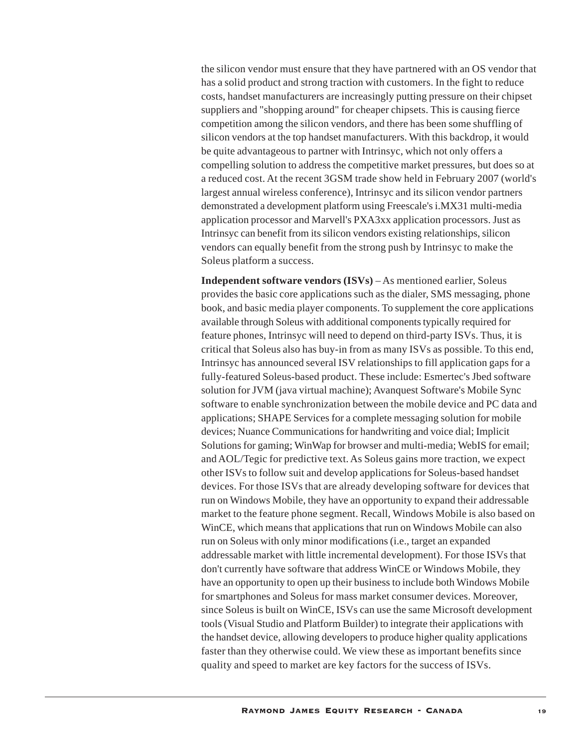the silicon vendor must ensure that they have partnered with an OS vendor that has a solid product and strong traction with customers. In the fight to reduce costs, handset manufacturers are increasingly putting pressure on their chipset suppliers and "shopping around" for cheaper chipsets. This is causing fierce competition among the silicon vendors, and there has been some shuffling of silicon vendors at the top handset manufacturers. With this backdrop, it would be quite advantageous to partner with Intrinsyc, which not only offers a compelling solution to address the competitive market pressures, but does so at a reduced cost. At the recent 3GSM trade show held in February 2007 (world's largest annual wireless conference), Intrinsyc and its silicon vendor partners demonstrated a development platform using Freescale's i.MX31 multi-media application processor and Marvell's PXA3xx application processors. Just as Intrinsyc can benefit from its silicon vendors existing relationships, silicon vendors can equally benefit from the strong push by Intrinsyc to make the Soleus platform a success.

**Independent software vendors (ISVs)** – As mentioned earlier, Soleus provides the basic core applications such as the dialer, SMS messaging, phone book, and basic media player components. To supplement the core applications available through Soleus with additional components typically required for feature phones, Intrinsyc will need to depend on third-party ISVs. Thus, it is critical that Soleus also has buy-in from as many ISVs as possible. To this end, Intrinsyc has announced several ISV relationships to fill application gaps for a fully-featured Soleus-based product. These include: Esmertec's Jbed software solution for JVM (java virtual machine); Avanquest Software's Mobile Sync software to enable synchronization between the mobile device and PC data and applications; SHAPE Services for a complete messaging solution for mobile devices; Nuance Communications for handwriting and voice dial; Implicit Solutions for gaming; WinWap for browser and multi-media; WebIS for email; and AOL/Tegic for predictive text. As Soleus gains more traction, we expect other ISVs to follow suit and develop applications for Soleus-based handset devices. For those ISVs that are already developing software for devices that run on Windows Mobile, they have an opportunity to expand their addressable market to the feature phone segment. Recall, Windows Mobile is also based on WinCE, which means that applications that run on Windows Mobile can also run on Soleus with only minor modifications (i.e., target an expanded addressable market with little incremental development). For those ISVs that don't currently have software that address WinCE or Windows Mobile, they have an opportunity to open up their business to include both Windows Mobile for smartphones and Soleus for mass market consumer devices. Moreover, since Soleus is built on WinCE, ISVs can use the same Microsoft development tools (Visual Studio and Platform Builder) to integrate their applications with the handset device, allowing developers to produce higher quality applications faster than they otherwise could. We view these as important benefits since quality and speed to market are key factors for the success of ISVs.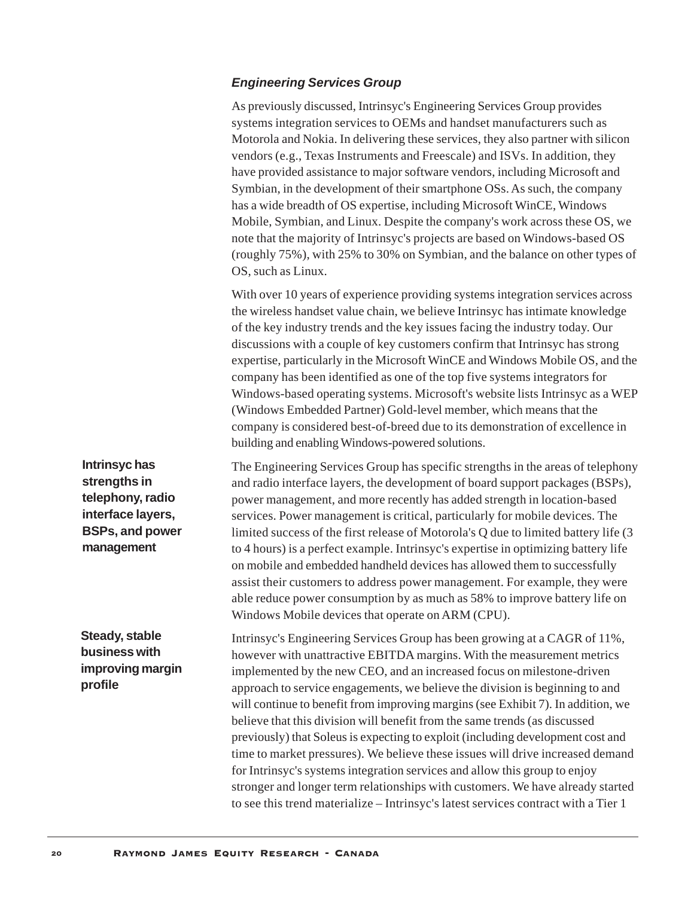### *Engineering Services Group*

As previously discussed, Intrinsyc's Engineering Services Group provides systems integration services to OEMs and handset manufacturers such as Motorola and Nokia. In delivering these services, they also partner with silicon vendors (e.g., Texas Instruments and Freescale) and ISVs. In addition, they have provided assistance to major software vendors, including Microsoft and Symbian, in the development of their smartphone OSs. As such, the company has a wide breadth of OS expertise, including Microsoft WinCE, Windows Mobile, Symbian, and Linux. Despite the company's work across these OS, we note that the majority of Intrinsyc's projects are based on Windows-based OS (roughly 75%), with 25% to 30% on Symbian, and the balance on other types of OS, such as Linux.

With over 10 years of experience providing systems integration services across the wireless handset value chain, we believe Intrinsyc has intimate knowledge of the key industry trends and the key issues facing the industry today. Our discussions with a couple of key customers confirm that Intrinsyc has strong expertise, particularly in the Microsoft WinCE and Windows Mobile OS, and the company has been identified as one of the top five systems integrators for Windows-based operating systems. Microsoft's website lists Intrinsyc as a WEP (Windows Embedded Partner) Gold-level member, which means that the company is considered best-of-breed due to its demonstration of excellence in building and enabling Windows-powered solutions.

**Intrinsyc has strengths in telephony, radio interface layers, BSPs, and power management**

The Engineering Services Group has specific strengths in the areas of telephony and radio interface layers, the development of board support packages (BSPs), power management, and more recently has added strength in location-based services. Power management is critical, particularly for mobile devices. The limited success of the first release of Motorola's Q due to limited battery life (3 to 4 hours) is a perfect example. Intrinsyc's expertise in optimizing battery life on mobile and embedded handheld devices has allowed them to successfully assist their customers to address power management. For example, they were able reduce power consumption by as much as 58% to improve battery life on Windows Mobile devices that operate on ARM (CPU).

**Steady, stable business with improving margin profile**

Intrinsyc's Engineering Services Group has been growing at a CAGR of 11%, however with unattractive EBITDA margins. With the measurement metrics implemented by the new CEO, and an increased focus on milestone-driven approach to service engagements, we believe the division is beginning to and will continue to benefit from improving margins (see Exhibit 7). In addition, we believe that this division will benefit from the same trends (as discussed previously) that Soleus is expecting to exploit (including development cost and time to market pressures). We believe these issues will drive increased demand for Intrinsyc's systems integration services and allow this group to enjoy stronger and longer term relationships with customers. We have already started to see this trend materialize – Intrinsyc's latest services contract with a Tier 1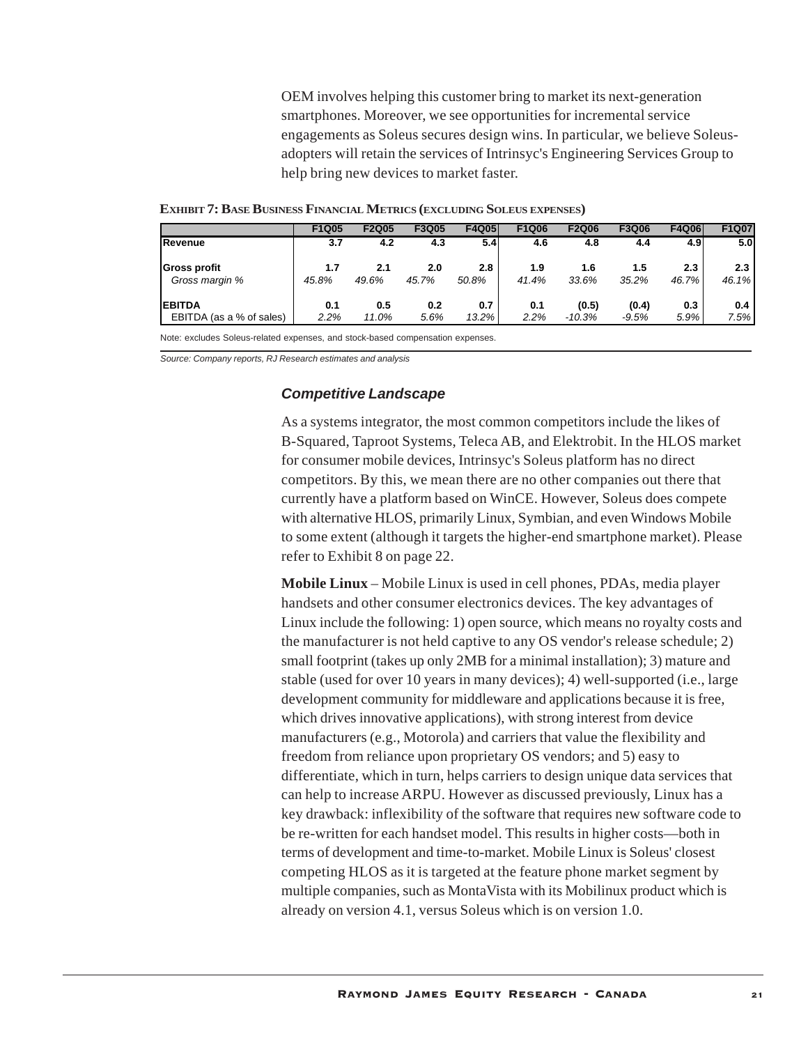OEM involves helping this customer bring to market its next-generation smartphones. Moreover, we see opportunities for incremental service engagements as Soleus secures design wins. In particular, we believe Soleus-adopters will retain the services of Intrinsyc's Engineering Services Group to help bring new devices to market faster.

**EXHIBIT 7: BASE BUSINESS FINANCIAL METRICS (EXCLUDING SOLEUS EXPENSES)**

| | F1Q05 | F2Q05 | F3Q05 | F4Q05 | F1Q06 | F2Q06 | F3Q06 | F4Q06 | F1Q07 |
|---|---|---|---|---|---|---|---|---|---|
| **Revenue** | 3.7 | 4.2 | 4.3 | 5.4 | 4.6 | 4.8 | 4.4 | 4.9 | 5.0 |
| **Gross profit** | 1.7 | 2.1 | 2.0 | 2.8 | 1.9 | 1.6 | 1.5 | 2.3 | 2.3 |
| *Gross margin %* | *45.8%* | *49.6%* | *45.7%* | *50.8%* | *41.4%* | *33.6%* | *35.2%* | *46.7%* | *46.1%* |
| **EBITDA** | 0.1 | 0.5 | 0.2 | 0.7 | 0.1 | (0.5) | (0.4) | 0.3 | 0.4 |
| EBITDA (as a % of sales) | *2.2%* | *11.0%* | *5.6%* | *13.2%* | *2.2%* | *-10.3%* | *-9.5%* | *5.9%* | *7.5%* |

Note: excludes Soleus-related expenses, and stock-based compensation expenses.

*Source: Company reports, RJ Research estimates and analysis*

### *Competitive Landscape*

As a systems integrator, the most common competitors include the likes of B-Squared, Taproot Systems, Teleca AB, and Elektrobit. In the HLOS market for consumer mobile devices, Intrinsyc's Soleus platform has no direct competitors. By this, we mean there are no other companies out there that currently have a platform based on WinCE. However, Soleus does compete with alternative HLOS, primarily Linux, Symbian, and even Windows Mobile to some extent (although it targets the higher-end smartphone market). Please refer to Exhibit 8 on page 22.

**Mobile Linux** – Mobile Linux is used in cell phones, PDAs, media player handsets and other consumer electronics devices. The key advantages of Linux include the following: 1) open source, which means no royalty costs and the manufacturer is not held captive to any OS vendor's release schedule; 2) small footprint (takes up only 2MB for a minimal installation); 3) mature and stable (used for over 10 years in many devices); 4) well-supported (i.e., large development community for middleware and applications because it is free, which drives innovative applications), with strong interest from device manufacturers (e.g., Motorola) and carriers that value the flexibility and freedom from reliance upon proprietary OS vendors; and 5) easy to differentiate, which in turn, helps carriers to design unique data services that can help to increase ARPU. However as discussed previously, Linux has a key drawback: inflexibility of the software that requires new software code to be re-written for each handset model. This results in higher costs—both in terms of development and time-to-market. Mobile Linux is Soleus' closest competing HLOS as it is targeted at the feature phone market segment by multiple companies, such as MontaVista with its Mobilinux product which is already on version 4.1, versus Soleus which is on version 1.0.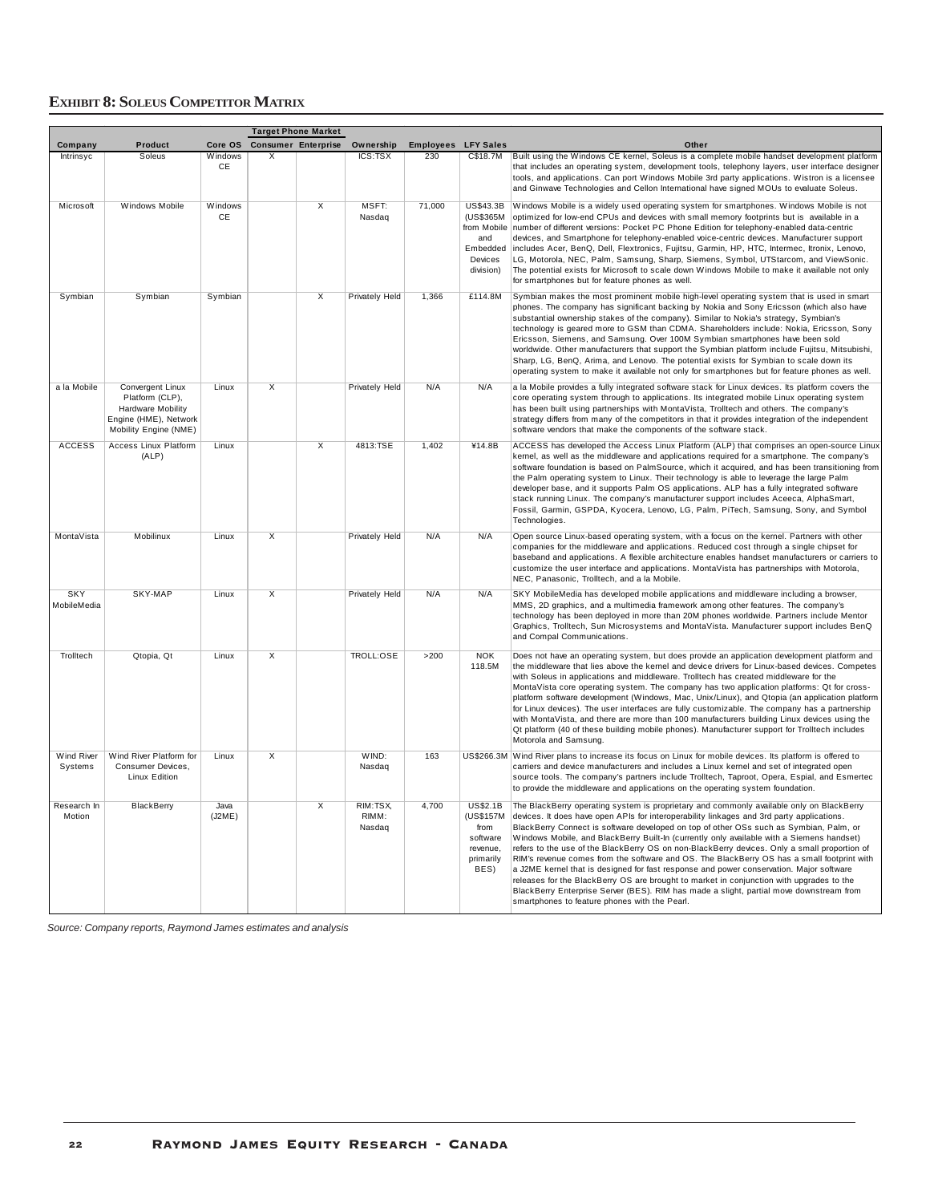## Exhibit 8: Soleus Competitor Matrix

| Company | Product | Core OS | Target Phone Market: Consumer | Target Phone Market: Enterprise | Ownership | Employees | LFY Sales | Other |
|---|---|---|---|---|---|---|---|---|
| Intrinsyc | Soleus | Windows CE | X | | ICS:TSX | 230 | C$18.7M | Built using the Windows CE kernel, Soleus is a complete mobile handset development platform that includes an operating system, development tools, telephony layers, user interface designer tools, and applications. Can port Windows Mobile 3rd party applications. Wistron is a licensee and Ginwave Technologies and Cellon International have signed MOUs to evaluate Soleus. |
| Microsoft | Windows Mobile | Windows CE | | X | MSFT: Nasdaq | 71,000 | US$43.3B (US$365M from Mobile and Embedded Devices division) | Windows Mobile is a widely used operating system for smartphones. Windows Mobile is not optimized for low-end CPUs and devices with small memory footprints but is available in a number of different versions: Pocket PC Phone Edition for telephony-enabled data-centric devices, and Smartphone for telephony-enabled voice-centric devices. Manufacturer support includes Acer, BenQ, Dell, Flextronics, Fujitsu, Garmin, HP, HTC, Intermec, Itronix, Lenovo, LG, Motorola, NEC, Palm, Samsung, Sharp, Siemens, Symbol, UTStarcom, and ViewSonic. The potential exists for Microsoft to scale down Windows Mobile to make it available not only for smartphones but for feature phones as well. |
| Symbian | Symbian | Symbian | | X | Privately Held | 1,366 | £114.8M | Symbian makes the most prominent mobile high-level operating system that is used in smart phones. The company has significant backing by Nokia and Sony Ericsson (which also have substantial ownership stakes of the company). Similar to Nokia's strategy, Symbian's technology is geared more to GSM than CDMA. Shareholders include: Nokia, Ericsson, Sony Ericsson, Siemens, and Samsung. Over 100M Symbian smartphones have been sold worldwide. Other manufacturers that support the Symbian platform include Fujitsu, Mitsubishi, Sharp, LG, BenQ, Arima, and Lenovo. The potential exists for Symbian to scale down its operating system to make it available not only for smartphones but for feature phones as well. |
| a la Mobile | Convergent Linux Platform (CLP), Hardware Mobility Engine (HME), Network Mobility Engine (NME) | Linux | X | | Privately Held | N/A | N/A | a la Mobile provides a fully integrated software stack for Linux devices. Its platform covers the core operating system through to applications. Its integrated mobile Linux operating system has been built using partnerships with MontaVista, Trolltech and others. The company's strategy differs from many of the competitors in that it provides integration of the independent software vendors that make the components of the software stack. |
| ACCESS | Access Linux Platform (ALP) | Linux | | X | 4813:TSE | 1,402 | ¥14.8B | ACCESS has developed the Access Linux Platform (ALP) that comprises an open-source Linux kernel, as well as the middleware and applications required for a smartphone. The company's software foundation is based on PalmSource, which it acquired, and has been transitioning from the Palm operating system to Linux. Their technology is able to leverage the large Palm developer base, and it supports Palm OS applications. ALP has a fully integrated software stack running Linux. The company's manufacturer support includes Aceeca, AlphaSmart, Fossil, Garmin, GSPDA, Kyocera, Lenovo, LG, Palm, PiTech, Samsung, Sony, and Symbol Technologies. |
| MontaVista | Mobilinux | Linux | X | | Privately Held | N/A | N/A | Open source Linux-based operating system, with a focus on the kernel. Partners with other companies for the middleware and applications. Reduced cost through a single chipset for baseband and applications. A flexible architecture enables handset manufacturers or carriers to customize the user interface and applications. MontaVista has partnerships with Motorola, NEC, Panasonic, Trolltech, and a la Mobile. |
| SKY MobileMedia | SKY-MAP | Linux | X | | Privately Held | N/A | N/A | SKY MobileMedia has developed mobile applications and middleware including a browser, MMS, 2D graphics, and a multimedia framework among other features. The company's technology has been deployed in more than 20M phones worldwide. Partners include Mentor Graphics, Trolltech, Sun Microsystems and MontaVista. Manufacturer support includes BenQ and Compal Communications. |
| Trolltech | Qtopia, Qt | Linux | X | | TROLL:OSE | >200 | NOK 118.5M | Does not have an operating system, but does provide an application development platform and the middleware that lies above the kernel and device drivers for Linux-based devices. Competes with Soleus in applications and middleware. Trolltech has created middleware for the MontaVista core operating system. The company has two application platforms: Qt for cross-platform software development (Windows, Mac, Unix/Linux), and Qtopia (an application platform for Linux devices). The user interfaces are fully customizable. The company has a partnership with MontaVista, and there are more than 100 manufacturers building Linux devices using the Qt platform (40 of these building mobile phones). Manufacturer support for Trolltech includes Motorola and Samsung. |
| Wind River Systems | Wind River Platform for Consumer Devices, Linux Edition | Linux | X | | WIND: Nasdaq | 163 | US$266.3M | Wind River plans to increase its focus on Linux for mobile devices. Its platform is offered to carriers and device manufacturers and includes a Linux kernel and set of integrated open source tools. The company's partners include Trolltech, Taproot, Opera, Espial, and Esmertec to provide the middleware and applications on the operating system foundation. |
| Research In Motion | BlackBerry | Java (J2ME) | | X | RIM:TSX, RIMM: Nasdaq | 4,700 | US$2.1B (US$157M from software revenue, primarily BES) | The BlackBerry operating system is proprietary and commonly available only on BlackBerry devices. It does have open APIs for interoperability linkages and 3rd party applications. BlackBerry Connect is software developed on top of other OSs such as Symbian, Palm, or Windows Mobile, and BlackBerry Built-In (currently only available with a Siemens handset) refers to the use of the BlackBerry OS on non-BlackBerry devices. Only a small proportion of RIM's revenue comes from the software and OS. The BlackBerry OS has a small footprint with a J2ME kernel that is designed for fast response and power conservation. Major software releases for the BlackBerry OS are brought to market in conjunction with upgrades to the BlackBerry Enterprise Server (BES). RIM has made a slight, partial move downstream from smartphones to feature phones with the Pearl. |

*Source: Company reports, Raymond James estimates and analysis*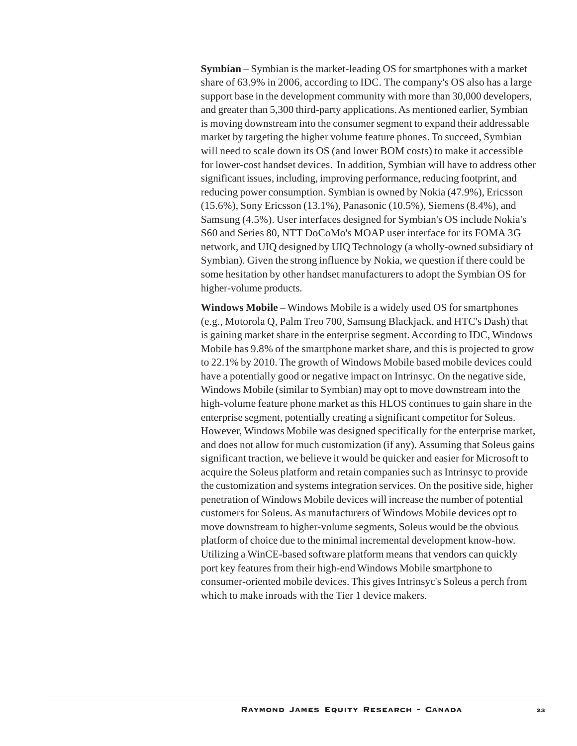**Symbian** – Symbian is the market-leading OS for smartphones with a market share of 63.9% in 2006, according to IDC. The company's OS also has a large support base in the development community with more than 30,000 developers, and greater than 5,300 third-party applications. As mentioned earlier, Symbian is moving downstream into the consumer segment to expand their addressable market by targeting the higher volume feature phones. To succeed, Symbian will need to scale down its OS (and lower BOM costs) to make it accessible for lower-cost handset devices. In addition, Symbian will have to address other significant issues, including, improving performance, reducing footprint, and reducing power consumption. Symbian is owned by Nokia (47.9%), Ericsson (15.6%), Sony Ericsson (13.1%), Panasonic (10.5%), Siemens (8.4%), and Samsung (4.5%). User interfaces designed for Symbian's OS include Nokia's S60 and Series 80, NTT DoCoMo's MOAP user interface for its FOMA 3G network, and UIQ designed by UIQ Technology (a wholly-owned subsidiary of Symbian). Given the strong influence by Nokia, we question if there could be some hesitation by other handset manufacturers to adopt the Symbian OS for higher-volume products.

**Windows Mobile** – Windows Mobile is a widely used OS for smartphones (e.g., Motorola Q, Palm Treo 700, Samsung Blackjack, and HTC's Dash) that is gaining market share in the enterprise segment. According to IDC, Windows Mobile has 9.8% of the smartphone market share, and this is projected to grow to 22.1% by 2010. The growth of Windows Mobile based mobile devices could have a potentially good or negative impact on Intrinsyc. On the negative side, Windows Mobile (similar to Symbian) may opt to move downstream into the high-volume feature phone market as this HLOS continues to gain share in the enterprise segment, potentially creating a significant competitor for Soleus. However, Windows Mobile was designed specifically for the enterprise market, and does not allow for much customization (if any). Assuming that Soleus gains significant traction, we believe it would be quicker and easier for Microsoft to acquire the Soleus platform and retain companies such as Intrinsyc to provide the customization and systems integration services. On the positive side, higher penetration of Windows Mobile devices will increase the number of potential customers for Soleus. As manufacturers of Windows Mobile devices opt to move downstream to higher-volume segments, Soleus would be the obvious platform of choice due to the minimal incremental development know-how. Utilizing a WinCE-based software platform means that vendors can quickly port key features from their high-end Windows Mobile smartphone to consumer-oriented mobile devices. This gives Intrinsyc's Soleus a perch from which to make inroads with the Tier 1 device makers.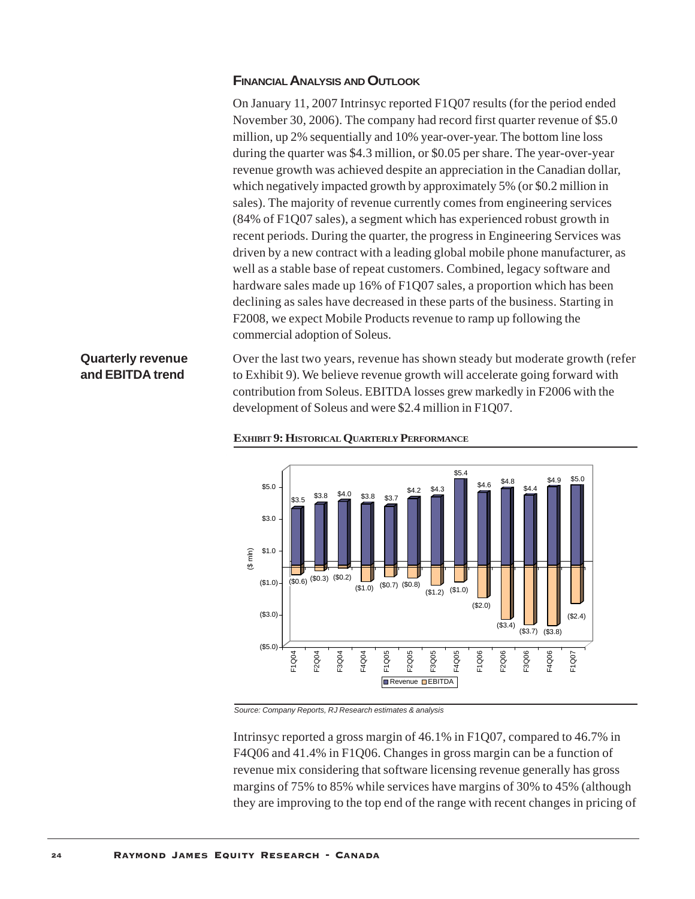## FINANCIAL ANALYSIS AND OUTLOOK

On January 11, 2007 Intrinsyc reported F1Q07 results (for the period ended November 30, 2006). The company had record first quarter revenue of $5.0 million, up 2% sequentially and 10% year-over-year. The bottom line loss during the quarter was $4.3 million, or $0.05 per share. The year-over-year revenue growth was achieved despite an appreciation in the Canadian dollar, which negatively impacted growth by approximately 5% (or $0.2 million in sales). The majority of revenue currently comes from engineering services (84% of F1Q07 sales), a segment which has experienced robust growth in recent periods. During the quarter, the progress in Engineering Services was driven by a new contract with a leading global mobile phone manufacturer, as well as a stable base of repeat customers. Combined, legacy software and hardware sales made up 16% of F1Q07 sales, a proportion which has been declining as sales have decreased in these parts of the business. Starting in F2008, we expect Mobile Products revenue to ramp up following the commercial adoption of Soleus.

**Quarterly revenue and EBITDA trend**

Over the last two years, revenue has shown steady but moderate growth (refer to Exhibit 9). We believe revenue growth will accelerate going forward with contribution from Soleus. EBITDA losses grew markedly in F2006 with the development of Soleus and were $2.4 million in F1Q07.

**EXHIBIT 9: HISTORICAL QUARTERLY PERFORMANCE**

| ($ mln) | F1Q04 | F2Q04 | F3Q04 | F4Q04 | F1Q05 | F2Q05 | F3Q05 | F4Q05 | F1Q06 | F2Q06 | F3Q06 | F4Q06 | F1Q07 |
|---|---|---|---|---|---|---|---|---|---|---|---|---|---|
| Revenue | $3.5 | $3.8 | $4.0 | $3.8 | $3.7 | $4.2 | $4.3 | $5.4 | $4.6 | $4.8 | $4.4 | $4.9 | $5.0 |
| EBITDA | ($0.6) | ($0.3) | ($0.2) | ($1.0) | ($0.7) | ($0.8) | ($1.2) | ($1.0) | ($2.0) | ($3.4) | ($3.7) | ($3.8) | ($2.4) |

*Source: Company Reports, RJ Research estimates & analysis*

Intrinsyc reported a gross margin of 46.1% in F1Q07, compared to 46.7% in F4Q06 and 41.4% in F1Q06. Changes in gross margin can be a function of revenue mix considering that software licensing revenue generally has gross margins of 75% to 85% while services have margins of 30% to 45% (although they are improving to the top end of the range with recent changes in pricing of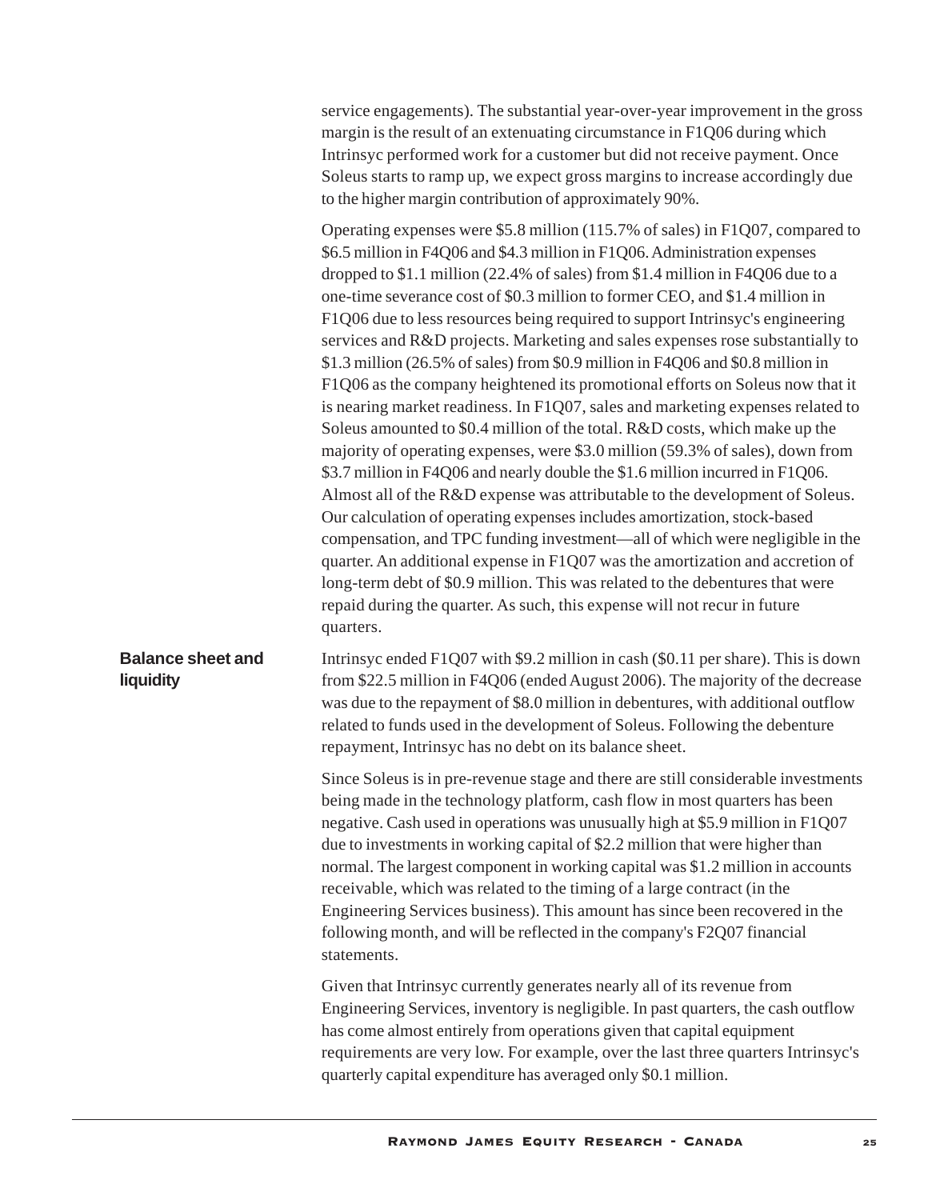service engagements). The substantial year-over-year improvement in the gross margin is the result of an extenuating circumstance in F1Q06 during which Intrinsyc performed work for a customer but did not receive payment. Once Soleus starts to ramp up, we expect gross margins to increase accordingly due to the higher margin contribution of approximately 90%.

Operating expenses were $5.8 million (115.7% of sales) in F1Q07, compared to $6.5 million in F4Q06 and $4.3 million in F1Q06. Administration expenses dropped to $1.1 million (22.4% of sales) from $1.4 million in F4Q06 due to a one-time severance cost of $0.3 million to former CEO, and $1.4 million in F1Q06 due to less resources being required to support Intrinsyc's engineering services and R&D projects. Marketing and sales expenses rose substantially to $1.3 million (26.5% of sales) from $0.9 million in F4Q06 and $0.8 million in F1Q06 as the company heightened its promotional efforts on Soleus now that it is nearing market readiness. In F1Q07, sales and marketing expenses related to Soleus amounted to $0.4 million of the total. R&D costs, which make up the majority of operating expenses, were $3.0 million (59.3% of sales), down from $3.7 million in F4Q06 and nearly double the $1.6 million incurred in F1Q06. Almost all of the R&D expense was attributable to the development of Soleus. Our calculation of operating expenses includes amortization, stock-based compensation, and TPC funding investment—all of which were negligible in the quarter. An additional expense in F1Q07 was the amortization and accretion of long-term debt of $0.9 million. This was related to the debentures that were repaid during the quarter. As such, this expense will not recur in future quarters.

## Balance sheet and liquidity

Intrinsyc ended F1Q07 with $9.2 million in cash ($0.11 per share). This is down from $22.5 million in F4Q06 (ended August 2006). The majority of the decrease was due to the repayment of $8.0 million in debentures, with additional outflow related to funds used in the development of Soleus. Following the debenture repayment, Intrinsyc has no debt on its balance sheet.

Since Soleus is in pre-revenue stage and there are still considerable investments being made in the technology platform, cash flow in most quarters has been negative. Cash used in operations was unusually high at $5.9 million in F1Q07 due to investments in working capital of $2.2 million that were higher than normal. The largest component in working capital was $1.2 million in accounts receivable, which was related to the timing of a large contract (in the Engineering Services business). This amount has since been recovered in the following month, and will be reflected in the company's F2Q07 financial statements.

Given that Intrinsyc currently generates nearly all of its revenue from Engineering Services, inventory is negligible. In past quarters, the cash outflow has come almost entirely from operations given that capital equipment requirements are very low. For example, over the last three quarters Intrinsyc's quarterly capital expenditure has averaged only $0.1 million.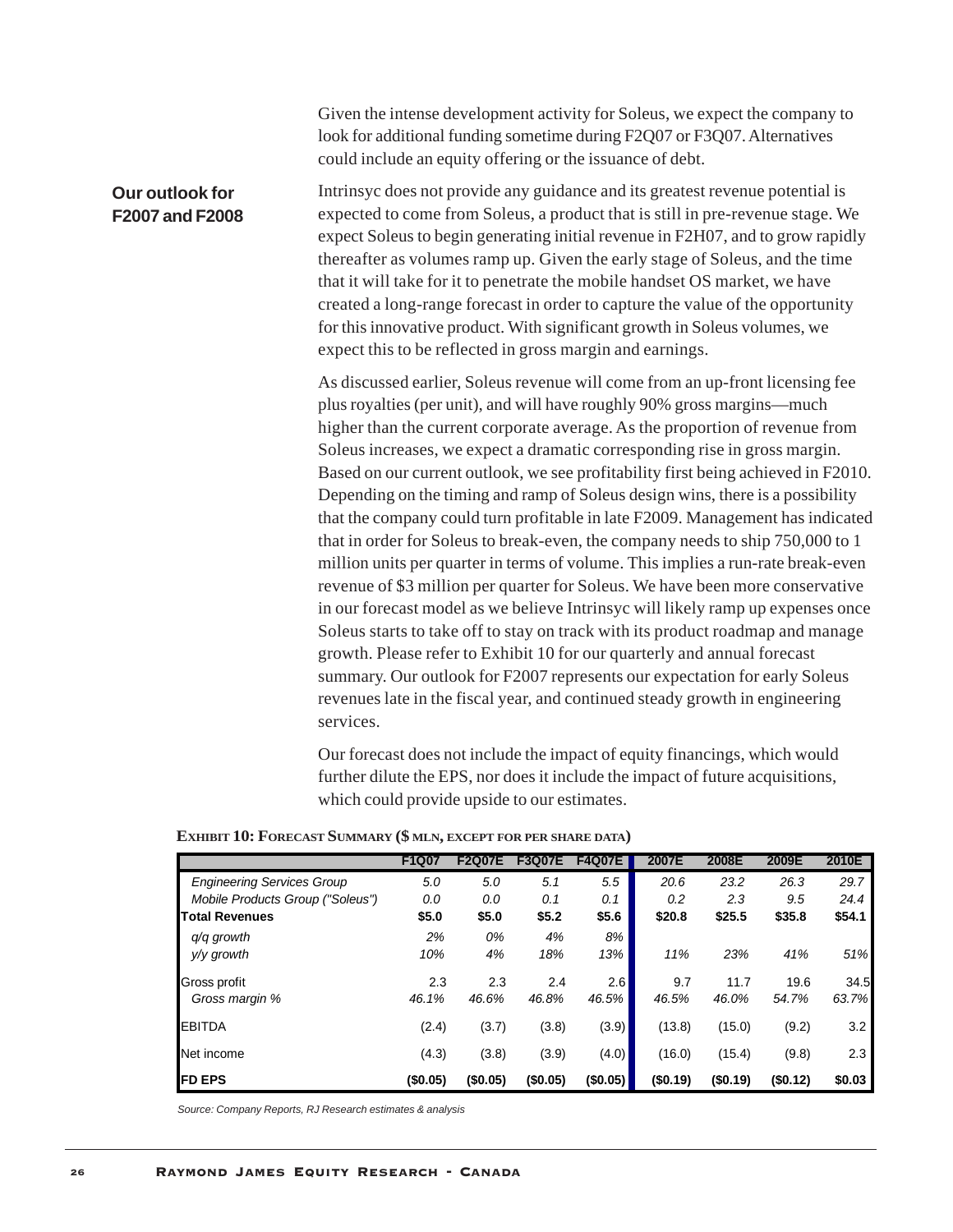Given the intense development activity for Soleus, we expect the company to look for additional funding sometime during F2Q07 or F3Q07. Alternatives could include an equity offering or the issuance of debt.

### Our outlook for F2007 and F2008

Intrinsyc does not provide any guidance and its greatest revenue potential is expected to come from Soleus, a product that is still in pre-revenue stage. We expect Soleus to begin generating initial revenue in F2H07, and to grow rapidly thereafter as volumes ramp up. Given the early stage of Soleus, and the time that it will take for it to penetrate the mobile handset OS market, we have created a long-range forecast in order to capture the value of the opportunity for this innovative product. With significant growth in Soleus volumes, we expect this to be reflected in gross margin and earnings.

As discussed earlier, Soleus revenue will come from an up-front licensing fee plus royalties (per unit), and will have roughly 90% gross margins—much higher than the current corporate average. As the proportion of revenue from Soleus increases, we expect a dramatic corresponding rise in gross margin. Based on our current outlook, we see profitability first being achieved in F2010. Depending on the timing and ramp of Soleus design wins, there is a possibility that the company could turn profitable in late F2009. Management has indicated that in order for Soleus to break-even, the company needs to ship 750,000 to 1 million units per quarter in terms of volume. This implies a run-rate break-even revenue of $3 million per quarter for Soleus. We have been more conservative in our forecast model as we believe Intrinsyc will likely ramp up expenses once Soleus starts to take off to stay on track with its product roadmap and manage growth. Please refer to Exhibit 10 for our quarterly and annual forecast summary. Our outlook for F2007 represents our expectation for early Soleus revenues late in the fiscal year, and continued steady growth in engineering services.

Our forecast does not include the impact of equity financings, which would further dilute the EPS, nor does it include the impact of future acquisitions, which could provide upside to our estimates.

**Exhibit 10: Forecast Summary ($ mln, except for per share data)**

| | F1Q07 | F2Q07E | F3Q07E | F4Q07E | 2007E | 2008E | 2009E | 2010E |
|---|---|---|---|---|---|---|---|---|
| *Engineering Services Group* | *5.0* | *5.0* | *5.1* | *5.5* | *20.6* | *23.2* | *26.3* | *29.7* |
| *Mobile Products Group ("Soleus")* | *0.0* | *0.0* | *0.1* | *0.1* | *0.2* | *2.3* | *9.5* | *24.4* |
| **Total Revenues** | **$5.0** | **$5.0** | **$5.2** | **$5.6** | **$20.8** | **$25.5** | **$35.8** | **$54.1** |
| *q/q growth* | *2%* | *0%* | *4%* | *8%* | | | | |
| *y/y growth* | *10%* | *4%* | *18%* | *13%* | *11%* | *23%* | *41%* | *51%* |
| Gross profit | 2.3 | 2.3 | 2.4 | 2.6 | 9.7 | 11.7 | 19.6 | 34.5 |
| *Gross margin %* | *46.1%* | *46.6%* | *46.8%* | *46.5%* | *46.5%* | *46.0%* | *54.7%* | *63.7%* |
| EBITDA | (2.4) | (3.7) | (3.8) | (3.9) | (13.8) | (15.0) | (9.2) | 3.2 |
| Net income | (4.3) | (3.8) | (3.9) | (4.0) | (16.0) | (15.4) | (9.8) | 2.3 |
| **FD EPS** | **($0.05)** | **($0.05)** | **($0.05)** | **($0.05)** | **($0.19)** | **($0.19)** | **($0.12)** | **$0.03** |

*Source: Company Reports, RJ Research estimates & analysis*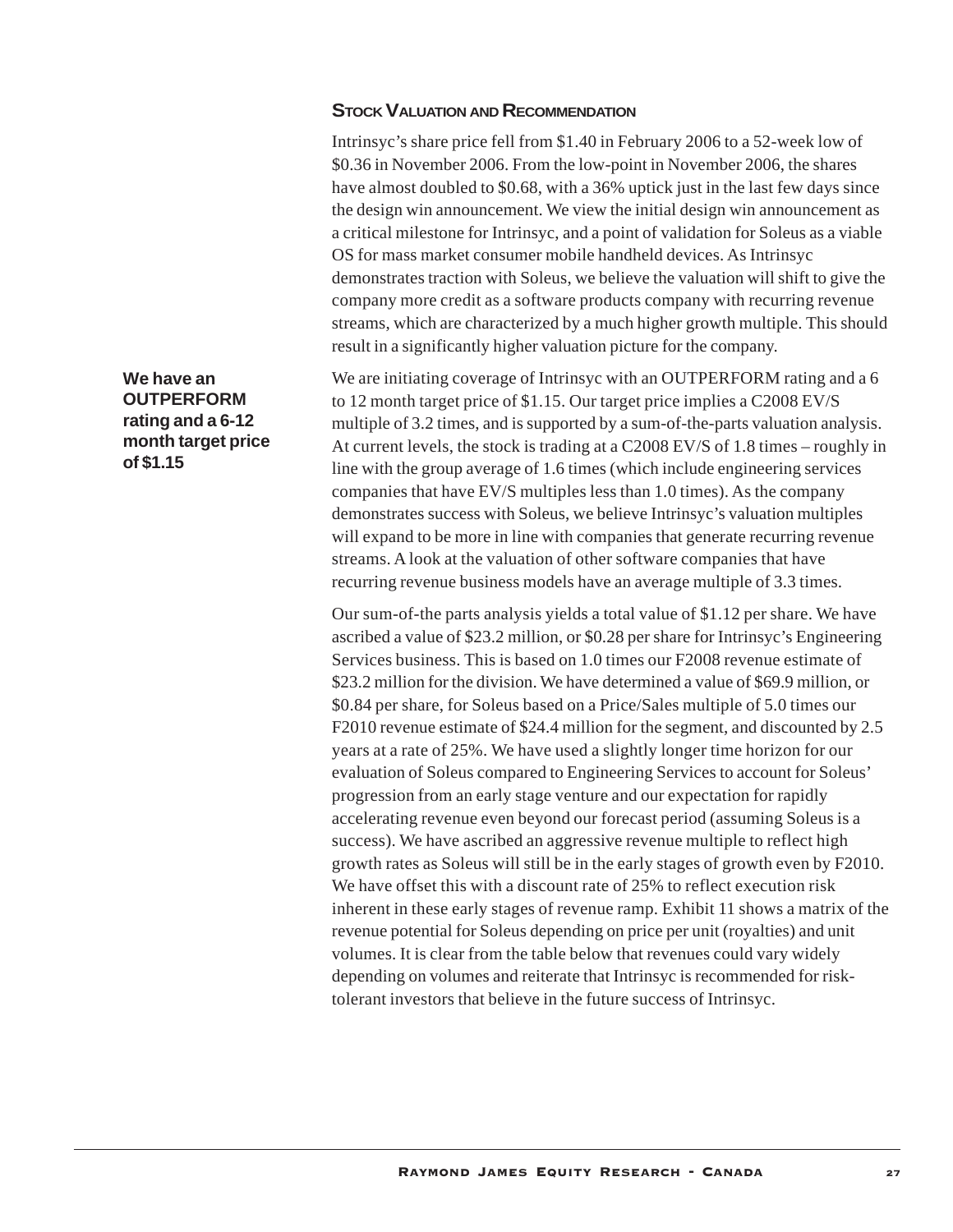## Stock Valuation and Recommendation

Intrinsyc's share price fell from $1.40 in February 2006 to a 52-week low of $0.36 in November 2006. From the low-point in November 2006, the shares have almost doubled to $0.68, with a 36% uptick just in the last few days since the design win announcement. We view the initial design win announcement as a critical milestone for Intrinsyc, and a point of validation for Soleus as a viable OS for mass market consumer mobile handheld devices. As Intrinsyc demonstrates traction with Soleus, we believe the valuation will shift to give the company more credit as a software products company with recurring revenue streams, which are characterized by a much higher growth multiple. This should result in a significantly higher valuation picture for the company.

**We have an OUTPERFORM rating and a 6-12 month target price of $1.15**

We are initiating coverage of Intrinsyc with an OUTPERFORM rating and a 6 to 12 month target price of $1.15. Our target price implies a C2008 EV/S multiple of 3.2 times, and is supported by a sum-of-the-parts valuation analysis. At current levels, the stock is trading at a C2008 EV/S of 1.8 times – roughly in line with the group average of 1.6 times (which include engineering services companies that have EV/S multiples less than 1.0 times). As the company demonstrates success with Soleus, we believe Intrinsyc's valuation multiples will expand to be more in line with companies that generate recurring revenue streams. A look at the valuation of other software companies that have recurring revenue business models have an average multiple of 3.3 times.

Our sum-of-the parts analysis yields a total value of $1.12 per share. We have ascribed a value of $23.2 million, or $0.28 per share for Intrinsyc's Engineering Services business. This is based on 1.0 times our F2008 revenue estimate of $23.2 million for the division. We have determined a value of $69.9 million, or $0.84 per share, for Soleus based on a Price/Sales multiple of 5.0 times our F2010 revenue estimate of $24.4 million for the segment, and discounted by 2.5 years at a rate of 25%. We have used a slightly longer time horizon for our evaluation of Soleus compared to Engineering Services to account for Soleus' progression from an early stage venture and our expectation for rapidly accelerating revenue even beyond our forecast period (assuming Soleus is a success). We have ascribed an aggressive revenue multiple to reflect high growth rates as Soleus will still be in the early stages of growth even by F2010. We have offset this with a discount rate of 25% to reflect execution risk inherent in these early stages of revenue ramp. Exhibit 11 shows a matrix of the revenue potential for Soleus depending on price per unit (royalties) and unit volumes. It is clear from the table below that revenues could vary widely depending on volumes and reiterate that Intrinsyc is recommended for risk-tolerant investors that believe in the future success of Intrinsyc.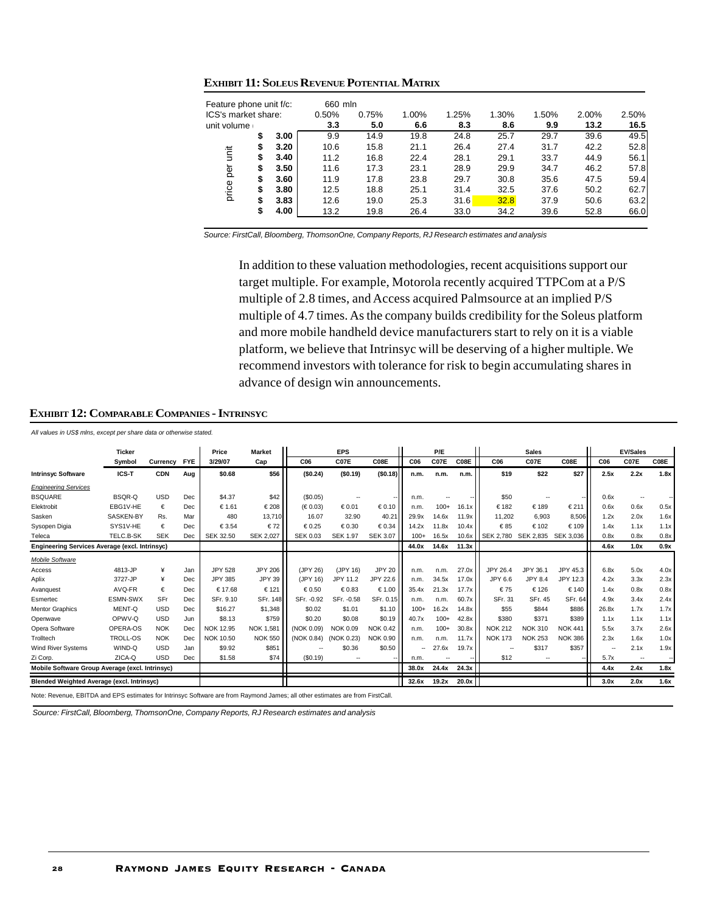**EXHIBIT 11: SOLEUS REVENUE POTENTIAL MATRIX**

| Feature phone unit f/c: | | 660 mln | | | | | | | |
|---|---|---|---|---|---|---|---|---|---|
| ICS's market share: | | 0.50% | 0.75% | 1.00% | 1.25% | 1.30% | 1.50% | 2.00% | 2.50% |
| unit volume | | **3.3** | **5.0** | **6.6** | **8.3** | **8.6** | **9.9** | **13.2** | **16.5** |
| price per unit | **$ 3.00** | 9.9 | 14.9 | 19.8 | 24.8 | 25.7 | 29.7 | 39.6 | 49.5 |
| | **$ 3.20** | 10.6 | 15.8 | 21.1 | 26.4 | 27.4 | 31.7 | 42.2 | 52.8 |
| | **$ 3.40** | 11.2 | 16.8 | 22.4 | 28.1 | 29.1 | 33.7 | 44.9 | 56.1 |
| | **$ 3.50** | 11.6 | 17.3 | 23.1 | 28.9 | 29.9 | 34.7 | 46.2 | 57.8 |
| | **$ 3.60** | 11.9 | 17.8 | 23.8 | 29.7 | 30.8 | 35.6 | 47.5 | 59.4 |
| | **$ 3.80** | 12.5 | 18.8 | 25.1 | 31.4 | 32.5 | 37.6 | 50.2 | 62.7 |
| | **$ 3.83** | 12.6 | 19.0 | 25.3 | 31.6 | 32.8 | 37.9 | 50.6 | 63.2 |
| | **$ 4.00** | 13.2 | 19.8 | 26.4 | 33.0 | 34.2 | 39.6 | 52.8 | 66.0 |

*Source: FirstCall, Bloomberg, ThomsonOne, Company Reports, RJ Research estimates and analysis*

In addition to these valuation methodologies, recent acquisitions support our target multiple. For example, Motorola recently acquired TTPCom at a P/S multiple of 2.8 times, and Access acquired Palmsource at an implied P/S multiple of 4.7 times. As the company builds credibility for the Soleus platform and more mobile handheld device manufacturers start to rely on it is a viable platform, we believe that Intrinsyc will be deserving of a higher multiple. We recommend investors with tolerance for risk to begin accumulating shares in advance of design win announcements.

**EXHIBIT 12: COMPARABLE COMPANIES - INTRINSYC**

*All values in US$ mlns, except per share data or otherwise stated.*

| | Ticker Symbol | Currency | FYE | Price 3/29/07 | Market Cap | EPS C06 | EPS C07E | EPS C08E | P/E C06 | P/E C07E | P/E C08E | Sales C06 | Sales C07E | Sales C08E | EV/Sales C06 | EV/Sales C07E | EV/Sales C08E |
|---|---|---|---|---|---|---|---|---|---|---|---|---|---|---|---|---|---|
| **Intrinsyc Software** | **ICS-T** | **CDN** | **Aug** | **$0.68** | **$56** | **($0.24)** | **($0.19)** | **($0.18)** | **n.m.** | **n.m.** | **n.m.** | **$19** | **$22** | **$27** | **2.5x** | **2.2x** | **1.8x** |
| *Engineering Services* | | | | | | | | | | | | | | | | | |
| BSQUARE | BSQR-Q | USD | Dec | $4.37 | $42 | ($0.05) | -- | -- | n.m. | -- | -- | $50 | -- | -- | 0.6x | -- | -- |
| Elektrobit | EBG1V-HE | € | Dec | € 1.61 | € 208 | (€ 0.03) | € 0.01 | € 0.10 | n.m. | 100+ | 16.1x | € 182 | € 189 | € 211 | 0.6x | 0.6x | 0.5x |
| Sasken | SASKEN-BY | Rs. | Mar | 480 | 13,710 | 16.07 | 32.90 | 40.21 | 29.9x | 14.6x | 11.9x | 11,202 | 6,903 | 8,506 | 1.2x | 2.0x | 1.6x |
| Sysopen Digia | SYS1V-HE | € | Dec | € 3.54 | € 72 | € 0.25 | € 0.30 | € 0.34 | 14.2x | 11.8x | 10.4x | € 85 | € 102 | € 109 | 1.4x | 1.1x | 1.1x |
| Teleca | TELC.B-SK | SEK | Dec | SEK 32.50 | SEK 2,027 | SEK 0.03 | SEK 1.97 | SEK 3.07 | 100+ | 16.5x | 10.6x | SEK 2,780 | SEK 2,835 | SEK 3,036 | 0.8x | 0.8x | 0.8x |
| **Engineering Services Average (excl. Intrinsyc)** | | | | | | | | | **44.0x** | **14.6x** | **11.3x** | | | | **4.6x** | **1.0x** | **0.9x** |
| *Mobile Software* | | | | | | | | | | | | | | | | | |
| Access | 4813-JP | ¥ | Jan | JPY 528 | JPY 206 | (JPY 26) | (JPY 16) | JPY 20 | n.m. | n.m. | 27.0x | JPY 26.4 | JPY 36.1 | JPY 45.3 | 6.8x | 5.0x | 4.0x |
| Aplix | 3727-JP | ¥ | Dec | JPY 385 | JPY 39 | (JPY 16) | JPY 11.2 | JPY 22.6 | n.m. | 34.5x | 17.0x | JPY 6.6 | JPY 8.4 | JPY 12.3 | 4.2x | 3.3x | 2.3x |
| Avanquest | AVQ-FR | € | Dec | € 17.68 | € 121 | € 0.50 | € 0.83 | € 1.00 | 35.4x | 21.3x | 17.7x | € 75 | € 126 | € 140 | 1.4x | 0.8x | 0.8x |
| Esmertec | ESMN-SWX | SFr | Dec | SFr. 9.10 | SFr. 148 | SFr. -0.92 | SFr. -0.58 | SFr. 0.15 | n.m. | n.m. | 60.7x | SFr. 31 | SFr. 45 | SFr. 64 | 4.9x | 3.4x | 2.4x |
| Mentor Graphics | MENT-Q | USD | Dec | $16.27 | $1,348 | $0.02 | $1.01 | $1.10 | 100+ | 16.2x | 14.8x | $55 | $844 | $886 | 26.8x | 1.7x | 1.7x |
| Openwave | OPWV-Q | USD | Jun | $8.13 | $759 | $0.20 | $0.08 | $0.19 | 40.7x | 100+ | 42.8x | $380 | $371 | $389 | 1.1x | 1.1x | 1.1x |
| Opera Software | OPERA-OS | NOK | Dec | NOK 12.95 | NOK 1,581 | (NOK 0.09) | NOK 0.09 | NOK 0.42 | n.m. | 100+ | 30.8x | NOK 212 | NOK 310 | NOK 441 | 5.5x | 3.7x | 2.6x |
| Trolltech | TROLL-OS | NOK | Dec | NOK 10.50 | NOK 550 | (NOK 0.84) | (NOK 0.23) | NOK 0.90 | n.m. | n.m. | 11.7x | NOK 173 | NOK 253 | NOK 386 | 2.3x | 1.6x | 1.0x |
| Wind River Systems | WIND-Q | USD | Jan | $9.92 | $851 | -- | $0.36 | $0.50 | -- | 27.6x | 19.7x | -- | $317 | $357 | -- | 2.1x | 1.9x |
| Zi Corp. | ZICA-Q | USD | Dec | $1.58 | $74 | ($0.19) | -- | -- | n.m. | -- | -- | $12 | -- | -- | 5.7x | -- | -- |
| **Mobile Software Group Average (excl. Intrinsyc)** | | | | | | | | | **38.0x** | **24.4x** | **24.3x** | | | | **4.4x** | **2.4x** | **1.8x** |
| **Blended Weighted Average (excl. Intrinsyc)** | | | | | | | | | **32.6x** | **19.2x** | **20.0x** | | | | **3.0x** | **2.0x** | **1.6x** |

Note: Revenue, EBITDA and EPS estimates for Intrinsyc Software are from Raymond James; all other estimates are from FirstCall.

*Source: FirstCall, Bloomberg, ThomsonOne, Company Reports, RJ Research estimates and analysis*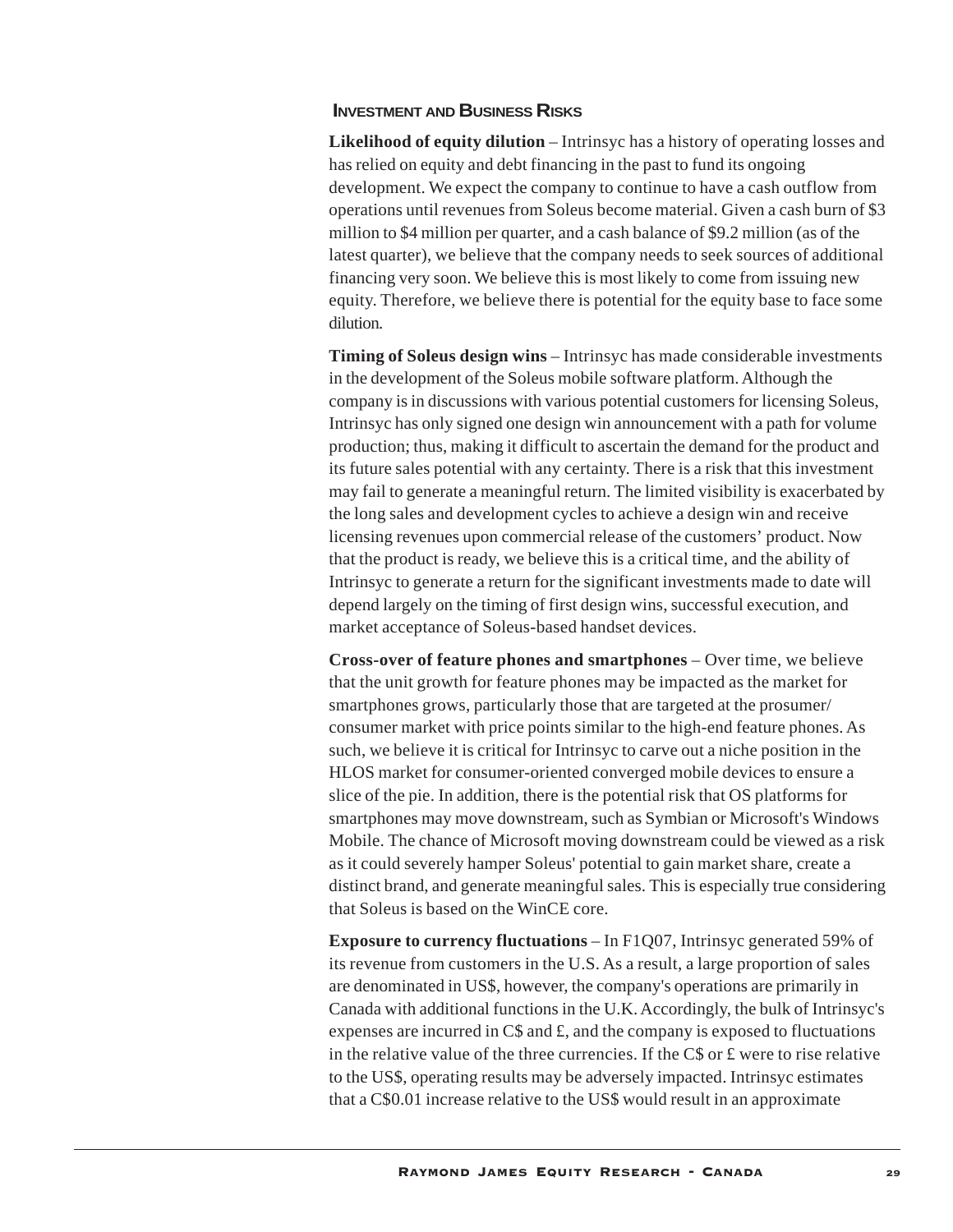## Investment and Business Risks

**Likelihood of equity dilution** – Intrinsyc has a history of operating losses and has relied on equity and debt financing in the past to fund its ongoing development. We expect the company to continue to have a cash outflow from operations until revenues from Soleus become material. Given a cash burn of $3 million to $4 million per quarter, and a cash balance of $9.2 million (as of the latest quarter), we believe that the company needs to seek sources of additional financing very soon. We believe this is most likely to come from issuing new equity. Therefore, we believe there is potential for the equity base to face some dilution.

**Timing of Soleus design wins** – Intrinsyc has made considerable investments in the development of the Soleus mobile software platform. Although the company is in discussions with various potential customers for licensing Soleus, Intrinsyc has only signed one design win announcement with a path for volume production; thus, making it difficult to ascertain the demand for the product and its future sales potential with any certainty. There is a risk that this investment may fail to generate a meaningful return. The limited visibility is exacerbated by the long sales and development cycles to achieve a design win and receive licensing revenues upon commercial release of the customers' product. Now that the product is ready, we believe this is a critical time, and the ability of Intrinsyc to generate a return for the significant investments made to date will depend largely on the timing of first design wins, successful execution, and market acceptance of Soleus-based handset devices.

**Cross-over of feature phones and smartphones** – Over time, we believe that the unit growth for feature phones may be impacted as the market for smartphones grows, particularly those that are targeted at the prosumer/consumer market with price points similar to the high-end feature phones. As such, we believe it is critical for Intrinsyc to carve out a niche position in the HLOS market for consumer-oriented converged mobile devices to ensure a slice of the pie. In addition, there is the potential risk that OS platforms for smartphones may move downstream, such as Symbian or Microsoft's Windows Mobile. The chance of Microsoft moving downstream could be viewed as a risk as it could severely hamper Soleus' potential to gain market share, create a distinct brand, and generate meaningful sales. This is especially true considering that Soleus is based on the WinCE core.

**Exposure to currency fluctuations** – In F1Q07, Intrinsyc generated 59% of its revenue from customers in the U.S. As a result, a large proportion of sales are denominated in US$, however, the company's operations are primarily in Canada with additional functions in the U.K. Accordingly, the bulk of Intrinsyc's expenses are incurred in C$ and £, and the company is exposed to fluctuations in the relative value of the three currencies. If the C$ or £ were to rise relative to the US$, operating results may be adversely impacted. Intrinsyc estimates that a C$0.01 increase relative to the US$ would result in an approximate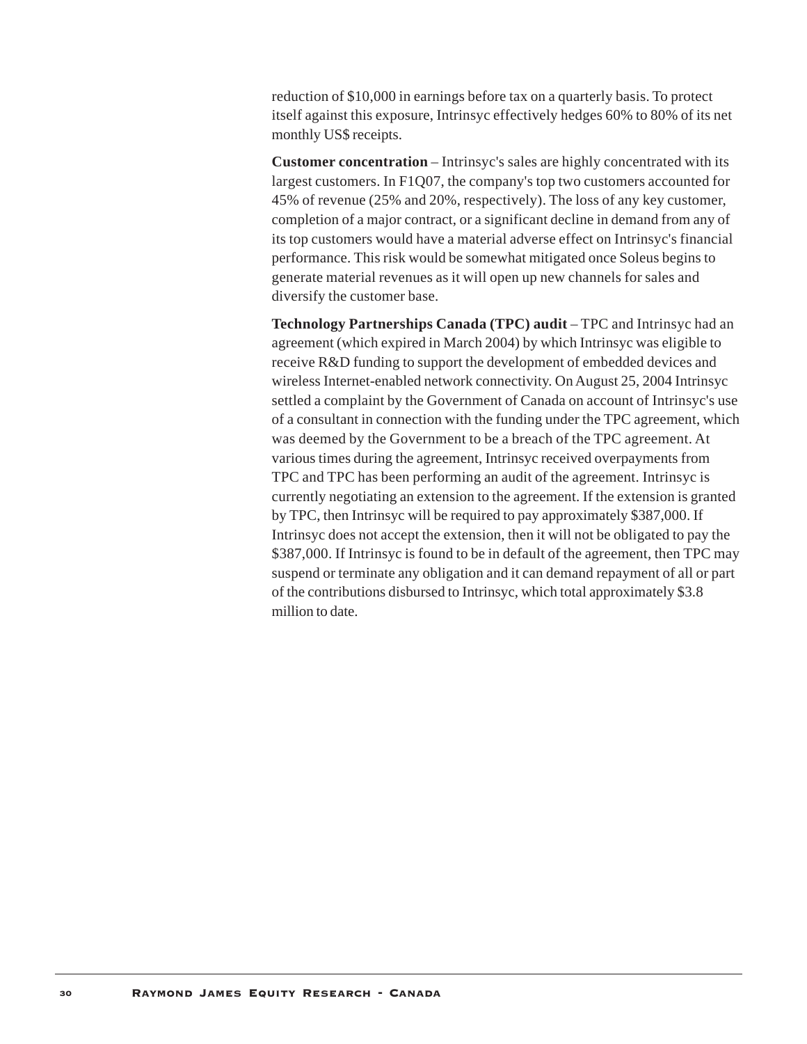reduction of $10,000 in earnings before tax on a quarterly basis. To protect itself against this exposure, Intrinsyc effectively hedges 60% to 80% of its net monthly US$ receipts.

**Customer concentration** – Intrinsyc's sales are highly concentrated with its largest customers. In F1Q07, the company's top two customers accounted for 45% of revenue (25% and 20%, respectively). The loss of any key customer, completion of a major contract, or a significant decline in demand from any of its top customers would have a material adverse effect on Intrinsyc's financial performance. This risk would be somewhat mitigated once Soleus begins to generate material revenues as it will open up new channels for sales and diversify the customer base.

**Technology Partnerships Canada (TPC) audit** – TPC and Intrinsyc had an agreement (which expired in March 2004) by which Intrinsyc was eligible to receive R&D funding to support the development of embedded devices and wireless Internet-enabled network connectivity. On August 25, 2004 Intrinsyc settled a complaint by the Government of Canada on account of Intrinsyc's use of a consultant in connection with the funding under the TPC agreement, which was deemed by the Government to be a breach of the TPC agreement. At various times during the agreement, Intrinsyc received overpayments from TPC and TPC has been performing an audit of the agreement. Intrinsyc is currently negotiating an extension to the agreement. If the extension is granted by TPC, then Intrinsyc will be required to pay approximately $387,000. If Intrinsyc does not accept the extension, then it will not be obligated to pay the $387,000. If Intrinsyc is found to be in default of the agreement, then TPC may suspend or terminate any obligation and it can demand repayment of all or part of the contributions disbursed to Intrinsyc, which total approximately $3.8 million to date.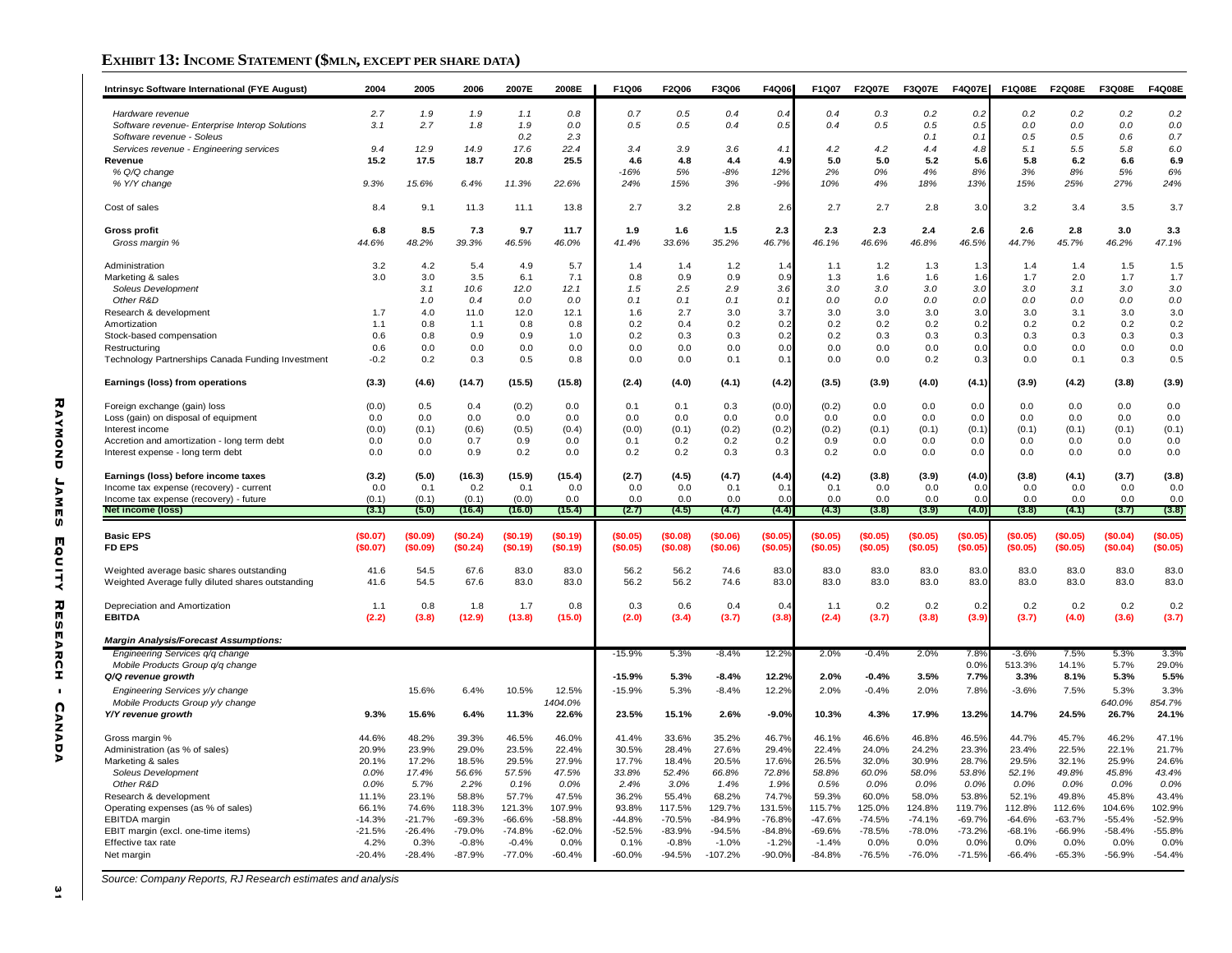## Exhibit 13: Income Statement ($mln, except per share data)

| Intrinsyc Software International (FYE August) | 2004 | 2005 | 2006 | 2007E | 2008E | F1Q06 | F2Q06 | F3Q06 | F4Q06 | F1Q07 | F2Q07E | F3Q07E | F4Q07E | F1Q08E | F2Q08E | F3Q08E | F4Q08E |
|---|---|---|---|---|---|---|---|---|---|---|---|---|---|---|---|---|---|
| *Hardware revenue* | 2.7 | 1.9 | 1.9 | 1.1 | 0.8 | 0.7 | 0.5 | 0.4 | 0.4 | 0.4 | 0.3 | 0.2 | 0.2 | 0.2 | 0.2 | 0.2 | 0.2 |
| *Software revenue- Enterprise Interop Solutions* | 3.1 | 2.7 | 1.8 | 1.9 | 0.0 | 0.5 | 0.5 | 0.4 | 0.5 | 0.4 | 0.5 | 0.5 | 0.5 | 0.0 | 0.0 | 0.0 | 0.0 |
| *Software revenue - Soleus* | | | | 0.2 | 2.3 | | | | | | | 0.1 | 0.1 | 0.5 | 0.5 | 0.6 | 0.7 |
| *Services revenue - Engineering services* | 9.4 | 12.9 | 14.9 | 17.6 | 22.4 | 3.4 | 3.9 | 3.6 | 4.1 | 4.2 | 4.2 | 4.4 | 4.8 | 5.1 | 5.5 | 5.8 | 6.0 |
| **Revenue** | **15.2** | **17.5** | **18.7** | **20.8** | **25.5** | **4.6** | **4.8** | **4.4** | **4.9** | **5.0** | **5.0** | **5.2** | **5.6** | **5.8** | **6.2** | **6.6** | **6.9** |
| *% Q/Q change* | | | | | | -16% | 5% | -8% | 12% | 2% | 0% | 4% | 8% | 3% | 8% | 5% | 6% |
| *% Y/Y change* | 9.3% | 15.6% | 6.4% | 11.3% | 22.6% | 24% | 15% | 3% | -9% | 10% | 4% | 18% | 13% | 15% | 25% | 27% | 24% |
| Cost of sales | 8.4 | 9.1 | 11.3 | 11.1 | 13.8 | 2.7 | 3.2 | 2.8 | 2.6 | 2.7 | 2.7 | 2.8 | 3.0 | 3.2 | 3.4 | 3.5 | 3.7 |
| **Gross profit** | **6.8** | **8.5** | **7.3** | **9.7** | **11.7** | **1.9** | **1.6** | **1.5** | **2.3** | **2.3** | **2.3** | **2.4** | **2.6** | **2.6** | **2.8** | **3.0** | **3.3** |
| *Gross margin %* | 44.6% | 48.2% | 39.3% | 46.5% | 46.0% | 41.4% | 33.6% | 35.2% | 46.7% | 46.1% | 46.6% | 46.8% | 46.5% | 44.7% | 45.7% | 46.2% | 47.1% |
| Administration | 3.2 | 4.2 | 5.4 | 4.9 | 5.7 | 1.4 | 1.4 | 1.2 | 1.4 | 1.1 | 1.2 | 1.3 | 1.3 | 1.4 | 1.4 | 1.5 | 1.5 |
| Marketing & sales | 3.0 | 3.0 | 3.5 | 6.1 | 7.1 | 0.8 | 0.9 | 0.9 | 0.9 | 1.3 | 1.6 | 1.6 | 1.6 | 1.7 | 2.0 | 1.7 | 1.7 |
| *Soleus Development* | | 3.1 | 10.6 | 12.0 | 12.1 | 1.5 | 2.5 | 2.9 | 3.6 | 3.0 | 3.0 | 3.0 | 3.0 | 3.0 | 3.1 | 3.0 | 3.0 |
| *Other R&D* | | 1.0 | 0.4 | 0.0 | 0.0 | 0.1 | 0.1 | 0.1 | 0.1 | 0.0 | 0.0 | 0.0 | 0.0 | 0.0 | 0.0 | 0.0 | 0.0 |
| Research & development | 1.7 | 4.0 | 11.0 | 12.0 | 12.1 | 1.6 | 2.7 | 3.0 | 3.7 | 3.0 | 3.0 | 3.0 | 3.0 | 3.0 | 3.1 | 3.0 | 3.0 |
| Amortization | 1.1 | 0.8 | 1.1 | 0.8 | 0.8 | 0.2 | 0.4 | 0.2 | 0.2 | 0.2 | 0.2 | 0.2 | 0.2 | 0.2 | 0.2 | 0.2 | 0.2 |
| Stock-based compensation | 0.6 | 0.8 | 0.9 | 0.9 | 1.0 | 0.2 | 0.3 | 0.3 | 0.2 | 0.2 | 0.3 | 0.3 | 0.3 | 0.3 | 0.3 | 0.3 | 0.3 |
| Restructuring | 0.6 | 0.0 | 0.0 | 0.0 | 0.0 | 0.0 | 0.0 | 0.0 | 0.0 | 0.0 | 0.0 | 0.0 | 0.0 | 0.0 | 0.0 | 0.0 | 0.0 |
| Technology Partnerships Canada Funding Investment | -0.2 | 0.2 | 0.3 | 0.5 | 0.8 | 0.0 | 0.0 | 0.1 | 0.1 | 0.0 | 0.0 | 0.2 | 0.3 | 0.0 | 0.1 | 0.3 | 0.5 |
| **Earnings (loss) from operations** | **(3.3)** | **(4.6)** | **(14.7)** | **(15.5)** | **(15.8)** | **(2.4)** | **(4.0)** | **(4.1)** | **(4.2)** | **(3.5)** | **(3.9)** | **(4.0)** | **(4.1)** | **(3.9)** | **(4.2)** | **(3.8)** | **(3.9)** |
| Foreign exchange (gain) loss | (0.0) | 0.5 | 0.4 | (0.2) | 0.0 | 0.1 | 0.1 | 0.3 | (0.0) | (0.2) | 0.0 | 0.0 | 0.0 | 0.0 | 0.0 | 0.0 | 0.0 |
| Loss (gain) on disposal of equipment | 0.0 | 0.0 | 0.0 | 0.0 | 0.0 | 0.0 | 0.0 | 0.0 | 0.0 | 0.0 | 0.0 | 0.0 | 0.0 | 0.0 | 0.0 | 0.0 | 0.0 |
| Interest income | (0.0) | (0.1) | (0.6) | (0.5) | (0.4) | (0.0) | (0.1) | (0.2) | (0.2) | (0.2) | (0.1) | (0.1) | (0.1) | (0.1) | (0.1) | (0.1) | (0.1) |
| Accretion and amortization - long term debt | 0.0 | 0.0 | 0.7 | 0.9 | 0.0 | 0.1 | 0.2 | 0.2 | 0.2 | 0.9 | 0.0 | 0.0 | 0.0 | 0.0 | 0.0 | 0.0 | 0.0 |
| Interest expense - long term debt | 0.0 | 0.0 | 0.9 | 0.2 | 0.0 | 0.2 | 0.2 | 0.3 | 0.3 | 0.2 | 0.0 | 0.0 | 0.0 | 0.0 | 0.0 | 0.0 | 0.0 |
| **Earnings (loss) before income taxes** | **(3.2)** | **(5.0)** | **(16.3)** | **(15.9)** | **(15.4)** | **(2.7)** | **(4.5)** | **(4.7)** | **(4.4)** | **(4.2)** | **(3.8)** | **(3.9)** | **(4.0)** | **(3.8)** | **(4.1)** | **(3.7)** | **(3.8)** |
| Income tax expense (recovery) - current | 0.0 | 0.1 | 0.2 | 0.1 | 0.0 | 0.0 | 0.0 | 0.1 | 0.1 | 0.1 | 0.0 | 0.0 | 0.0 | 0.0 | 0.0 | 0.0 | 0.0 |
| Income tax expense (recovery) - future | (0.1) | (0.1) | (0.1) | (0.0) | 0.0 | 0.0 | 0.0 | 0.0 | 0.0 | 0.0 | 0.0 | 0.0 | 0.0 | 0.0 | 0.0 | 0.0 | 0.0 |
| **Net income (loss)** | **(3.1)** | **(5.0)** | **(16.4)** | **(16.0)** | **(15.4)** | **(2.7)** | **(4.5)** | **(4.7)** | **(4.4)** | **(4.3)** | **(3.8)** | **(3.9)** | **(4.0)** | **(3.8)** | **(4.1)** | **(3.7)** | **(3.8)** |
| **Basic EPS** | **($0.07)** | **($0.09)** | **($0.24)** | **($0.19)** | **($0.19)** | **($0.05)** | **($0.08)** | **($0.06)** | **($0.05)** | **($0.05)** | **($0.05)** | **($0.05)** | **($0.05)** | **($0.05)** | **($0.05)** | **($0.04)** | **($0.05)** |
| **FD EPS** | **($0.07)** | **($0.09)** | **($0.24)** | **($0.19)** | **($0.19)** | **($0.05)** | **($0.08)** | **($0.06)** | **($0.05)** | **($0.05)** | **($0.05)** | **($0.05)** | **($0.05)** | **($0.05)** | **($0.05)** | **($0.04)** | **($0.05)** |
| Weighted average basic shares outstanding | 41.6 | 54.5 | 67.6 | 83.0 | 83.0 | 56.2 | 56.2 | 74.6 | 83.0 | 83.0 | 83.0 | 83.0 | 83.0 | 83.0 | 83.0 | 83.0 | 83.0 |
| Weighted Average fully diluted shares outstanding | 41.6 | 54.5 | 67.6 | 83.0 | 83.0 | 56.2 | 56.2 | 74.6 | 83.0 | 83.0 | 83.0 | 83.0 | 83.0 | 83.0 | 83.0 | 83.0 | 83.0 |
| Depreciation and Amortization | 1.1 | 0.8 | 1.8 | 1.7 | 0.8 | 0.3 | 0.6 | 0.4 | 0.4 | 1.1 | 0.2 | 0.2 | 0.2 | 0.2 | 0.2 | 0.2 | 0.2 |
| **EBITDA** | **(2.2)** | **(3.8)** | **(12.9)** | **(13.8)** | **(15.0)** | **(2.0)** | **(3.4)** | **(3.7)** | **(3.8)** | **(2.4)** | **(3.7)** | **(3.8)** | **(3.9)** | **(3.7)** | **(4.0)** | **(3.6)** | **(3.7)** |
| ***Margin Analysis/Forecast Assumptions:*** | | | | | | | | | | | | | | | | | |
| *Engineering Services q/q change* | | | | | | -15.9% | 5.3% | -8.4% | 12.2% | 2.0% | -0.4% | 2.0% | 7.8% | -3.6% | 7.5% | 5.3% | 3.3% |
| *Mobile Products Group q/q change* | | | | | | | | | | | | | 0.0% | 513.3% | 14.1% | 5.7% | 29.0% |
| ***Q/Q revenue growth*** | | | | | | **-15.9%** | **5.3%** | **-8.4%** | **12.2%** | **2.0%** | **-0.4%** | **3.5%** | **7.7%** | **3.3%** | **8.1%** | **5.3%** | **5.5%** |
| *Engineering Services y/y change* | | 15.6% | 6.4% | 10.5% | 12.5% | -15.9% | 5.3% | -8.4% | 12.2% | 2.0% | -0.4% | 2.0% | 7.8% | -3.6% | 7.5% | 5.3% | 3.3% |
| *Mobile Products Group y/y change* | | | | | 1404.0% | | | | | | | | | | | 640.0% | 854.7% |
| ***Y/Y revenue growth*** | **9.3%** | **15.6%** | **6.4%** | **11.3%** | **22.6%** | **23.5%** | **15.1%** | **2.6%** | **-9.0%** | **10.3%** | **4.3%** | **17.9%** | **13.2%** | **14.7%** | **24.5%** | **26.7%** | **24.1%** |
| Gross margin % | 44.6% | 48.2% | 39.3% | 46.5% | 46.0% | 41.4% | 33.6% | 35.2% | 46.7% | 46.1% | 46.6% | 46.8% | 46.5% | 44.7% | 45.7% | 46.2% | 47.1% |
| Administration (as % of sales) | 20.9% | 23.9% | 29.0% | 23.5% | 22.4% | 30.5% | 28.4% | 27.6% | 29.4% | 22.4% | 24.0% | 24.2% | 23.3% | 23.4% | 22.5% | 22.1% | 21.7% |
| Marketing & sales | 20.1% | 17.2% | 18.5% | 29.5% | 27.9% | 17.7% | 18.4% | 20.5% | 17.6% | 26.5% | 32.0% | 30.9% | 28.7% | 29.5% | 32.1% | 25.9% | 24.6% |
| *Soleus Development* | 0.0% | 17.4% | 56.6% | 57.5% | 47.5% | 33.8% | 52.4% | 66.8% | 72.8% | 58.8% | 60.0% | 58.0% | 53.8% | 52.1% | 49.8% | 45.8% | 43.4% |
| *Other R&D* | 0.0% | 5.7% | 2.2% | 0.1% | 0.0% | 2.4% | 3.0% | 1.4% | 1.9% | 0.5% | 0.0% | 0.0% | 0.0% | 0.0% | 0.0% | 0.0% | 0.0% |
| Research & development | 11.1% | 23.1% | 58.8% | 57.7% | 47.5% | 36.2% | 55.4% | 68.2% | 74.7% | 59.3% | 60.0% | 58.0% | 53.8% | 52.1% | 49.8% | 45.8% | 43.4% |
| Operating expenses (as % of sales) | 66.1% | 74.6% | 118.3% | 121.3% | 107.9% | 93.8% | 117.5% | 129.7% | 131.5% | 115.7% | 125.0% | 124.8% | 119.7% | 112.8% | 112.6% | 104.6% | 102.9% |
| EBITDA margin | -14.3% | -21.7% | -69.3% | -66.6% | -58.8% | -44.8% | -70.5% | -84.9% | -76.8% | -47.6% | -74.5% | -74.1% | -69.7% | -64.6% | -63.7% | -55.4% | -52.9% |
| EBIT margin (excl. one-time items) | -21.5% | -26.4% | -79.0% | -74.8% | -62.0% | -52.5% | -83.9% | -94.5% | -84.8% | -69.6% | -78.5% | -78.0% | -73.2% | -68.1% | -66.9% | -58.4% | -55.8% |
| Effective tax rate | 4.2% | 0.3% | -0.8% | -0.4% | 0.0% | 0.1% | -0.8% | -1.0% | -1.2% | -1.4% | 0.0% | 0.0% | 0.0% | 0.0% | 0.0% | 0.0% | 0.0% |
| Net margin | -20.4% | -28.4% | -87.9% | -77.0% | -60.4% | -60.0% | -94.5% | -107.2% | -90.0% | -84.8% | -76.5% | -76.0% | -71.5% | -66.4% | -65.3% | -56.9% | -54.4% |

*Source: Company Reports, RJ Research estimates and analysis*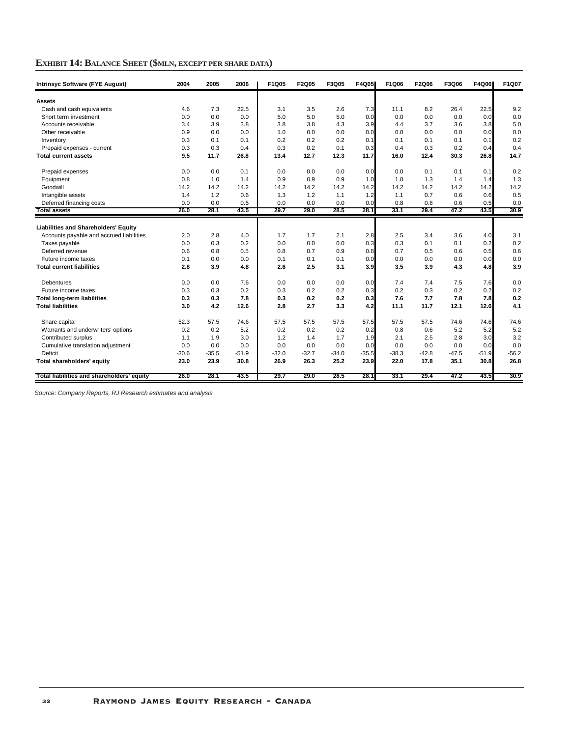## Exhibit 14: Balance Sheet ($mln, except per share data)

| Intrinsyc Software (FYE August) | 2004 | 2005 | 2006 | F1Q05 | F2Q05 | F3Q05 | F4Q05 | F1Q06 | F2Q06 | F3Q06 | F4Q06 | F1Q07 |
|---|---|---|---|---|---|---|---|---|---|---|---|---|
| **Assets** | | | | | | | | | | | | |
| Cash and cash equivalents | 4.6 | 7.3 | 22.5 | 3.1 | 3.5 | 2.6 | 7.3 | 11.1 | 8.2 | 26.4 | 22.5 | 9.2 |
| Short term investment | 0.0 | 0.0 | 0.0 | 5.0 | 5.0 | 5.0 | 0.0 | 0.0 | 0.0 | 0.0 | 0.0 | 0.0 |
| Accounts receivable | 3.4 | 3.9 | 3.8 | 3.8 | 3.8 | 4.3 | 3.9 | 4.4 | 3.7 | 3.6 | 3.8 | 5.0 |
| Other receivable | 0.9 | 0.0 | 0.0 | 1.0 | 0.0 | 0.0 | 0.0 | 0.0 | 0.0 | 0.0 | 0.0 | 0.0 |
| Inventory | 0.3 | 0.1 | 0.1 | 0.2 | 0.2 | 0.2 | 0.1 | 0.1 | 0.1 | 0.1 | 0.1 | 0.2 |
| Prepaid expenses - current | 0.3 | 0.3 | 0.4 | 0.3 | 0.2 | 0.1 | 0.3 | 0.4 | 0.3 | 0.2 | 0.4 | 0.4 |
| **Total current assets** | **9.5** | **11.7** | **26.8** | **13.4** | **12.7** | **12.3** | **11.7** | **16.0** | **12.4** | **30.3** | **26.8** | **14.7** |
| Prepaid expenses | 0.0 | 0.0 | 0.1 | 0.0 | 0.0 | 0.0 | 0.0 | 0.0 | 0.1 | 0.1 | 0.1 | 0.2 |
| Equipment | 0.8 | 1.0 | 1.4 | 0.9 | 0.9 | 0.9 | 1.0 | 1.0 | 1.3 | 1.4 | 1.4 | 1.3 |
| Goodwill | 14.2 | 14.2 | 14.2 | 14.2 | 14.2 | 14.2 | 14.2 | 14.2 | 14.2 | 14.2 | 14.2 | 14.2 |
| Intangible assets | 1.4 | 1.2 | 0.6 | 1.3 | 1.2 | 1.1 | 1.2 | 1.1 | 0.7 | 0.6 | 0.6 | 0.5 |
| Deferred financing costs | 0.0 | 0.0 | 0.5 | 0.0 | 0.0 | 0.0 | 0.0 | 0.8 | 0.8 | 0.6 | 0.5 | 0.0 |
| **Total assets** | **26.0** | **28.1** | **43.5** | **29.7** | **29.0** | **28.5** | **28.1** | **33.1** | **29.4** | **47.2** | **43.5** | **30.9** |
| **Liabilities and Shareholders' Equity** | | | | | | | | | | | | |
| Accounts payable and accrued liabilities | 2.0 | 2.8 | 4.0 | 1.7 | 1.7 | 2.1 | 2.8 | 2.5 | 3.4 | 3.6 | 4.0 | 3.1 |
| Taxes payable | 0.0 | 0.3 | 0.2 | 0.0 | 0.0 | 0.0 | 0.3 | 0.3 | 0.1 | 0.1 | 0.2 | 0.2 |
| Deferred revenue | 0.6 | 0.8 | 0.5 | 0.8 | 0.7 | 0.9 | 0.8 | 0.7 | 0.5 | 0.6 | 0.5 | 0.6 |
| Future income taxes | 0.1 | 0.0 | 0.0 | 0.1 | 0.1 | 0.1 | 0.0 | 0.0 | 0.0 | 0.0 | 0.0 | 0.0 |
| **Total current liabilities** | **2.8** | **3.9** | **4.8** | **2.6** | **2.5** | **3.1** | **3.9** | **3.5** | **3.9** | **4.3** | **4.8** | **3.9** |
| Debentures | 0.0 | 0.0 | 7.6 | 0.0 | 0.0 | 0.0 | 0.0 | 7.4 | 7.4 | 7.5 | 7.6 | 0.0 |
| Future income taxes | 0.3 | 0.3 | 0.2 | 0.3 | 0.2 | 0.2 | 0.3 | 0.2 | 0.3 | 0.2 | 0.2 | 0.2 |
| **Total long-term liabilities** | **0.3** | **0.3** | **7.8** | **0.3** | **0.2** | **0.2** | **0.3** | **7.6** | **7.7** | **7.8** | **7.8** | **0.2** |
| **Total liabilities** | **3.0** | **4.2** | **12.6** | **2.8** | **2.7** | **3.3** | **4.2** | **11.1** | **11.7** | **12.1** | **12.6** | **4.1** |
| Share capital | 52.3 | 57.5 | 74.6 | 57.5 | 57.5 | 57.5 | 57.5 | 57.5 | 57.5 | 74.6 | 74.6 | 74.6 |
| Warrants and underwriters' options | 0.2 | 0.2 | 5.2 | 0.2 | 0.2 | 0.2 | 0.2 | 0.8 | 0.6 | 5.2 | 5.2 | 5.2 |
| Contributed surplus | 1.1 | 1.9 | 3.0 | 1.2 | 1.4 | 1.7 | 1.9 | 2.1 | 2.5 | 2.8 | 3.0 | 3.2 |
| Cumulative translation adjustment | 0.0 | 0.0 | 0.0 | 0.0 | 0.0 | 0.0 | 0.0 | 0.0 | 0.0 | 0.0 | 0.0 | 0.0 |
| Deficit | -30.6 | -35.5 | -51.9 | -32.0 | -32.7 | -34.0 | -35.5 | -38.3 | -42.8 | -47.5 | -51.9 | -56.2 |
| **Total shareholders' equity** | **23.0** | **23.9** | **30.8** | **26.9** | **26.3** | **25.2** | **23.9** | **22.0** | **17.8** | **35.1** | **30.8** | **26.8** |
| **Total liabilities and shareholders' equity** | **26.0** | **28.1** | **43.5** | **29.7** | **29.0** | **28.5** | **28.1** | **33.1** | **29.4** | **47.2** | **43.5** | **30.9** |

*Source: Company Reports, RJ Research estimates and analysis*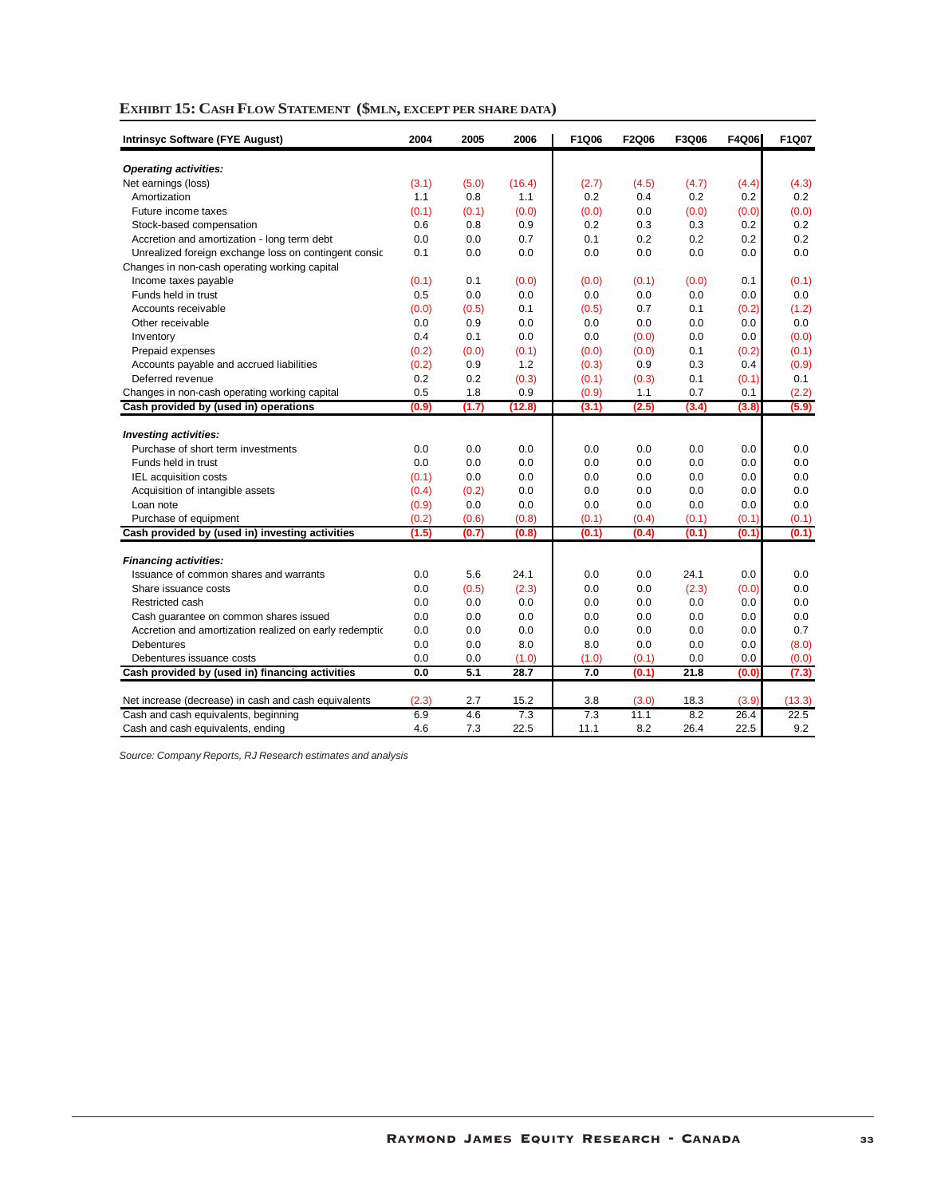**EXHIBIT 15: CASH FLOW STATEMENT ($MLN, EXCEPT PER SHARE DATA)**

| Intrinsyc Software (FYE August) | 2004 | 2005 | 2006 | F1Q06 | F2Q06 | F3Q06 | F4Q06 | F1Q07 |
|---|---|---|---|---|---|---|---|---|
| ***Operating activities:*** | | | | | | | | |
| Net earnings (loss) | (3.1) | (5.0) | (16.4) | (2.7) | (4.5) | (4.7) | (4.4) | (4.3) |
| Amortization | 1.1 | 0.8 | 1.1 | 0.2 | 0.4 | 0.2 | 0.2 | 0.2 |
| Future income taxes | (0.1) | (0.1) | (0.0) | (0.0) | 0.0 | (0.0) | (0.0) | (0.0) |
| Stock-based compensation | 0.6 | 0.8 | 0.9 | 0.2 | 0.3 | 0.3 | 0.2 | 0.2 |
| Accretion and amortization - long term debt | 0.0 | 0.0 | 0.7 | 0.1 | 0.2 | 0.2 | 0.2 | 0.2 |
| Unrealized foreign exchange loss on contingent consic | 0.1 | 0.0 | 0.0 | 0.0 | 0.0 | 0.0 | 0.0 | 0.0 |
| Changes in non-cash operating working capital | | | | | | | | |
| Income taxes payable | (0.1) | 0.1 | (0.0) | (0.0) | (0.1) | (0.0) | 0.1 | (0.1) |
| Funds held in trust | 0.5 | 0.0 | 0.0 | 0.0 | 0.0 | 0.0 | 0.0 | 0.0 |
| Accounts receivable | (0.0) | (0.5) | 0.1 | (0.5) | 0.7 | 0.1 | (0.2) | (1.2) |
| Other receivable | 0.0 | 0.9 | 0.0 | 0.0 | 0.0 | 0.0 | 0.0 | 0.0 |
| Inventory | 0.4 | 0.1 | 0.0 | 0.0 | (0.0) | 0.0 | 0.0 | (0.0) |
| Prepaid expenses | (0.2) | (0.0) | (0.1) | (0.0) | (0.0) | 0.1 | (0.2) | (0.1) |
| Accounts payable and accrued liabilities | (0.2) | 0.9 | 1.2 | (0.3) | 0.9 | 0.3 | 0.4 | (0.9) |
| Deferred revenue | 0.2 | 0.2 | (0.3) | (0.1) | (0.3) | 0.1 | (0.1) | 0.1 |
| Changes in non-cash operating working capital | 0.5 | 1.8 | 0.9 | (0.9) | 1.1 | 0.7 | 0.1 | (2.2) |
| **Cash provided by (used in) operations** | **(0.9)** | **(1.7)** | **(12.8)** | **(3.1)** | **(2.5)** | **(3.4)** | **(3.8)** | **(5.9)** |
| ***Investing activities:*** | | | | | | | | |
| Purchase of short term investments | 0.0 | 0.0 | 0.0 | 0.0 | 0.0 | 0.0 | 0.0 | 0.0 |
| Funds held in trust | 0.0 | 0.0 | 0.0 | 0.0 | 0.0 | 0.0 | 0.0 | 0.0 |
| IEL acquisition costs | (0.1) | 0.0 | 0.0 | 0.0 | 0.0 | 0.0 | 0.0 | 0.0 |
| Acquisition of intangible assets | (0.4) | (0.2) | 0.0 | 0.0 | 0.0 | 0.0 | 0.0 | 0.0 |
| Loan note | (0.9) | 0.0 | 0.0 | 0.0 | 0.0 | 0.0 | 0.0 | 0.0 |
| Purchase of equipment | (0.2) | (0.6) | (0.8) | (0.1) | (0.4) | (0.1) | (0.1) | (0.1) |
| **Cash provided by (used in) investing activities** | **(1.5)** | **(0.7)** | **(0.8)** | **(0.1)** | **(0.4)** | **(0.1)** | **(0.1)** | **(0.1)** |
| ***Financing activities:*** | | | | | | | | |
| Issuance of common shares and warrants | 0.0 | 5.6 | 24.1 | 0.0 | 0.0 | 24.1 | 0.0 | 0.0 |
| Share issuance costs | 0.0 | (0.5) | (2.3) | 0.0 | 0.0 | (2.3) | (0.0) | 0.0 |
| Restricted cash | 0.0 | 0.0 | 0.0 | 0.0 | 0.0 | 0.0 | 0.0 | 0.0 |
| Cash guarantee on common shares issued | 0.0 | 0.0 | 0.0 | 0.0 | 0.0 | 0.0 | 0.0 | 0.0 |
| Accretion and amortization realized on early redemptic | 0.0 | 0.0 | 0.0 | 0.0 | 0.0 | 0.0 | 0.0 | 0.7 |
| Debentures | 0.0 | 0.0 | 8.0 | 8.0 | 0.0 | 0.0 | 0.0 | (8.0) |
| Debentures issuance costs | 0.0 | 0.0 | (1.0) | (1.0) | (0.1) | 0.0 | 0.0 | (0.0) |
| **Cash provided by (used in) financing activities** | **0.0** | **5.1** | **28.7** | **7.0** | **(0.1)** | **21.8** | **(0.0)** | **(7.3)** |
| Net increase (decrease) in cash and cash equivalents | (2.3) | 2.7 | 15.2 | 3.8 | (3.0) | 18.3 | (3.9) | (13.3) |
| Cash and cash equivalents, beginning | 6.9 | 4.6 | 7.3 | 7.3 | 11.1 | 8.2 | 26.4 | 22.5 |
| Cash and cash equivalents, ending | 4.6 | 7.3 | 22.5 | 11.1 | 8.2 | 26.4 | 22.5 | 9.2 |

*Source: Company Reports, RJ Research estimates and analysis*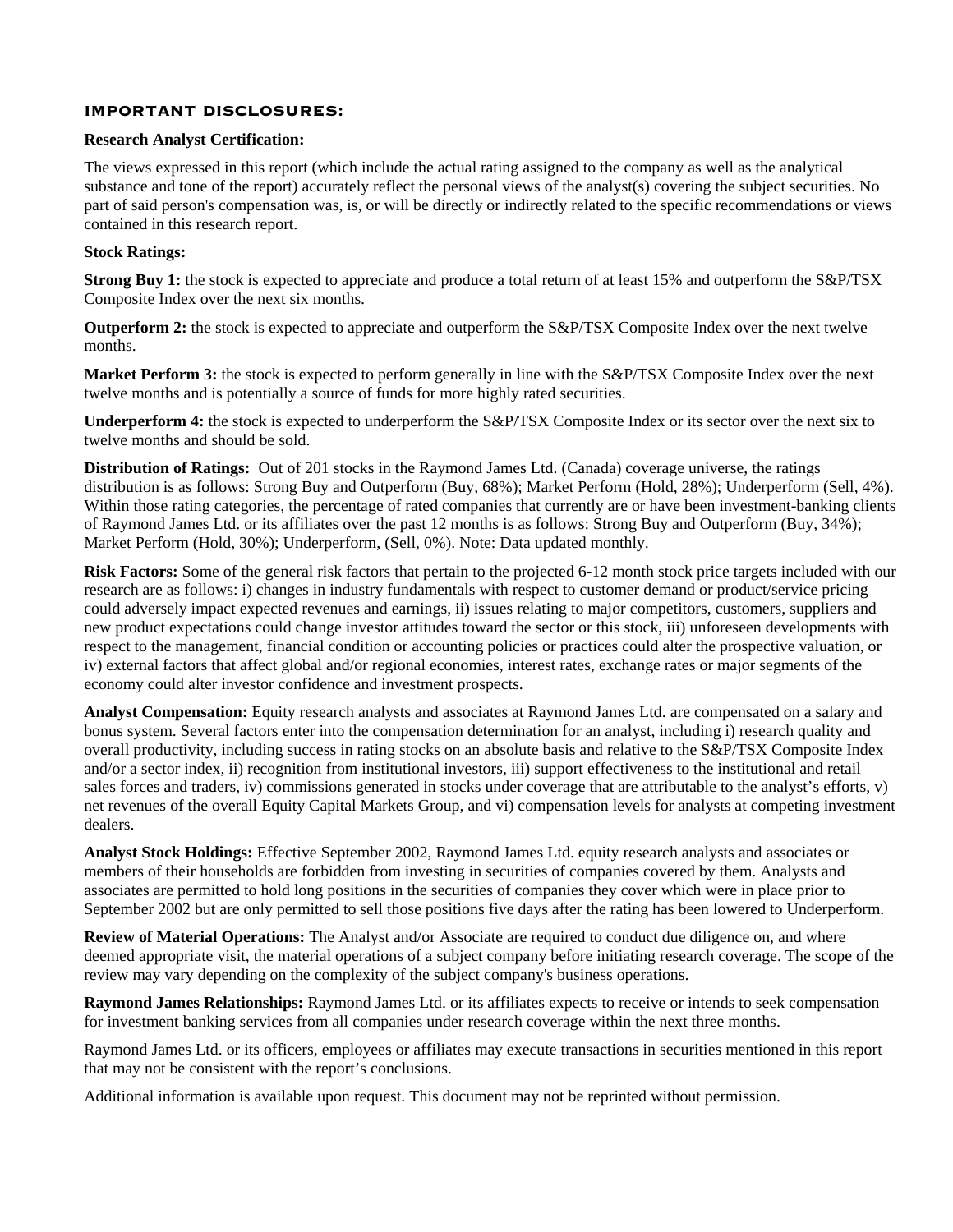## IMPORTANT DISCLOSURES:

**Research Analyst Certification:**

The views expressed in this report (which include the actual rating assigned to the company as well as the analytical substance and tone of the report) accurately reflect the personal views of the analyst(s) covering the subject securities. No part of said person's compensation was, is, or will be directly or indirectly related to the specific recommendations or views contained in this research report.

**Stock Ratings:**

**Strong Buy 1:** the stock is expected to appreciate and produce a total return of at least 15% and outperform the S&P/TSX Composite Index over the next six months.

**Outperform 2:** the stock is expected to appreciate and outperform the S&P/TSX Composite Index over the next twelve months.

**Market Perform 3:** the stock is expected to perform generally in line with the S&P/TSX Composite Index over the next twelve months and is potentially a source of funds for more highly rated securities.

**Underperform 4:** the stock is expected to underperform the S&P/TSX Composite Index or its sector over the next six to twelve months and should be sold.

**Distribution of Ratings:** Out of 201 stocks in the Raymond James Ltd. (Canada) coverage universe, the ratings distribution is as follows: Strong Buy and Outperform (Buy, 68%); Market Perform (Hold, 28%); Underperform (Sell, 4%). Within those rating categories, the percentage of rated companies that currently are or have been investment-banking clients of Raymond James Ltd. or its affiliates over the past 12 months is as follows: Strong Buy and Outperform (Buy, 34%); Market Perform (Hold, 30%); Underperform, (Sell, 0%). Note: Data updated monthly.

**Risk Factors:** Some of the general risk factors that pertain to the projected 6-12 month stock price targets included with our research are as follows: i) changes in industry fundamentals with respect to customer demand or product/service pricing could adversely impact expected revenues and earnings, ii) issues relating to major competitors, customers, suppliers and new product expectations could change investor attitudes toward the sector or this stock, iii) unforeseen developments with respect to the management, financial condition or accounting policies or practices could alter the prospective valuation, or iv) external factors that affect global and/or regional economies, interest rates, exchange rates or major segments of the economy could alter investor confidence and investment prospects.

**Analyst Compensation:** Equity research analysts and associates at Raymond James Ltd. are compensated on a salary and bonus system. Several factors enter into the compensation determination for an analyst, including i) research quality and overall productivity, including success in rating stocks on an absolute basis and relative to the S&P/TSX Composite Index and/or a sector index, ii) recognition from institutional investors, iii) support effectiveness to the institutional and retail sales forces and traders, iv) commissions generated in stocks under coverage that are attributable to the analyst's efforts, v) net revenues of the overall Equity Capital Markets Group, and vi) compensation levels for analysts at competing investment dealers.

**Analyst Stock Holdings:** Effective September 2002, Raymond James Ltd. equity research analysts and associates or members of their households are forbidden from investing in securities of companies covered by them. Analysts and associates are permitted to hold long positions in the securities of companies they cover which were in place prior to September 2002 but are only permitted to sell those positions five days after the rating has been lowered to Underperform.

**Review of Material Operations:** The Analyst and/or Associate are required to conduct due diligence on, and where deemed appropriate visit, the material operations of a subject company before initiating research coverage. The scope of the review may vary depending on the complexity of the subject company's business operations.

**Raymond James Relationships:** Raymond James Ltd. or its affiliates expects to receive or intends to seek compensation for investment banking services from all companies under research coverage within the next three months.

Raymond James Ltd. or its officers, employees or affiliates may execute transactions in securities mentioned in this report that may not be consistent with the report's conclusions.

Additional information is available upon request. This document may not be reprinted without permission.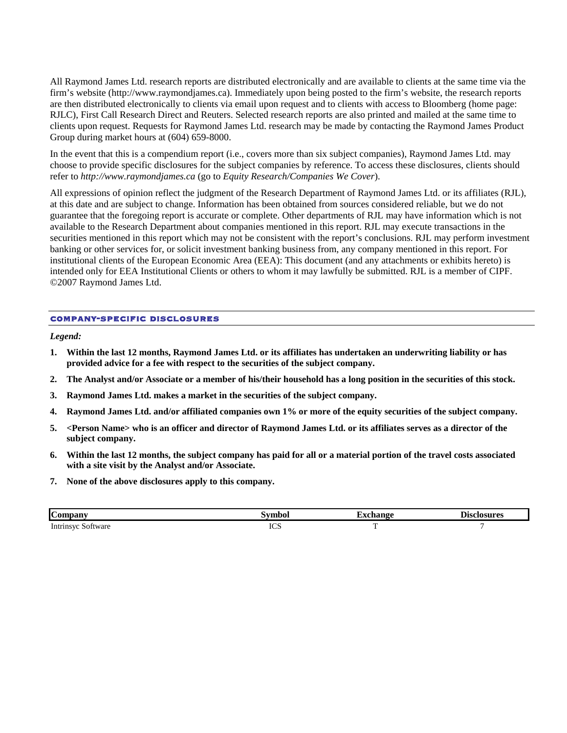All Raymond James Ltd. research reports are distributed electronically and are available to clients at the same time via the firm's website (http://www.raymondjames.ca). Immediately upon being posted to the firm's website, the research reports are then distributed electronically to clients via email upon request and to clients with access to Bloomberg (home page: RJLC), First Call Research Direct and Reuters. Selected research reports are also printed and mailed at the same time to clients upon request. Requests for Raymond James Ltd. research may be made by contacting the Raymond James Product Group during market hours at (604) 659-8000.

In the event that this is a compendium report (i.e., covers more than six subject companies), Raymond James Ltd. may choose to provide specific disclosures for the subject companies by reference. To access these disclosures, clients should refer to *http://www.raymondjames.ca* (go to *Equity Research/Companies We Cover*).

All expressions of opinion reflect the judgment of the Research Department of Raymond James Ltd. or its affiliates (RJL), at this date and are subject to change. Information has been obtained from sources considered reliable, but we do not guarantee that the foregoing report is accurate or complete. Other departments of RJL may have information which is not available to the Research Department about companies mentioned in this report. RJL may execute transactions in the securities mentioned in this report which may not be consistent with the report's conclusions. RJL may perform investment banking or other services for, or solicit investment banking business from, any company mentioned in this report. For institutional clients of the European Economic Area (EEA): This document (and any attachments or exhibits hereto) is intended only for EEA Institutional Clients or others to whom it may lawfully be submitted. RJL is a member of CIPF. ©2007 Raymond James Ltd.

## COMPANY-SPECIFIC DISCLOSURES

***Legend:***

1. **Within the last 12 months, Raymond James Ltd. or its affiliates has undertaken an underwriting liability or has provided advice for a fee with respect to the securities of the subject company.**
2. **The Analyst and/or Associate or a member of his/their household has a long position in the securities of this stock.**
3. **Raymond James Ltd. makes a market in the securities of the subject company.**
4. **Raymond James Ltd. and/or affiliated companies own 1% or more of the equity securities of the subject company.**
5. **<Person Name> who is an officer and director of Raymond James Ltd. or its affiliates serves as a director of the subject company.**
6. **Within the last 12 months, the subject company has paid for all or a material portion of the travel costs associated with a site visit by the Analyst and/or Associate.**
7. **None of the above disclosures apply to this company.**

| Company | Symbol | Exchange | Disclosures |
|---|---|---|---|
| Intrinsyc Software | ICS | T | 7 |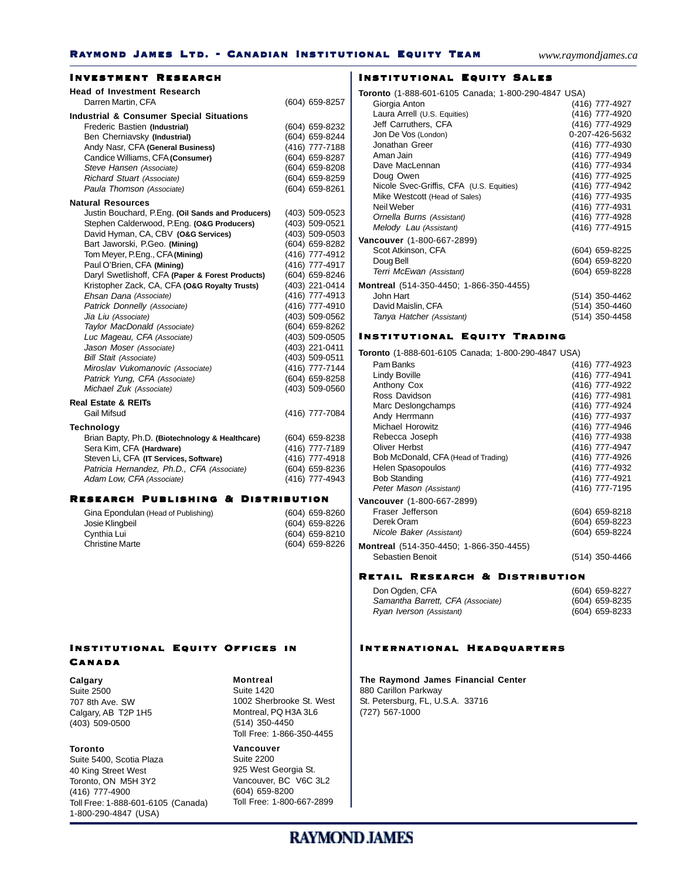# Raymond James Ltd. - Canadian Institutional Equity Team

www.raymondjames.ca

## Investment Research

**Head of Investment Research**

| | |
|---|---|
| Darren Martin, CFA | (604) 659-8257 |

**Industrial & Consumer Special Situations**

| | |
|---|---|
| Frederic Bastien **(Industrial)** | (604) 659-8232 |
| Ben Cherniavsky **(Industrial)** | (604) 659-8244 |
| Andy Nasr, CFA **(General Business)** | (416) 777-7188 |
| Candice Williams, CFA **(Consumer)** | (604) 659-8287 |
| *Steve Hansen (Associate)* | (604) 659-8208 |
| *Richard Stuart (Associate)* | (604) 659-8259 |
| *Paula Thomson (Associate)* | (604) 659-8261 |

**Natural Resources**

| | |
|---|---|
| Justin Bouchard, P.Eng. **(Oil Sands and Producers)** | (403) 509-0523 |
| Stephen Calderwood, P.Eng. **(O&G Producers)** | (403) 509-0521 |
| David Hyman, CA, CBV **(O&G Services)** | (403) 509-0503 |
| Bart Jaworski, P.Geo. **(Mining)** | (604) 659-8282 |
| Tom Meyer, P.Eng., CFA **(Mining)** | (416) 777-4912 |
| Paul O'Brien, CFA **(Mining)** | (416) 777-4917 |
| Daryl Swetlishoff, CFA **(Paper & Forest Products)** | (604) 659-8246 |
| Kristopher Zack, CA, CFA **(O&G Royalty Trusts)** | (403) 221-0414 |
| *Ehsan Dana (Associate)* | (416) 777-4913 |
| *Patrick Donnelly (Associate)* | (416) 777-4910 |
| *Jia Liu (Associate)* | (403) 509-0562 |
| *Taylor MacDonald (Associate)* | (604) 659-8262 |
| *Luc Mageau, CFA (Associate)* | (403) 509-0505 |
| *Jason Moser (Associate)* | (403) 221-0411 |
| *Bill Stait (Associate)* | (403) 509-0511 |
| *Miroslav Vukomanovic (Associate)* | (416) 777-7144 |
| *Patrick Yung, CFA (Associate)* | (604) 659-8258 |
| *Michael Zuk (Associate)* | (403) 509-0560 |

**Real Estate & REITs**

| | |
|---|---|
| Gail Mifsud | (416) 777-7084 |

**Technology**

| | |
|---|---|
| Brian Bapty, Ph.D. **(Biotechnology & Healthcare)** | (604) 659-8238 |
| Sera Kim, CFA **(Hardware)** | (416) 777-7189 |
| Steven Li, CFA **(IT Services, Software)** | (416) 777-4918 |
| *Patricia Hernandez, Ph.D., CFA (Associate)* | (604) 659-8236 |
| *Adam Low, CFA (Associate)* | (416) 777-4943 |

## Research Publishing & Distribution

| | |
|---|---|
| Gina Epondulan (Head of Publishing) | (604) 659-8260 |
| Josie Klingbeil | (604) 659-8226 |
| Cynthia Lui | (604) 659-8210 |
| Christine Marte | (604) 659-8226 |

## Institutional Equity Sales

**Toronto** (1-888-601-6105 Canada; 1-800-290-4847 USA)

| | |
|---|---|
| Giorgia Anton | (416) 777-4927 |
| Laura Arrell (U.S. Equities) | (416) 777-4920 |
| Jeff Carruthers, CFA | (416) 777-4929 |
| Jon De Vos (London) | 0-207-426-5632 |
| Jonathan Greer | (416) 777-4930 |
| Aman Jain | (416) 777-4949 |
| Dave MacLennan | (416) 777-4934 |
| Doug Owen | (416) 777-4925 |
| Nicole Svec-Griffis, CFA (U.S. Equities) | (416) 777-4942 |
| Mike Westcott (Head of Sales) | (416) 777-4935 |
| Neil Weber | (416) 777-4931 |
| *Ornella Burns (Assistant)* | (416) 777-4928 |
| *Melody Lau (Assistant)* | (416) 777-4915 |

**Vancouver** (1-800-667-2899)

| | |
|---|---|
| Scot Atkinson, CFA | (604) 659-8225 |
| Doug Bell | (604) 659-8220 |
| *Terri McEwan (Assistant)* | (604) 659-8228 |

**Montreal** (514-350-4450; 1-866-350-4455)

| | |
|---|---|
| John Hart | (514) 350-4462 |
| David Maislin, CFA | (514) 350-4460 |
| *Tanya Hatcher (Assistant)* | (514) 350-4458 |

## Institutional Equity Trading

**Toronto** (1-888-601-6105 Canada; 1-800-290-4847 USA)

| | |
|---|---|
| Pam Banks | (416) 777-4923 |
| Lindy Boville | (416) 777-4941 |
| Anthony Cox | (416) 777-4922 |
| Ross Davidson | (416) 777-4981 |
| Marc Deslongchamps | (416) 777-4924 |
| Andy Herrmann | (416) 777-4937 |
| Michael Horowitz | (416) 777-4946 |
| Rebecca Joseph | (416) 777-4938 |
| Oliver Herbst | (416) 777-4947 |
| Bob McDonald, CFA (Head of Trading) | (416) 777-4926 |
| Helen Spasopoulos | (416) 777-4932 |
| Bob Standing | (416) 777-4921 |
| *Peter Mason (Assistant)* | (416) 777-7195 |

**Vancouver** (1-800-667-2899)

| | |
|---|---|
| Fraser Jefferson | (604) 659-8218 |
| Derek Oram | (604) 659-8223 |
| *Nicole Baker (Assistant)* | (604) 659-8224 |

**Montreal** (514-350-4450; 1-866-350-4455)

| | |
|---|---|
| Sebastien Benoit | (514) 350-4466 |

## Retail Research & Distribution

| | |
|---|---|
| Don Ogden, CFA | (604) 659-8227 |
| *Samantha Barrett, CFA (Associate)* | (604) 659-8235 |
| *Ryan Iverson (Assistant)* | (604) 659-8233 |

## Institutional Equity Offices in Canada

**Calgary**
Suite 2500
707 8th Ave. SW
Calgary, AB T2P 1H5
(403) 509-0500

**Toronto**
Suite 5400, Scotia Plaza
40 King Street West
Toronto, ON M5H 3Y2
(416) 777-4900
Toll Free: 1-888-601-6105 (Canada)
1-800-290-4847 (USA)

**Montreal**
Suite 1420
1002 Sherbrooke St. West
Montreal, PQ H3A 3L6
(514) 350-4450
Toll Free: 1-866-350-4455

**Vancouver**
Suite 2200
925 West Georgia St.
Vancouver, BC V6C 3L2
(604) 659-8200
Toll Free: 1-800-667-2899

## International Headquarters

**The Raymond James Financial Center**
880 Carillon Parkway
St. Petersburg, FL, U.S.A. 33716
(727) 567-1000

RAYMOND JAMES